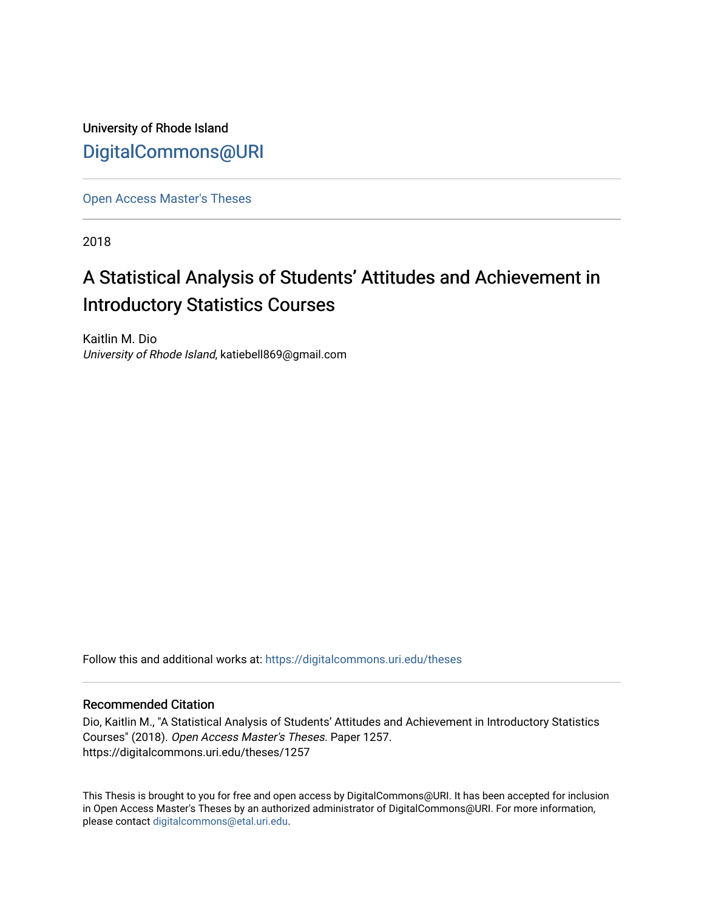University of Rhode Island

DigitalCommons@URI

---

Open Access Master's Theses

---

2018

# A Statistical Analysis of Students' Attitudes and Achievement in Introductory Statistics Courses

Kaitlin M. Dio

*University of Rhode Island*, katiebell869@gmail.com

Follow this and additional works at: https://digitalcommons.uri.edu/theses

---

## Recommended Citation

Dio, Kaitlin M., "A Statistical Analysis of Students' Attitudes and Achievement in Introductory Statistics Courses" (2018). *Open Access Master's Theses.* Paper 1257.
https://digitalcommons.uri.edu/theses/1257

This Thesis is brought to you for free and open access by DigitalCommons@URI. It has been accepted for inclusion in Open Access Master's Theses by an authorized administrator of DigitalCommons@URI. For more information, please contact digitalcommons@etal.uri.edu.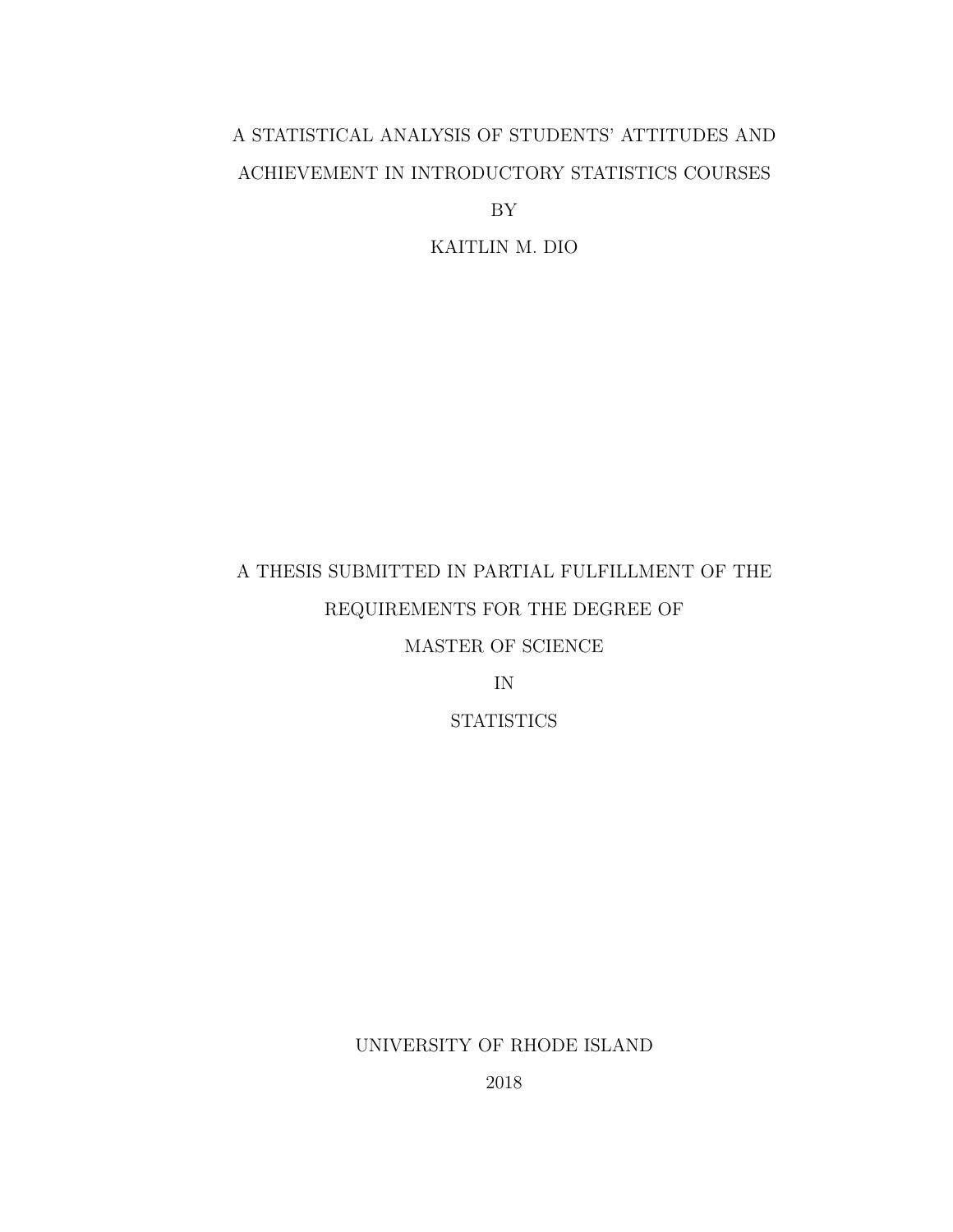# A STATISTICAL ANALYSIS OF STUDENTS' ATTITUDES AND ACHIEVEMENT IN INTRODUCTORY STATISTICS COURSES

BY

KAITLIN M. DIO

A THESIS SUBMITTED IN PARTIAL FULFILLMENT OF THE REQUIREMENTS FOR THE DEGREE OF

MASTER OF SCIENCE

IN

STATISTICS

UNIVERSITY OF RHODE ISLAND

2018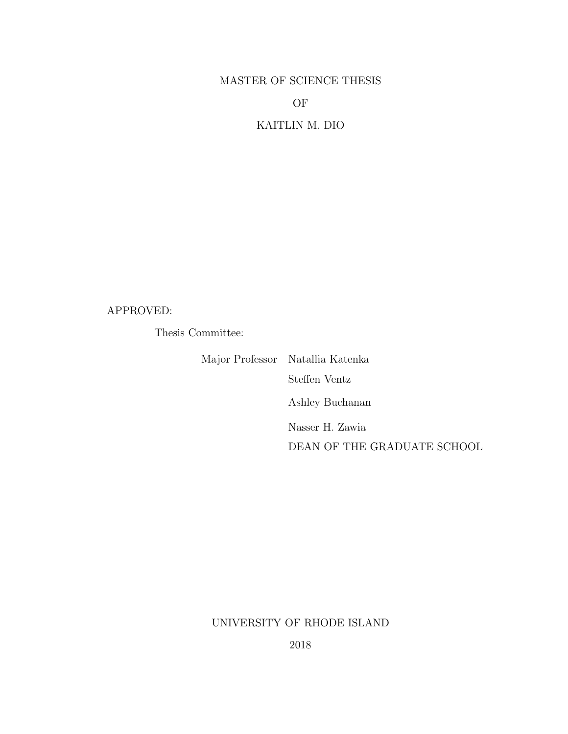MASTER OF SCIENCE THESIS

OF

KAITLIN M. DIO

APPROVED:

Thesis Committee:

Major Professor Natallia Katenka

Steffen Ventz

Ashley Buchanan

Nasser H. Zawia

DEAN OF THE GRADUATE SCHOOL

UNIVERSITY OF RHODE ISLAND

2018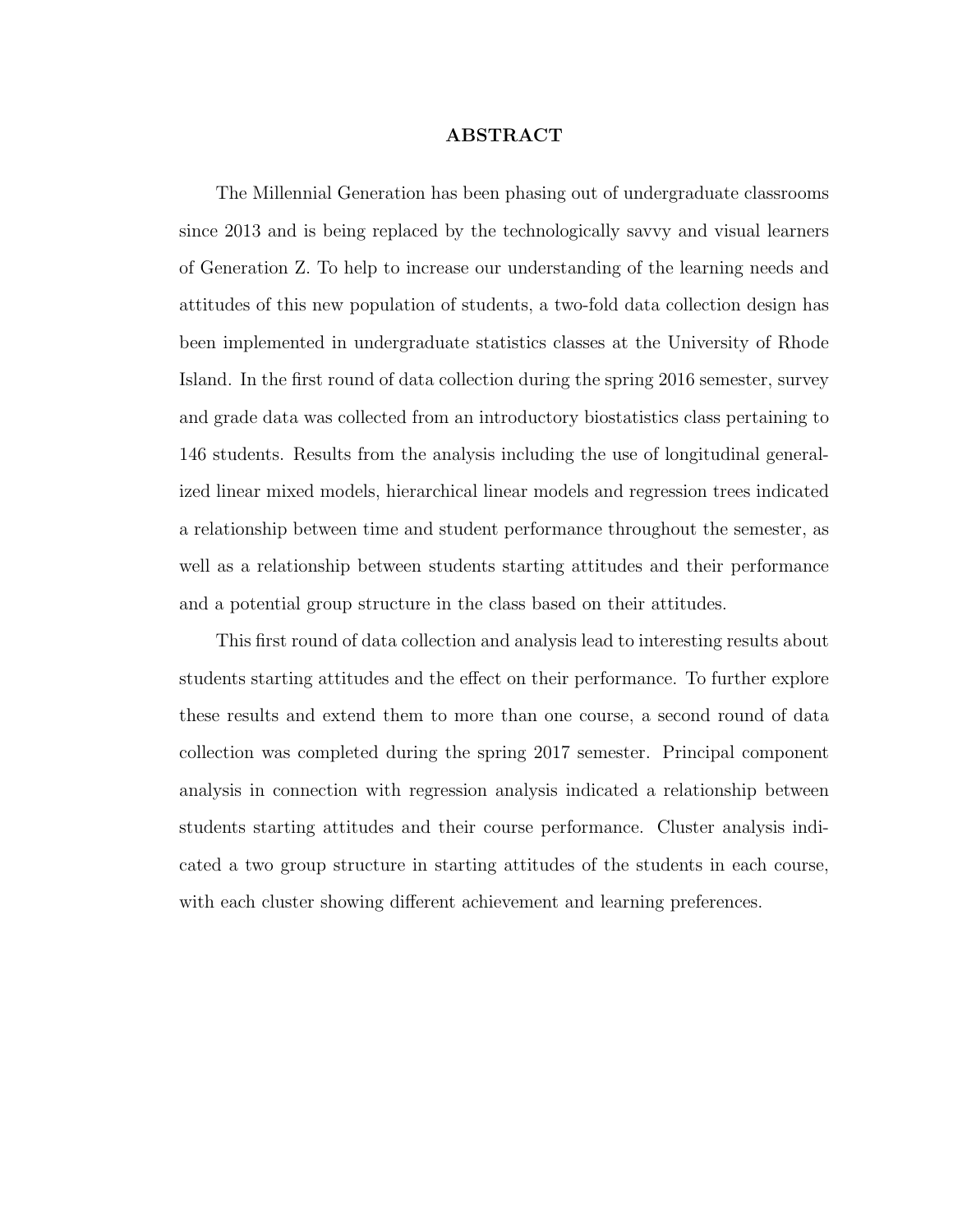# ABSTRACT

The Millennial Generation has been phasing out of undergraduate classrooms since 2013 and is being replaced by the technologically savvy and visual learners of Generation Z. To help to increase our understanding of the learning needs and attitudes of this new population of students, a two-fold data collection design has been implemented in undergraduate statistics classes at the University of Rhode Island. In the first round of data collection during the spring 2016 semester, survey and grade data was collected from an introductory biostatistics class pertaining to 146 students. Results from the analysis including the use of longitudinal generalized linear mixed models, hierarchical linear models and regression trees indicated a relationship between time and student performance throughout the semester, as well as a relationship between students starting attitudes and their performance and a potential group structure in the class based on their attitudes.

This first round of data collection and analysis lead to interesting results about students starting attitudes and the effect on their performance. To further explore these results and extend them to more than one course, a second round of data collection was completed during the spring 2017 semester. Principal component analysis in connection with regression analysis indicated a relationship between students starting attitudes and their course performance. Cluster analysis indicated a two group structure in starting attitudes of the students in each course, with each cluster showing different achievement and learning preferences.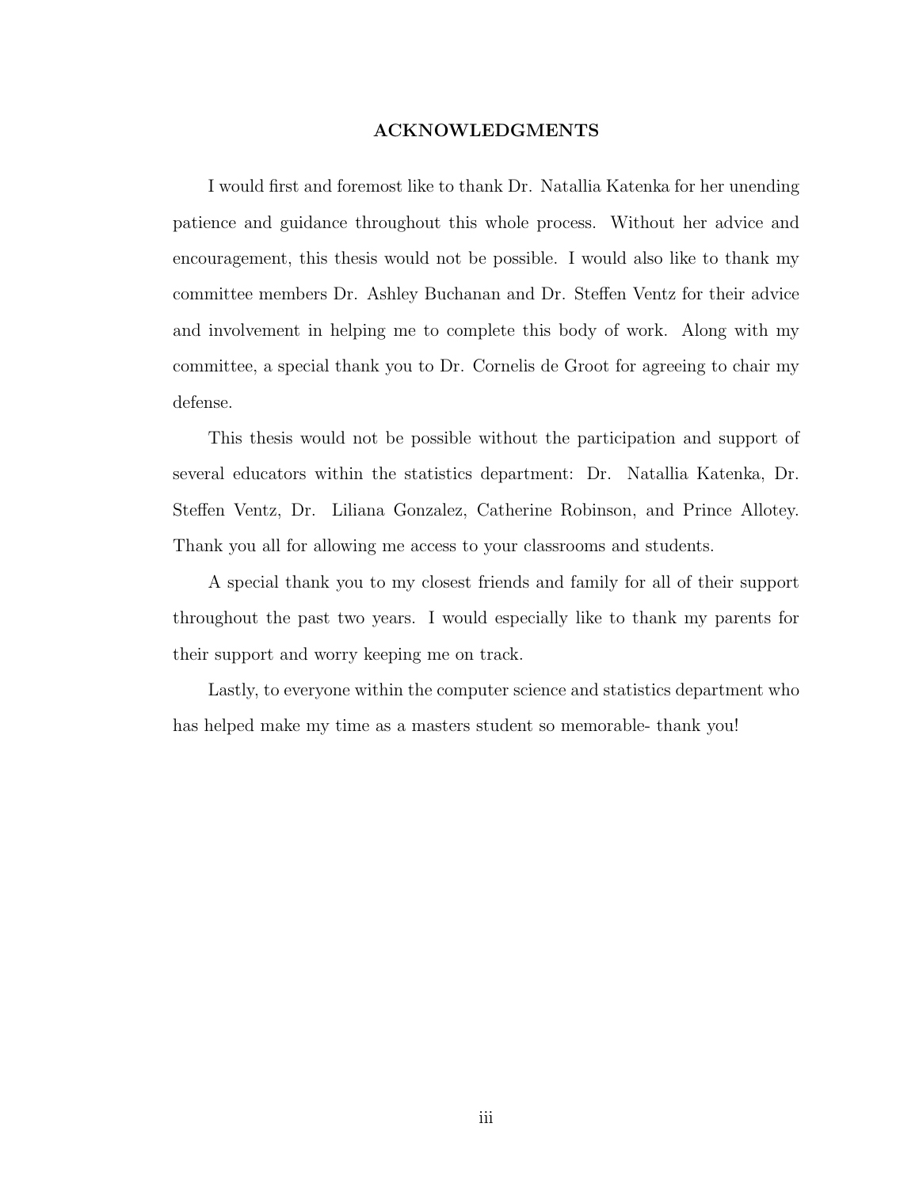## ACKNOWLEDGMENTS

I would first and foremost like to thank Dr. Natallia Katenka for her unending patience and guidance throughout this whole process. Without her advice and encouragement, this thesis would not be possible. I would also like to thank my committee members Dr. Ashley Buchanan and Dr. Steffen Ventz for their advice and involvement in helping me to complete this body of work. Along with my committee, a special thank you to Dr. Cornelis de Groot for agreeing to chair my defense.

This thesis would not be possible without the participation and support of several educators within the statistics department: Dr. Natallia Katenka, Dr. Steffen Ventz, Dr. Liliana Gonzalez, Catherine Robinson, and Prince Allotey. Thank you all for allowing me access to your classrooms and students.

A special thank you to my closest friends and family for all of their support throughout the past two years. I would especially like to thank my parents for their support and worry keeping me on track.

Lastly, to everyone within the computer science and statistics department who has helped make my time as a masters student so memorable- thank you!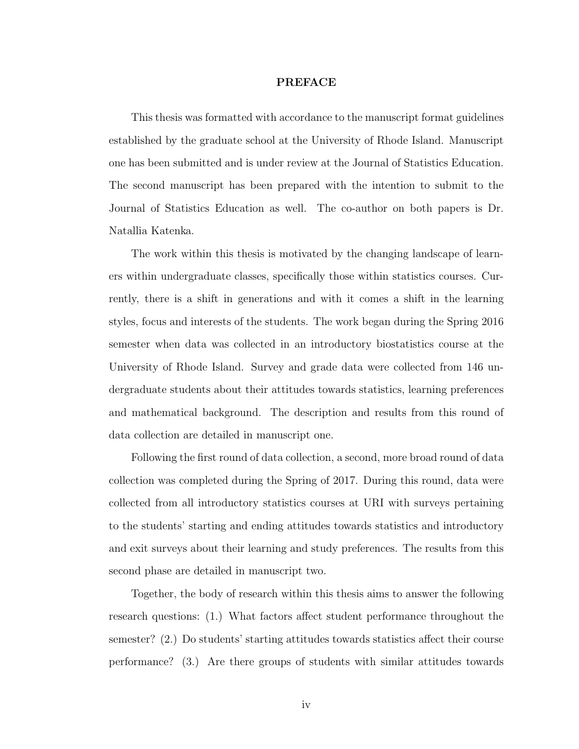# PREFACE

This thesis was formatted with accordance to the manuscript format guidelines established by the graduate school at the University of Rhode Island. Manuscript one has been submitted and is under review at the Journal of Statistics Education. The second manuscript has been prepared with the intention to submit to the Journal of Statistics Education as well. The co-author on both papers is Dr. Natallia Katenka.

The work within this thesis is motivated by the changing landscape of learners within undergraduate classes, specifically those within statistics courses. Currently, there is a shift in generations and with it comes a shift in the learning styles, focus and interests of the students. The work began during the Spring 2016 semester when data was collected in an introductory biostatistics course at the University of Rhode Island. Survey and grade data were collected from 146 undergraduate students about their attitudes towards statistics, learning preferences and mathematical background. The description and results from this round of data collection are detailed in manuscript one.

Following the first round of data collection, a second, more broad round of data collection was completed during the Spring of 2017. During this round, data were collected from all introductory statistics courses at URI with surveys pertaining to the students' starting and ending attitudes towards statistics and introductory and exit surveys about their learning and study preferences. The results from this second phase are detailed in manuscript two.

Together, the body of research within this thesis aims to answer the following research questions: (1.) What factors affect student performance throughout the semester? (2.) Do students' starting attitudes towards statistics affect their course performance? (3.) Are there groups of students with similar attitudes towards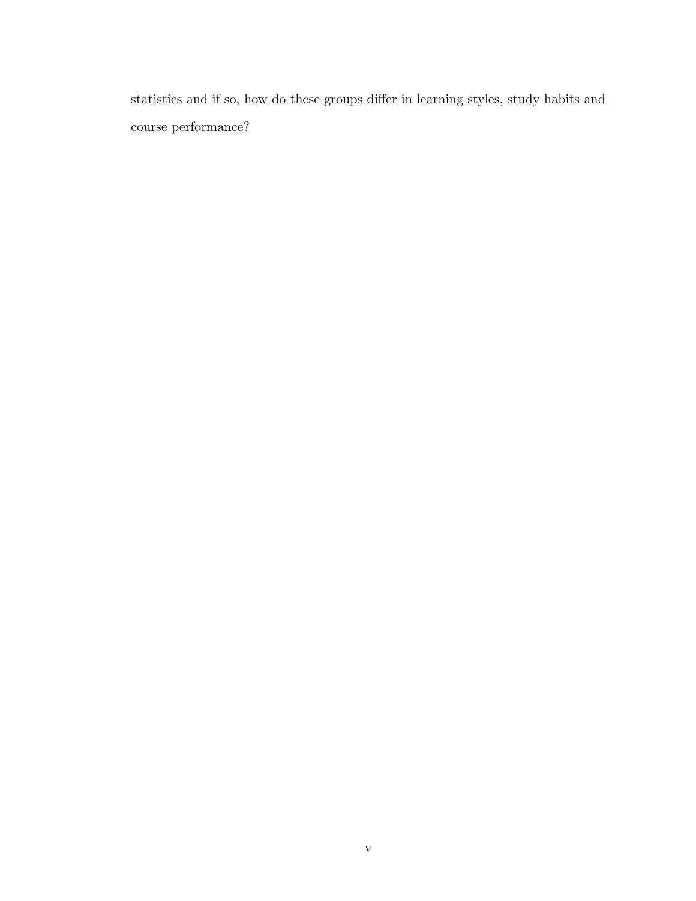statistics and if so, how do these groups differ in learning styles, study habits and course performance?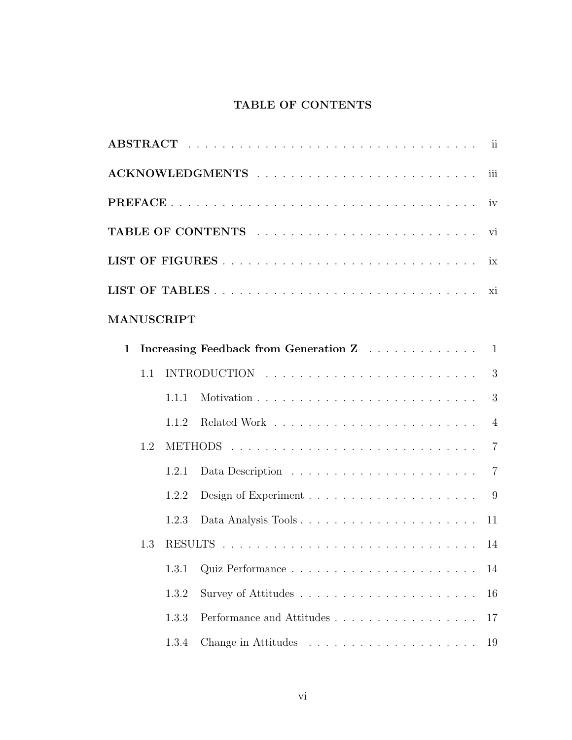# TABLE OF CONTENTS

**ABSTRACT** . . . . . . . . . . . . . . . . . . . . . . . . . . . . . . . . . . ii

**ACKNOWLEDGMENTS** . . . . . . . . . . . . . . . . . . . . . . . . . . iii

**PREFACE** . . . . . . . . . . . . . . . . . . . . . . . . . . . . . . . . . . iv

**TABLE OF CONTENTS** . . . . . . . . . . . . . . . . . . . . . . . . . vi

**LIST OF FIGURES** . . . . . . . . . . . . . . . . . . . . . . . . . . . . ix

**LIST OF TABLES** . . . . . . . . . . . . . . . . . . . . . . . . . . . . . xi

**MANUSCRIPT**

**1 Increasing Feedback from Generation Z** . . . . . . . . . . . . . 1

- 1.1 INTRODUCTION . . . . . . . . . . . . . . . . . . . . . . . . . . 3
  - 1.1.1 Motivation . . . . . . . . . . . . . . . . . . . . . . . . . . 3
  - 1.1.2 Related Work . . . . . . . . . . . . . . . . . . . . . . . . 4
- 1.2 METHODS . . . . . . . . . . . . . . . . . . . . . . . . . . . . . 7
  - 1.2.1 Data Description . . . . . . . . . . . . . . . . . . . . . . 7
  - 1.2.2 Design of Experiment . . . . . . . . . . . . . . . . . . . . 9
  - 1.2.3 Data Analysis Tools . . . . . . . . . . . . . . . . . . . . 11
- 1.3 RESULTS . . . . . . . . . . . . . . . . . . . . . . . . . . . . . 14
  - 1.3.1 Quiz Performance . . . . . . . . . . . . . . . . . . . . . . 14
  - 1.3.2 Survey of Attitudes . . . . . . . . . . . . . . . . . . . . . 16
  - 1.3.3 Performance and Attitudes . . . . . . . . . . . . . . . . . 17
  - 1.3.4 Change in Attitudes . . . . . . . . . . . . . . . . . . . . 19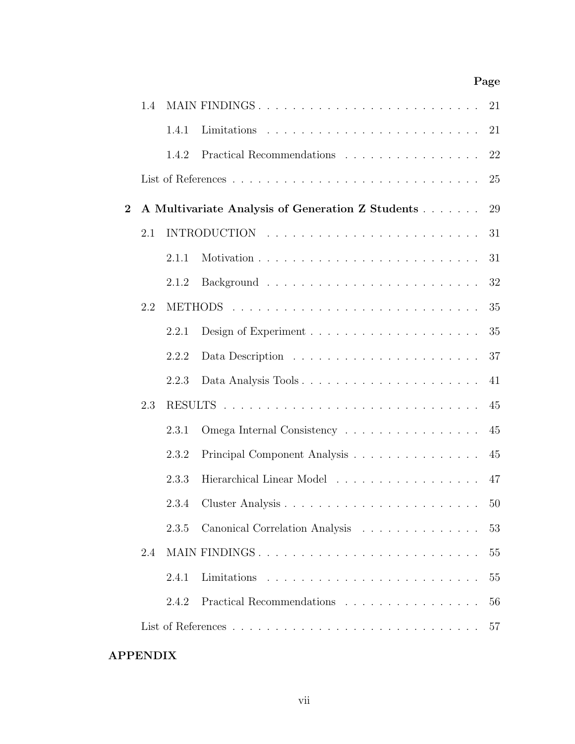| | | | Page |
|---|---|---|---|
| | 1.4 | MAIN FINDINGS | 21 |
| | | 1.4.1 Limitations | 21 |
| | | 1.4.2 Practical Recommendations | 22 |
| | | List of References | 25 |
| **2** | | **A Multivariate Analysis of Generation Z Students** | 29 |
| | 2.1 | INTRODUCTION | 31 |
| | | 2.1.1 Motivation | 31 |
| | | 2.1.2 Background | 32 |
| | 2.2 | METHODS | 35 |
| | | 2.2.1 Design of Experiment | 35 |
| | | 2.2.2 Data Description | 37 |
| | | 2.2.3 Data Analysis Tools | 41 |
| | 2.3 | RESULTS | 45 |
| | | 2.3.1 Omega Internal Consistency | 45 |
| | | 2.3.2 Principal Component Analysis | 45 |
| | | 2.3.3 Hierarchical Linear Model | 47 |
| | | 2.3.4 Cluster Analysis | 50 |
| | | 2.3.5 Canonical Correlation Analysis | 53 |
| | 2.4 | MAIN FINDINGS | 55 |
| | | 2.4.1 Limitations | 55 |
| | | 2.4.2 Practical Recommendations | 56 |
| | | List of References | 57 |

**APPENDIX**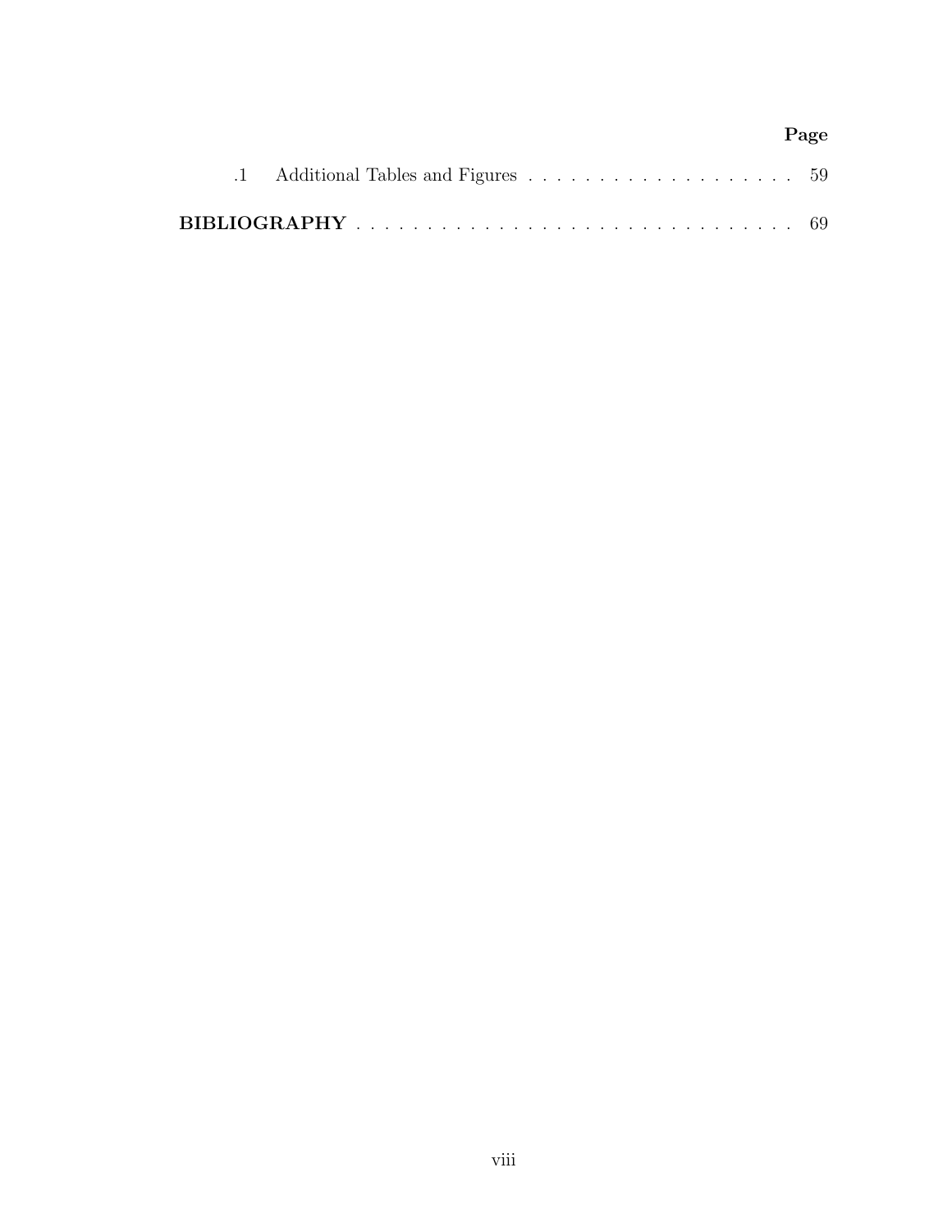**Page**

.1 Additional Tables and Figures . . . . . . . . . . . . . . . . . . . . 59

**BIBLIOGRAPHY** . . . . . . . . . . . . . . . . . . . . . . . . . . . . . . . . 69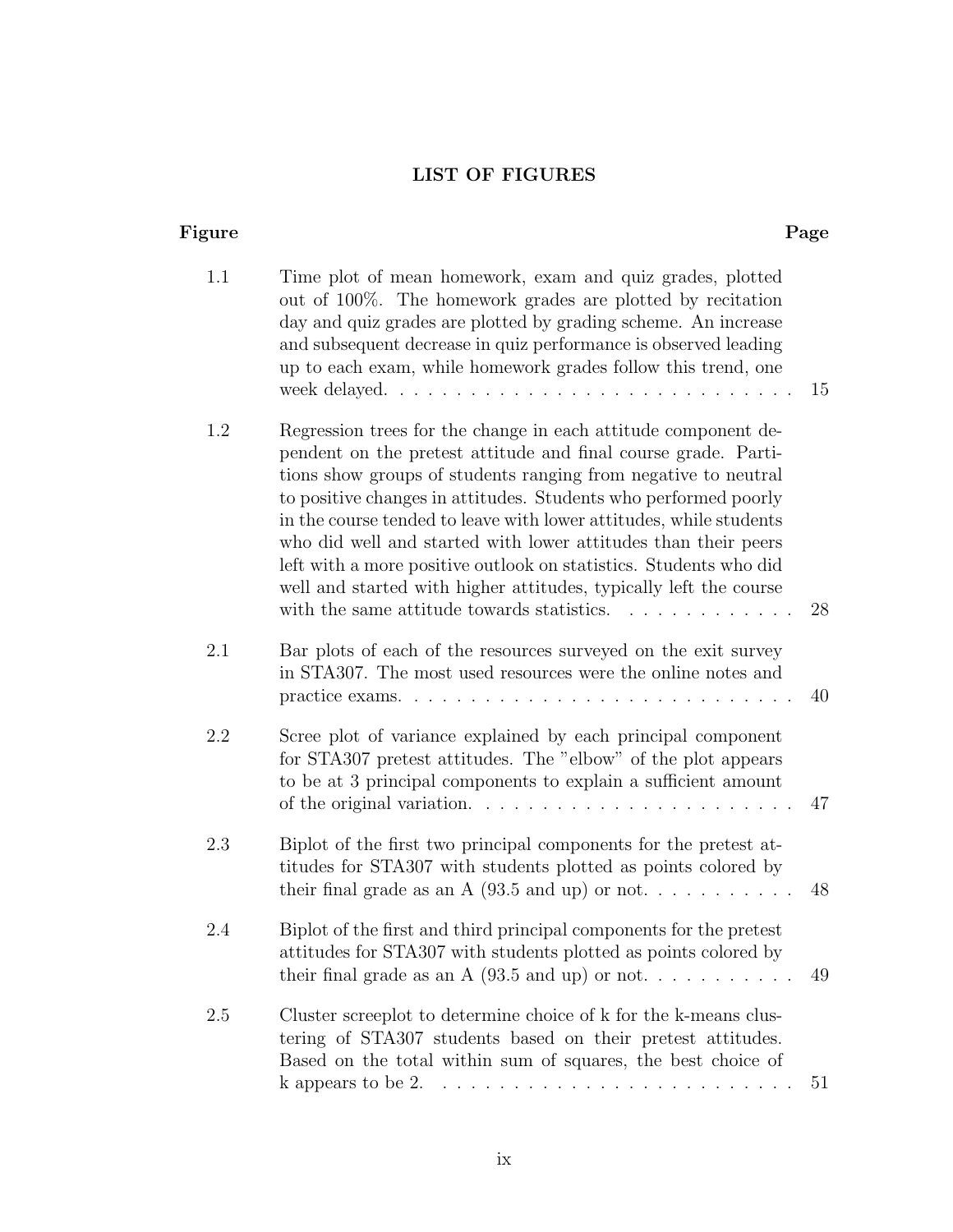## LIST OF FIGURES

| Figure | | Page |
|---|---|---|
| 1.1 | Time plot of mean homework, exam and quiz grades, plotted out of 100%. The homework grades are plotted by recitation day and quiz grades are plotted by grading scheme. An increase and subsequent decrease in quiz performance is observed leading up to each exam, while homework grades follow this trend, one week delayed. | 15 |
| 1.2 | Regression trees for the change in each attitude component dependent on the pretest attitude and final course grade. Partitions show groups of students ranging from negative to neutral to positive changes in attitudes. Students who performed poorly in the course tended to leave with lower attitudes, while students who did well and started with lower attitudes than their peers left with a more positive outlook on statistics. Students who did well and started with higher attitudes, typically left the course with the same attitude towards statistics. | 28 |
| 2.1 | Bar plots of each of the resources surveyed on the exit survey in STA307. The most used resources were the online notes and practice exams. | 40 |
| 2.2 | Scree plot of variance explained by each principal component for STA307 pretest attitudes. The "elbow" of the plot appears to be at 3 principal components to explain a sufficient amount of the original variation. | 47 |
| 2.3 | Biplot of the first two principal components for the pretest attitudes for STA307 with students plotted as points colored by their final grade as an A (93.5 and up) or not. | 48 |
| 2.4 | Biplot of the first and third principal components for the pretest attitudes for STA307 with students plotted as points colored by their final grade as an A (93.5 and up) or not. | 49 |
| 2.5 | Cluster screeplot to determine choice of k for the k-means clustering of STA307 students based on their pretest attitudes. Based on the total within sum of squares, the best choice of k appears to be 2. | 51 |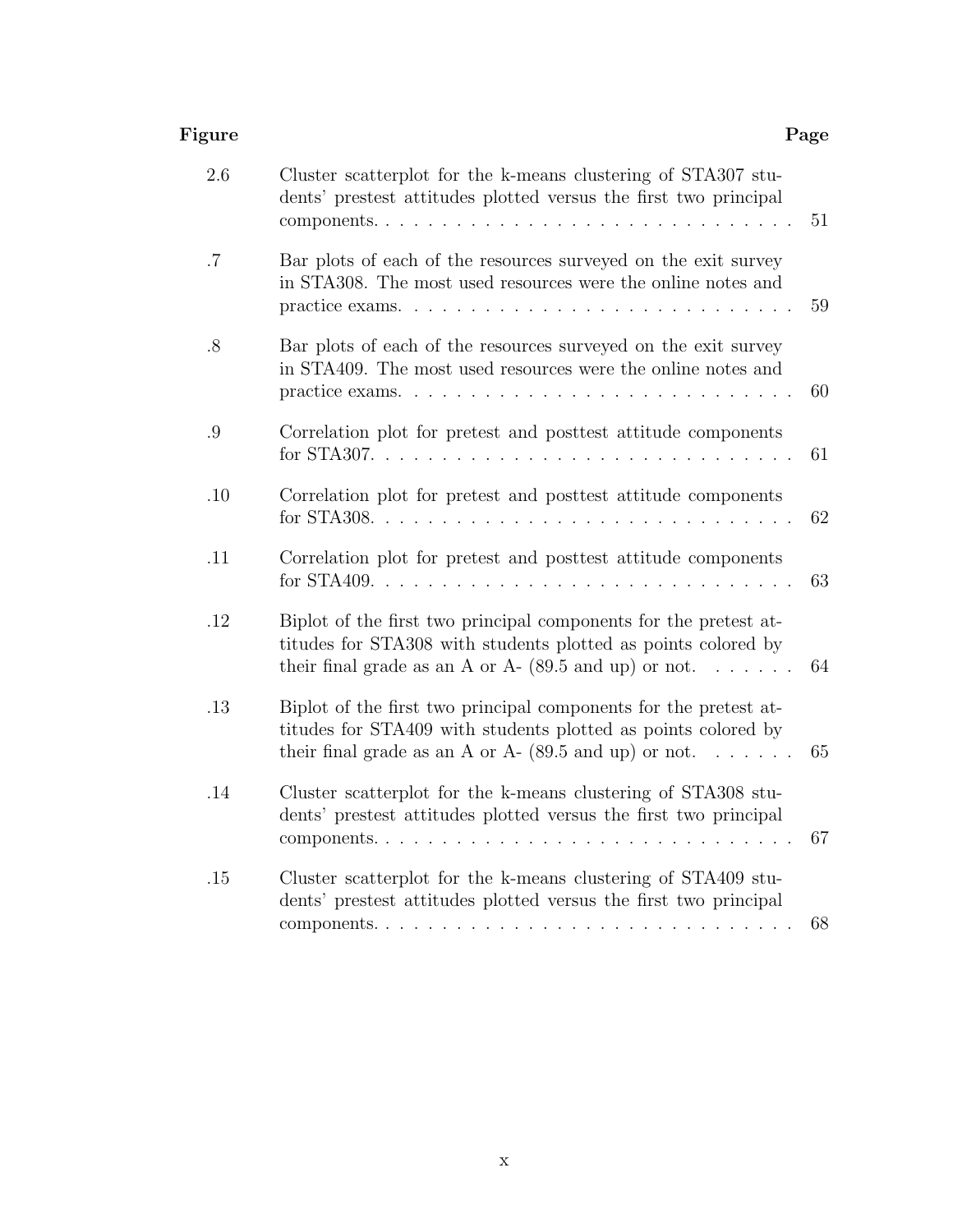| Figure | | Page |
|---|---|---|
| 2.6 | Cluster scatterplot for the k-means clustering of STA307 students' prestest attitudes plotted versus the first two principal components. | 51 |
| .7 | Bar plots of each of the resources surveyed on the exit survey in STA308. The most used resources were the online notes and practice exams. | 59 |
| .8 | Bar plots of each of the resources surveyed on the exit survey in STA409. The most used resources were the online notes and practice exams. | 60 |
| .9 | Correlation plot for pretest and posttest attitude components for STA307. | 61 |
| .10 | Correlation plot for pretest and posttest attitude components for STA308. | 62 |
| .11 | Correlation plot for pretest and posttest attitude components for STA409. | 63 |
| .12 | Biplot of the first two principal components for the pretest attitudes for STA308 with students plotted as points colored by their final grade as an A or A- (89.5 and up) or not. | 64 |
| .13 | Biplot of the first two principal components for the pretest attitudes for STA409 with students plotted as points colored by their final grade as an A or A- (89.5 and up) or not. | 65 |
| .14 | Cluster scatterplot for the k-means clustering of STA308 students' prestest attitudes plotted versus the first two principal components. | 67 |
| .15 | Cluster scatterplot for the k-means clustering of STA409 students' prestest attitudes plotted versus the first two principal components. | 68 |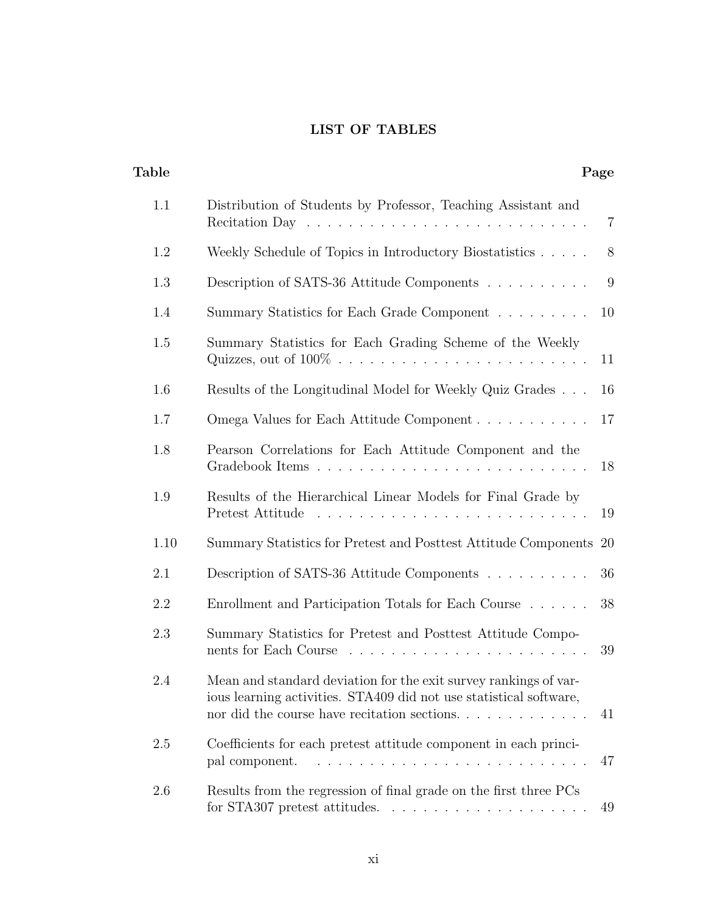# LIST OF TABLES

| Table | | Page |
|---|---|---|
| 1.1 | Distribution of Students by Professor, Teaching Assistant and Recitation Day | 7 |
| 1.2 | Weekly Schedule of Topics in Introductory Biostatistics | 8 |
| 1.3 | Description of SATS-36 Attitude Components | 9 |
| 1.4 | Summary Statistics for Each Grade Component | 10 |
| 1.5 | Summary Statistics for Each Grading Scheme of the Weekly Quizzes, out of 100% | 11 |
| 1.6 | Results of the Longitudinal Model for Weekly Quiz Grades | 16 |
| 1.7 | Omega Values for Each Attitude Component | 17 |
| 1.8 | Pearson Correlations for Each Attitude Component and the Gradebook Items | 18 |
| 1.9 | Results of the Hierarchical Linear Models for Final Grade by Pretest Attitude | 19 |
| 1.10 | Summary Statistics for Pretest and Posttest Attitude Components | 20 |
| 2.1 | Description of SATS-36 Attitude Components | 36 |
| 2.2 | Enrollment and Participation Totals for Each Course | 38 |
| 2.3 | Summary Statistics for Pretest and Posttest Attitude Components for Each Course | 39 |
| 2.4 | Mean and standard deviation for the exit survey rankings of various learning activities. STA409 did not use statistical software, nor did the course have recitation sections. | 41 |
| 2.5 | Coefficients for each pretest attitude component in each principal component. | 47 |
| 2.6 | Results from the regression of final grade on the first three PCs for STA307 pretest attitudes. | 49 |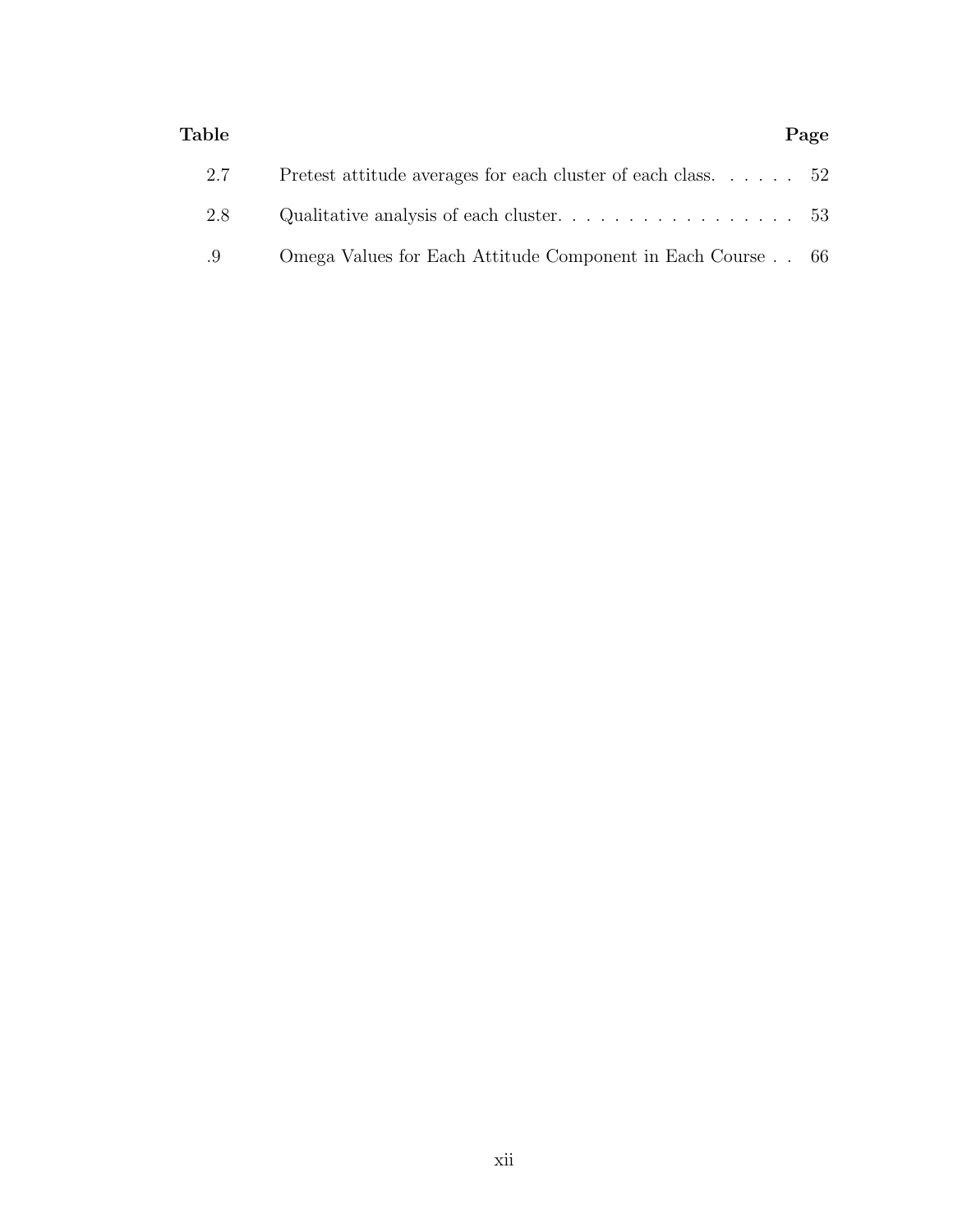| Table | | Page |
|---|---|---|
| 2.7 | Pretest attitude averages for each cluster of each class. | 52 |
| 2.8 | Qualitative analysis of each cluster. | 53 |
| .9 | Omega Values for Each Attitude Component in Each Course | 66 |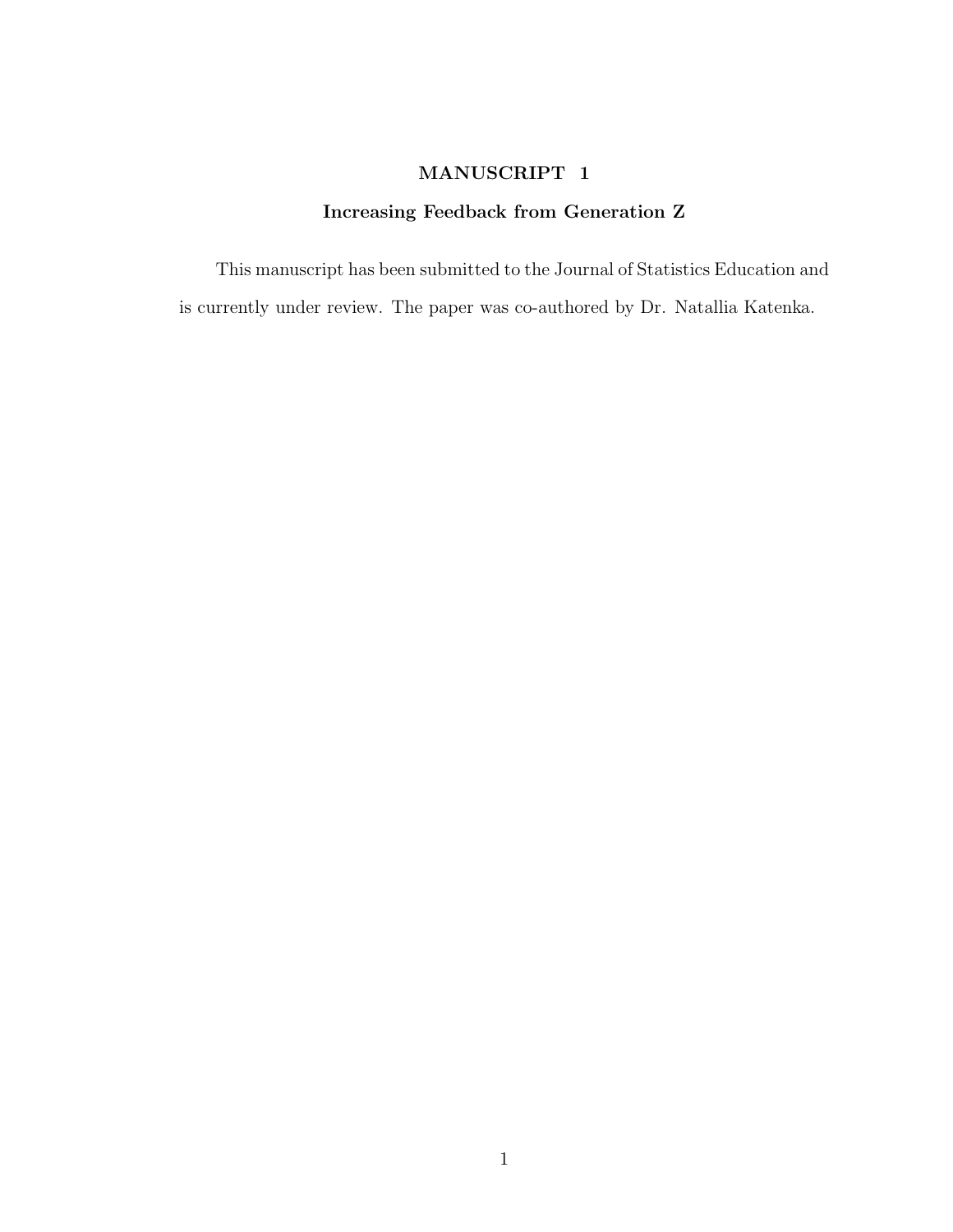# MANUSCRIPT 1

## Increasing Feedback from Generation Z

This manuscript has been submitted to the Journal of Statistics Education and is currently under review. The paper was co-authored by Dr. Natallia Katenka.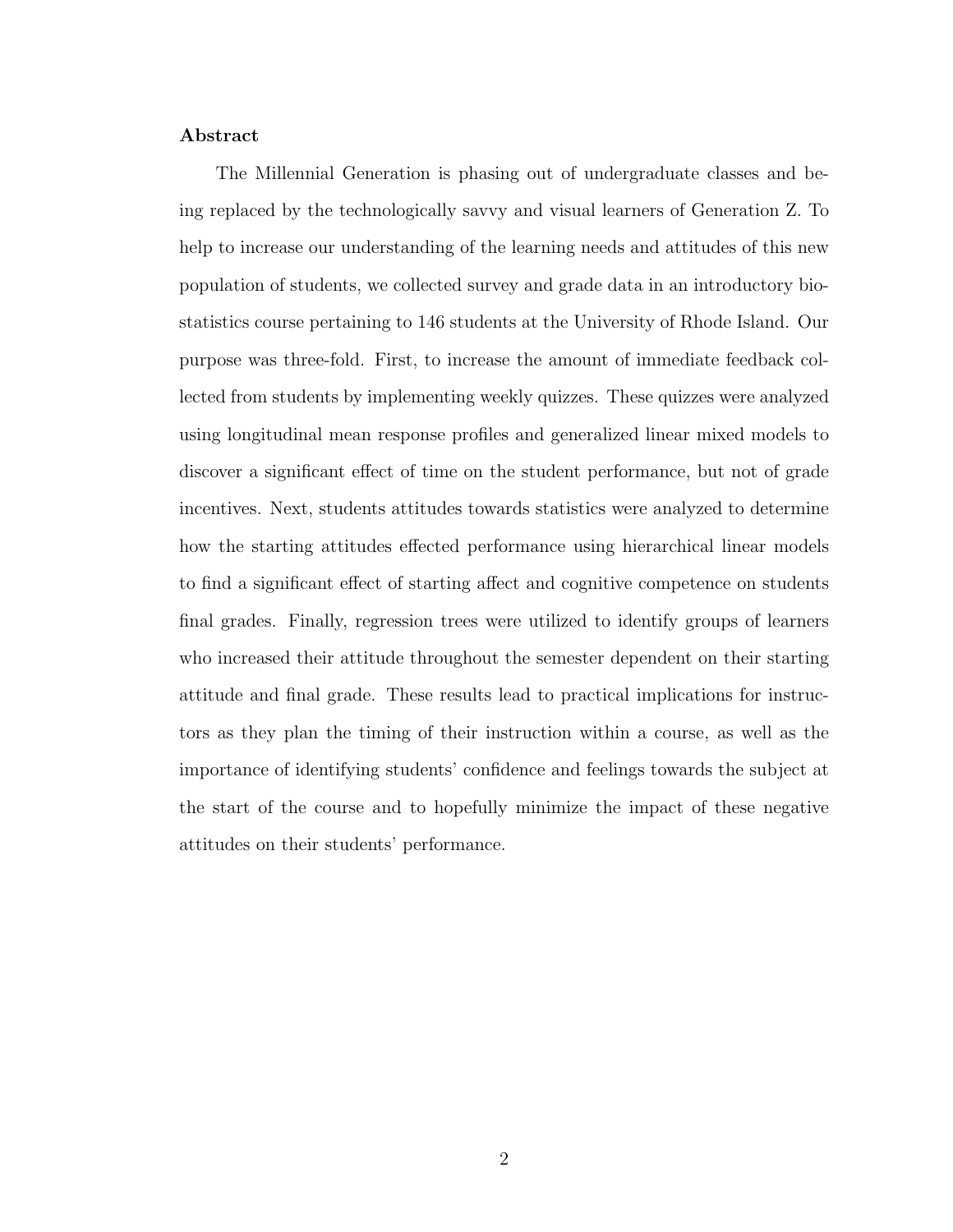**Abstract**

The Millennial Generation is phasing out of undergraduate classes and being replaced by the technologically savvy and visual learners of Generation Z. To help to increase our understanding of the learning needs and attitudes of this new population of students, we collected survey and grade data in an introductory biostatistics course pertaining to 146 students at the University of Rhode Island. Our purpose was three-fold. First, to increase the amount of immediate feedback collected from students by implementing weekly quizzes. These quizzes were analyzed using longitudinal mean response profiles and generalized linear mixed models to discover a significant effect of time on the student performance, but not of grade incentives. Next, students attitudes towards statistics were analyzed to determine how the starting attitudes effected performance using hierarchical linear models to find a significant effect of starting affect and cognitive competence on students final grades. Finally, regression trees were utilized to identify groups of learners who increased their attitude throughout the semester dependent on their starting attitude and final grade. These results lead to practical implications for instructors as they plan the timing of their instruction within a course, as well as the importance of identifying students' confidence and feelings towards the subject at the start of the course and to hopefully minimize the impact of these negative attitudes on their students' performance.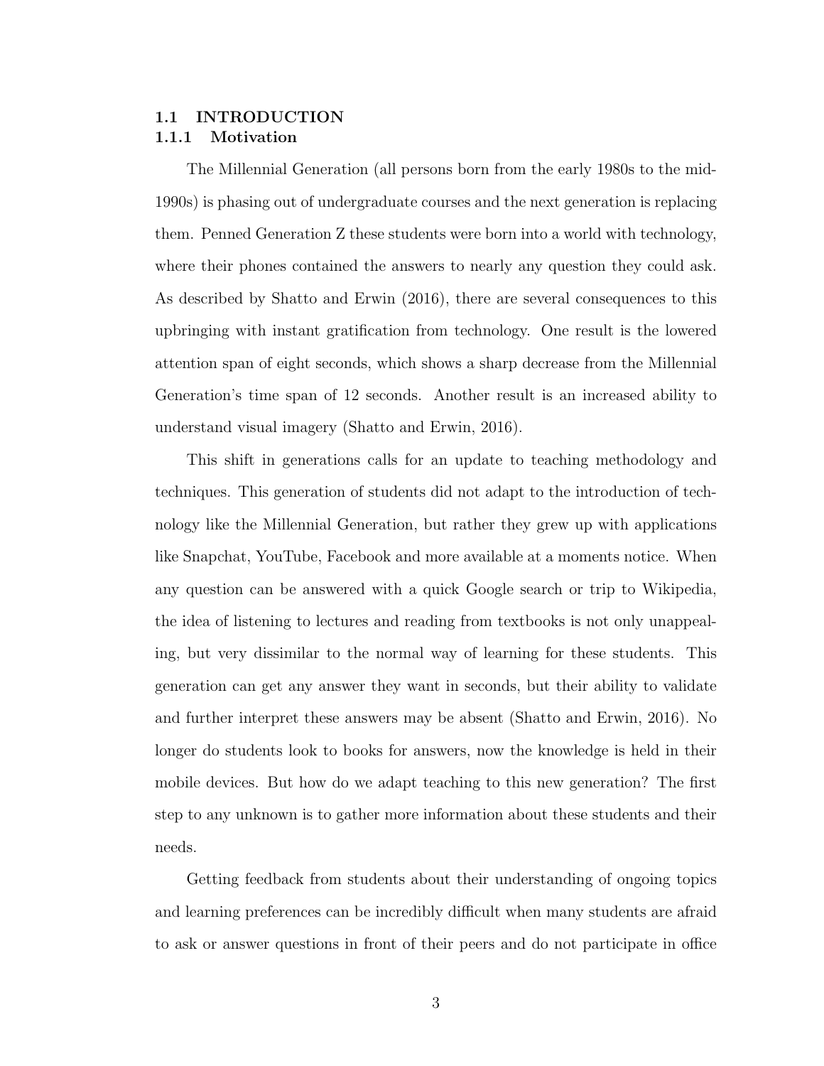## 1.1 INTRODUCTION

### 1.1.1 Motivation

The Millennial Generation (all persons born from the early 1980s to the mid-1990s) is phasing out of undergraduate courses and the next generation is replacing them. Penned Generation Z these students were born into a world with technology, where their phones contained the answers to nearly any question they could ask. As described by Shatto and Erwin (2016), there are several consequences to this upbringing with instant gratification from technology. One result is the lowered attention span of eight seconds, which shows a sharp decrease from the Millennial Generation's time span of 12 seconds. Another result is an increased ability to understand visual imagery (Shatto and Erwin, 2016).

This shift in generations calls for an update to teaching methodology and techniques. This generation of students did not adapt to the introduction of technology like the Millennial Generation, but rather they grew up with applications like Snapchat, YouTube, Facebook and more available at a moments notice. When any question can be answered with a quick Google search or trip to Wikipedia, the idea of listening to lectures and reading from textbooks is not only unappealing, but very dissimilar to the normal way of learning for these students. This generation can get any answer they want in seconds, but their ability to validate and further interpret these answers may be absent (Shatto and Erwin, 2016). No longer do students look to books for answers, now the knowledge is held in their mobile devices. But how do we adapt teaching to this new generation? The first step to any unknown is to gather more information about these students and their needs.

Getting feedback from students about their understanding of ongoing topics and learning preferences can be incredibly difficult when many students are afraid to ask or answer questions in front of their peers and do not participate in office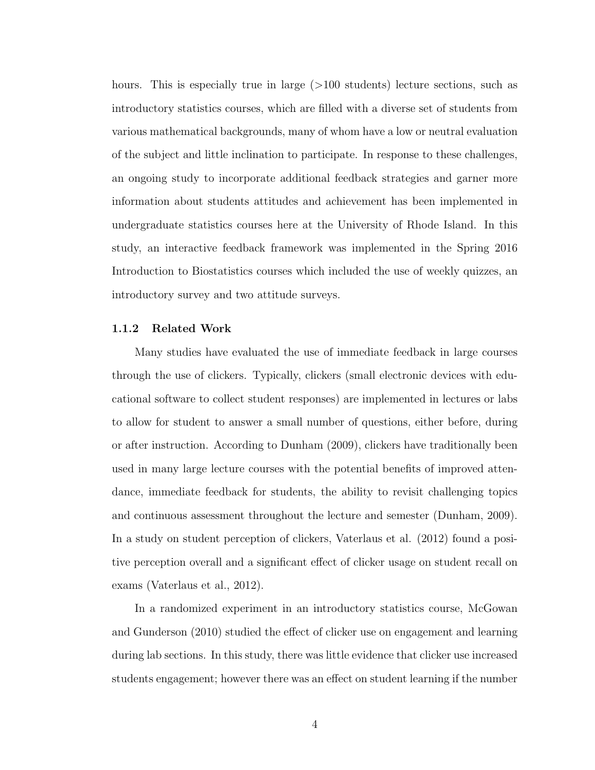hours. This is especially true in large (>100 students) lecture sections, such as introductory statistics courses, which are filled with a diverse set of students from various mathematical backgrounds, many of whom have a low or neutral evaluation of the subject and little inclination to participate. In response to these challenges, an ongoing study to incorporate additional feedback strategies and garner more information about students attitudes and achievement has been implemented in undergraduate statistics courses here at the University of Rhode Island. In this study, an interactive feedback framework was implemented in the Spring 2016 Introduction to Biostatistics courses which included the use of weekly quizzes, an introductory survey and two attitude surveys.

### 1.1.2 Related Work

Many studies have evaluated the use of immediate feedback in large courses through the use of clickers. Typically, clickers (small electronic devices with educational software to collect student responses) are implemented in lectures or labs to allow for student to answer a small number of questions, either before, during or after instruction. According to Dunham (2009), clickers have traditionally been used in many large lecture courses with the potential benefits of improved attendance, immediate feedback for students, the ability to revisit challenging topics and continuous assessment throughout the lecture and semester (Dunham, 2009). In a study on student perception of clickers, Vaterlaus et al. (2012) found a positive perception overall and a significant effect of clicker usage on student recall on exams (Vaterlaus et al., 2012).

In a randomized experiment in an introductory statistics course, McGowan and Gunderson (2010) studied the effect of clicker use on engagement and learning during lab sections. In this study, there was little evidence that clicker use increased students engagement; however there was an effect on student learning if the number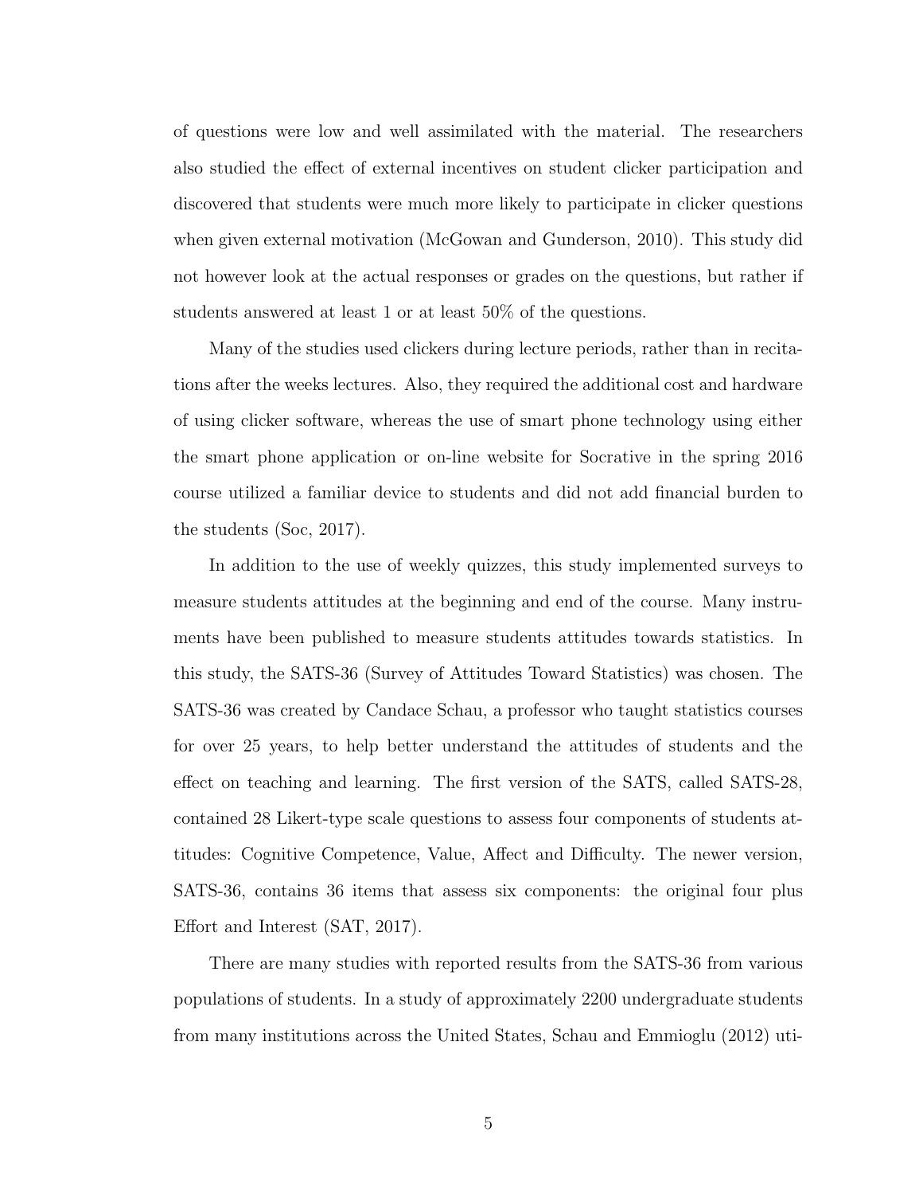of questions were low and well assimilated with the material. The researchers also studied the effect of external incentives on student clicker participation and discovered that students were much more likely to participate in clicker questions when given external motivation (McGowan and Gunderson, 2010). This study did not however look at the actual responses or grades on the questions, but rather if students answered at least 1 or at least 50% of the questions.

Many of the studies used clickers during lecture periods, rather than in recitations after the weeks lectures. Also, they required the additional cost and hardware of using clicker software, whereas the use of smart phone technology using either the smart phone application or on-line website for Socrative in the spring 2016 course utilized a familiar device to students and did not add financial burden to the students (Soc, 2017).

In addition to the use of weekly quizzes, this study implemented surveys to measure students attitudes at the beginning and end of the course. Many instruments have been published to measure students attitudes towards statistics. In this study, the SATS-36 (Survey of Attitudes Toward Statistics) was chosen. The SATS-36 was created by Candace Schau, a professor who taught statistics courses for over 25 years, to help better understand the attitudes of students and the effect on teaching and learning. The first version of the SATS, called SATS-28, contained 28 Likert-type scale questions to assess four components of students attitudes: Cognitive Competence, Value, Affect and Difficulty. The newer version, SATS-36, contains 36 items that assess six components: the original four plus Effort and Interest (SAT, 2017).

There are many studies with reported results from the SATS-36 from various populations of students. In a study of approximately 2200 undergraduate students from many institutions across the United States, Schau and Emmioglu (2012) uti-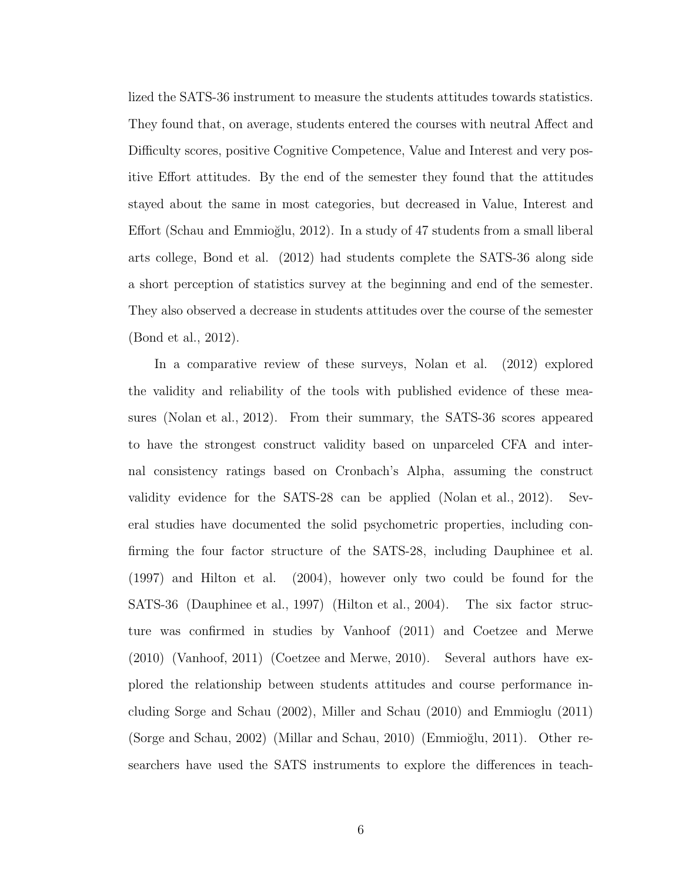lized the SATS-36 instrument to measure the students attitudes towards statistics. They found that, on average, students entered the courses with neutral Affect and Difficulty scores, positive Cognitive Competence, Value and Interest and very positive Effort attitudes. By the end of the semester they found that the attitudes stayed about the same in most categories, but decreased in Value, Interest and Effort (Schau and Emmioğlu, 2012). In a study of 47 students from a small liberal arts college, Bond et al. (2012) had students complete the SATS-36 along side a short perception of statistics survey at the beginning and end of the semester. They also observed a decrease in students attitudes over the course of the semester (Bond et al., 2012).

In a comparative review of these surveys, Nolan et al. (2012) explored the validity and reliability of the tools with published evidence of these measures (Nolan et al., 2012). From their summary, the SATS-36 scores appeared to have the strongest construct validity based on unparceled CFA and internal consistency ratings based on Cronbach's Alpha, assuming the construct validity evidence for the SATS-28 can be applied (Nolan et al., 2012). Several studies have documented the solid psychometric properties, including confirming the four factor structure of the SATS-28, including Dauphinee et al. (1997) and Hilton et al. (2004), however only two could be found for the SATS-36 (Dauphinee et al., 1997) (Hilton et al., 2004). The six factor structure was confirmed in studies by Vanhoof (2011) and Coetzee and Merwe (2010) (Vanhoof, 2011) (Coetzee and Merwe, 2010). Several authors have explored the relationship between students attitudes and course performance including Sorge and Schau (2002), Miller and Schau (2010) and Emmioglu (2011) (Sorge and Schau, 2002) (Millar and Schau, 2010) (Emmioğlu, 2011). Other researchers have used the SATS instruments to explore the differences in teach-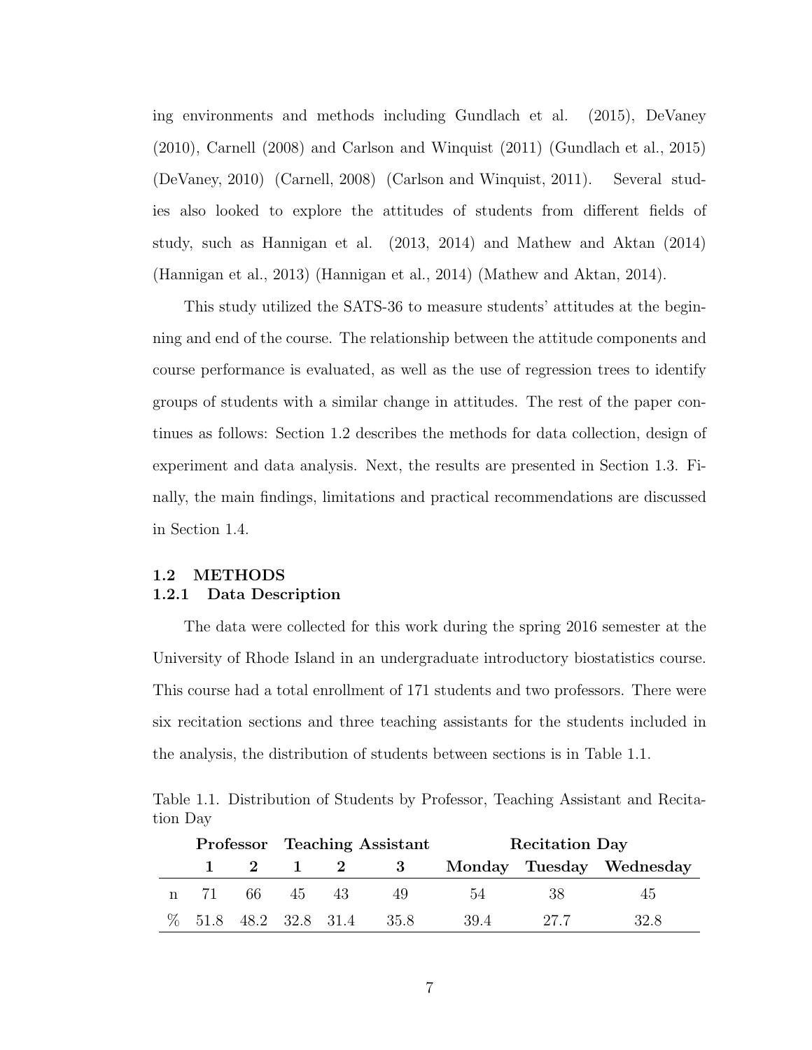ing environments and methods including Gundlach et al. (2015), DeVaney (2010), Carnell (2008) and Carlson and Winquist (2011) (Gundlach et al., 2015) (DeVaney, 2010) (Carnell, 2008) (Carlson and Winquist, 2011). Several studies also looked to explore the attitudes of students from different fields of study, such as Hannigan et al. (2013, 2014) and Mathew and Aktan (2014) (Hannigan et al., 2013) (Hannigan et al., 2014) (Mathew and Aktan, 2014).

This study utilized the SATS-36 to measure students' attitudes at the beginning and end of the course. The relationship between the attitude components and course performance is evaluated, as well as the use of regression trees to identify groups of students with a similar change in attitudes. The rest of the paper continues as follows: Section 1.2 describes the methods for data collection, design of experiment and data analysis. Next, the results are presented in Section 1.3. Finally, the main findings, limitations and practical recommendations are discussed in Section 1.4.

## 1.2 METHODS

### 1.2.1 Data Description

The data were collected for this work during the spring 2016 semester at the University of Rhode Island in an undergraduate introductory biostatistics course. This course had a total enrollment of 171 students and two professors. There were six recitation sections and three teaching assistants for the students included in the analysis, the distribution of students between sections is in Table 1.1.

Table 1.1. Distribution of Students by Professor, Teaching Assistant and Recitation Day

| | **Professor** | | **Teaching Assistant** | | | **Recitation Day** | | |
|---|---|---|---|---|---|---|---|---|
| | **1** | **2** | **1** | **2** | **3** | **Monday** | **Tuesday** | **Wednesday** |
| n | 71 | 66 | 45 | 43 | 49 | 54 | 38 | 45 |
| % | 51.8 | 48.2 | 32.8 | 31.4 | 35.8 | 39.4 | 27.7 | 32.8 |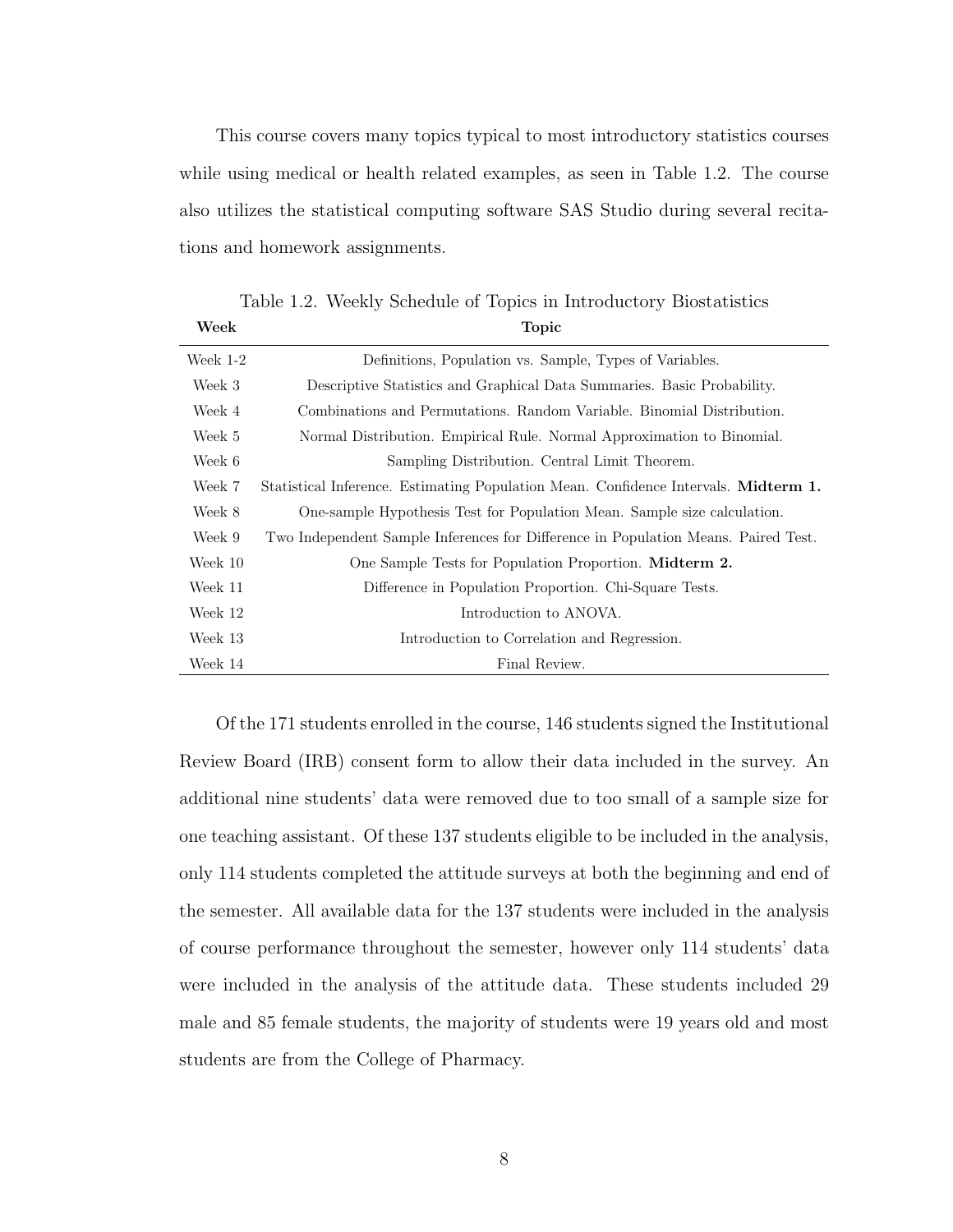This course covers many topics typical to most introductory statistics courses while using medical or health related examples, as seen in Table 1.2. The course also utilizes the statistical computing software SAS Studio during several recitations and homework assignments.

Table 1.2. Weekly Schedule of Topics in Introductory Biostatistics

| **Week** | **Topic** |
|---|---|
| Week 1-2 | Definitions, Population vs. Sample, Types of Variables. |
| Week 3 | Descriptive Statistics and Graphical Data Summaries. Basic Probability. |
| Week 4 | Combinations and Permutations. Random Variable. Binomial Distribution. |
| Week 5 | Normal Distribution. Empirical Rule. Normal Approximation to Binomial. |
| Week 6 | Sampling Distribution. Central Limit Theorem. |
| Week 7 | Statistical Inference. Estimating Population Mean. Confidence Intervals. **Midterm 1.** |
| Week 8 | One-sample Hypothesis Test for Population Mean. Sample size calculation. |
| Week 9 | Two Independent Sample Inferences for Difference in Population Means. Paired Test. |
| Week 10 | One Sample Tests for Population Proportion. **Midterm 2.** |
| Week 11 | Difference in Population Proportion. Chi-Square Tests. |
| Week 12 | Introduction to ANOVA. |
| Week 13 | Introduction to Correlation and Regression. |
| Week 14 | Final Review. |

Of the 171 students enrolled in the course, 146 students signed the Institutional Review Board (IRB) consent form to allow their data included in the survey. An additional nine students' data were removed due to too small of a sample size for one teaching assistant. Of these 137 students eligible to be included in the analysis, only 114 students completed the attitude surveys at both the beginning and end of the semester. All available data for the 137 students were included in the analysis of course performance throughout the semester, however only 114 students' data were included in the analysis of the attitude data. These students included 29 male and 85 female students, the majority of students were 19 years old and most students are from the College of Pharmacy.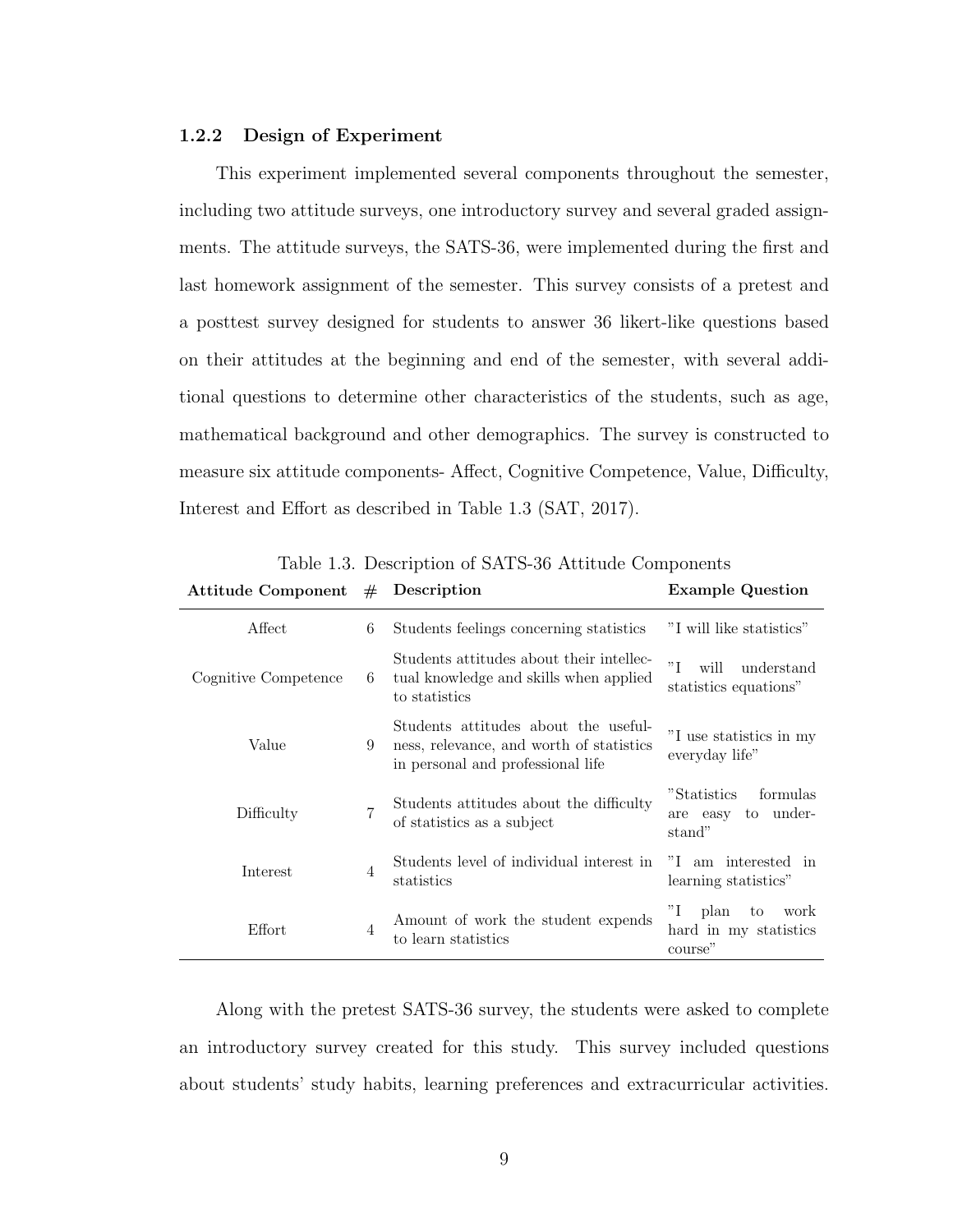### 1.2.2 Design of Experiment

This experiment implemented several components throughout the semester, including two attitude surveys, one introductory survey and several graded assignments. The attitude surveys, the SATS-36, were implemented during the first and last homework assignment of the semester. This survey consists of a pretest and a posttest survey designed for students to answer 36 likert-like questions based on their attitudes at the beginning and end of the semester, with several additional questions to determine other characteristics of the students, such as age, mathematical background and other demographics. The survey is constructed to measure six attitude components- Affect, Cognitive Competence, Value, Difficulty, Interest and Effort as described in Table 1.3 (SAT, 2017).

Table 1.3. Description of SATS-36 Attitude Components

| Attitude Component | # | Description | Example Question |
|---|---|---|---|
| Affect | 6 | Students feelings concerning statistics | "I will like statistics" |
| Cognitive Competence | 6 | Students attitudes about their intellectual knowledge and skills when applied to statistics | "I will understand statistics equations" |
| Value | 9 | Students attitudes about the usefulness, relevance, and worth of statistics in personal and professional life | "I use statistics in my everyday life" |
| Difficulty | 7 | Students attitudes about the difficulty of statistics as a subject | "Statistics formulas are easy to understand" |
| Interest | 4 | Students level of individual interest in statistics | "I am interested in learning statistics" |
| Effort | 4 | Amount of work the student expends to learn statistics | "I plan to work hard in my statistics course" |

Along with the pretest SATS-36 survey, the students were asked to complete an introductory survey created for this study. This survey included questions about students' study habits, learning preferences and extracurricular activities.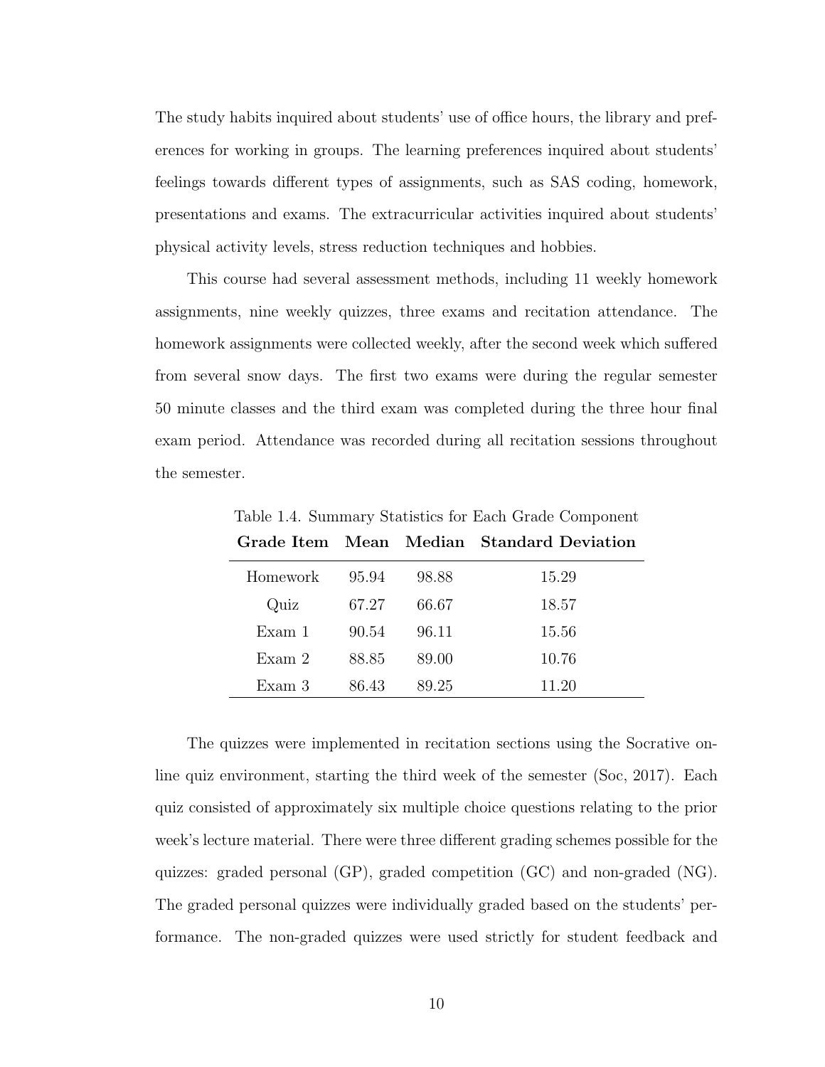The study habits inquired about students' use of office hours, the library and preferences for working in groups. The learning preferences inquired about students' feelings towards different types of assignments, such as SAS coding, homework, presentations and exams. The extracurricular activities inquired about students' physical activity levels, stress reduction techniques and hobbies.

This course had several assessment methods, including 11 weekly homework assignments, nine weekly quizzes, three exams and recitation attendance. The homework assignments were collected weekly, after the second week which suffered from several snow days. The first two exams were during the regular semester 50 minute classes and the third exam was completed during the three hour final exam period. Attendance was recorded during all recitation sessions throughout the semester.

Table 1.4. Summary Statistics for Each Grade Component

| **Grade Item** | **Mean** | **Median** | **Standard Deviation** |
|---|---|---|---|
| Homework | 95.94 | 98.88 | 15.29 |
| Quiz | 67.27 | 66.67 | 18.57 |
| Exam 1 | 90.54 | 96.11 | 15.56 |
| Exam 2 | 88.85 | 89.00 | 10.76 |
| Exam 3 | 86.43 | 89.25 | 11.20 |

The quizzes were implemented in recitation sections using the Socrative online quiz environment, starting the third week of the semester (Soc, 2017). Each quiz consisted of approximately six multiple choice questions relating to the prior week's lecture material. There were three different grading schemes possible for the quizzes: graded personal (GP), graded competition (GC) and non-graded (NG). The graded personal quizzes were individually graded based on the students' performance. The non-graded quizzes were used strictly for student feedback and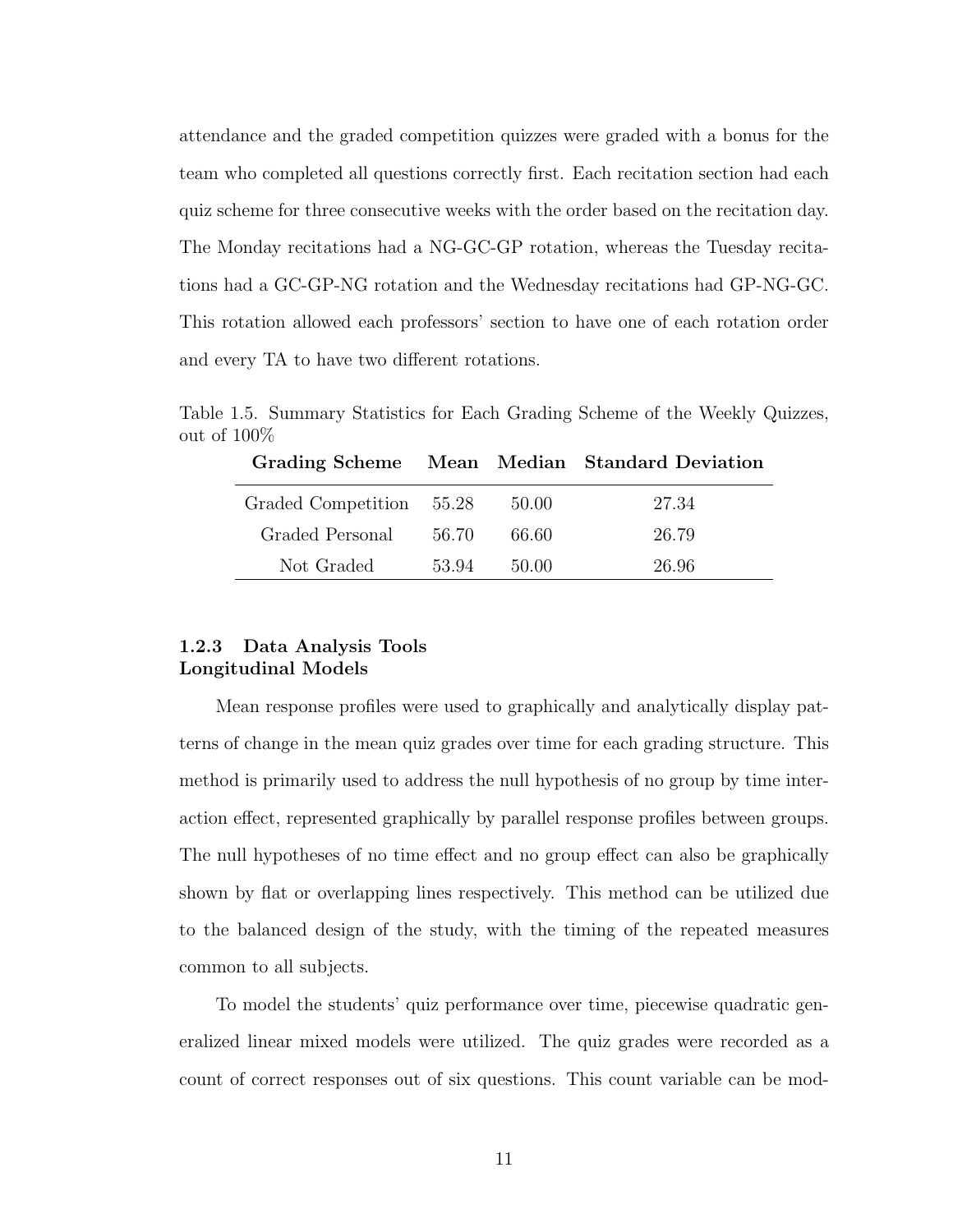attendance and the graded competition quizzes were graded with a bonus for the team who completed all questions correctly first. Each recitation section had each quiz scheme for three consecutive weeks with the order based on the recitation day. The Monday recitations had a NG-GC-GP rotation, whereas the Tuesday recitations had a GC-GP-NG rotation and the Wednesday recitations had GP-NG-GC. This rotation allowed each professors' section to have one of each rotation order and every TA to have two different rotations.

Table 1.5. Summary Statistics for Each Grading Scheme of the Weekly Quizzes, out of 100%

| Grading Scheme | Mean | Median | Standard Deviation |
|---|---|---|---|
| Graded Competition | 55.28 | 50.00 | 27.34 |
| Graded Personal | 56.70 | 66.60 | 26.79 |
| Not Graded | 53.94 | 50.00 | 26.96 |

### 1.2.3 Data Analysis Tools

**Longitudinal Models**

Mean response profiles were used to graphically and analytically display patterns of change in the mean quiz grades over time for each grading structure. This method is primarily used to address the null hypothesis of no group by time interaction effect, represented graphically by parallel response profiles between groups. The null hypotheses of no time effect and no group effect can also be graphically shown by flat or overlapping lines respectively. This method can be utilized due to the balanced design of the study, with the timing of the repeated measures common to all subjects.

To model the students' quiz performance over time, piecewise quadratic generalized linear mixed models were utilized. The quiz grades were recorded as a count of correct responses out of six questions. This count variable can be mod-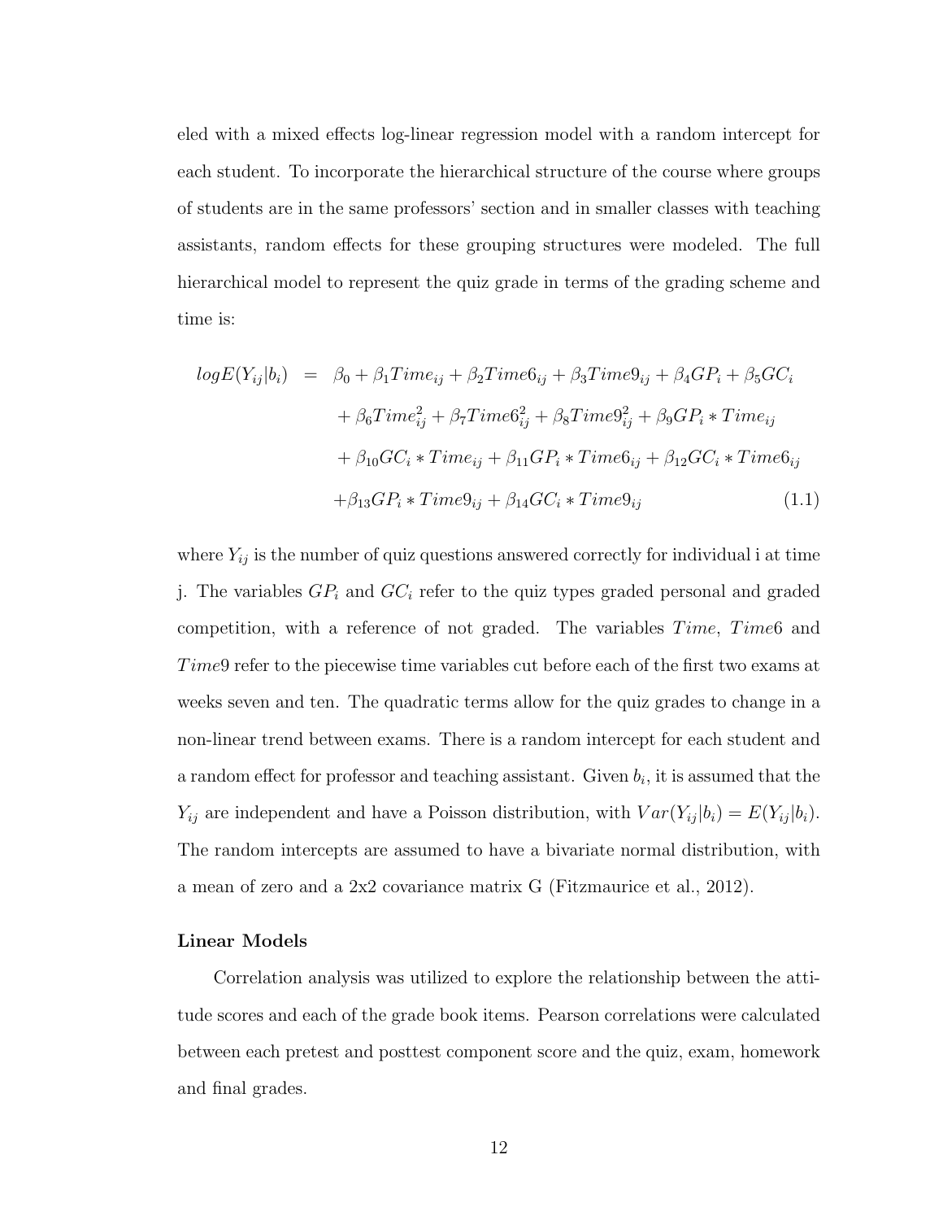eled with a mixed effects log-linear regression model with a random intercept for each student. To incorporate the hierarchical structure of the course where groups of students are in the same professors' section and in smaller classes with teaching assistants, random effects for these grouping structures were modeled. The full hierarchical model to represent the quiz grade in terms of the grading scheme and time is:

$$
\begin{aligned}
logE(Y_{ij}|b_i) \;=\;& \beta_0 + \beta_1 Time_{ij} + \beta_2 Time6_{ij} + \beta_3 Time9_{ij} + \beta_4 GP_i + \beta_5 GC_i \\
&+ \beta_6 Time_{ij}^2 + \beta_7 Time6_{ij}^2 + \beta_8 Time9_{ij}^2 + \beta_9 GP_i * Time_{ij} \\
&+ \beta_{10} GC_i * Time_{ij} + \beta_{11} GP_i * Time6_{ij} + \beta_{12} GC_i * Time6_{ij} \\
&+ \beta_{13} GP_i * Time9_{ij} + \beta_{14} GC_i * Time9_{ij} \qquad (1.1)
\end{aligned}
$$

where $Y_{ij}$ is the number of quiz questions answered correctly for individual i at time j. The variables $GP_i$ and $GC_i$ refer to the quiz types graded personal and graded competition, with a reference of not graded. The variables $Time$, $Time6$ and $Time9$ refer to the piecewise time variables cut before each of the first two exams at weeks seven and ten. The quadratic terms allow for the quiz grades to change in a non-linear trend between exams. There is a random intercept for each student and a random effect for professor and teaching assistant. Given $b_i$, it is assumed that the $Y_{ij}$ are independent and have a Poisson distribution, with $Var(Y_{ij}|b_i) = E(Y_{ij}|b_i)$. The random intercepts are assumed to have a bivariate normal distribution, with a mean of zero and a 2x2 covariance matrix G (Fitzmaurice et al., 2012).

**Linear Models**

Correlation analysis was utilized to explore the relationship between the attitude scores and each of the grade book items. Pearson correlations were calculated between each pretest and posttest component score and the quiz, exam, homework and final grades.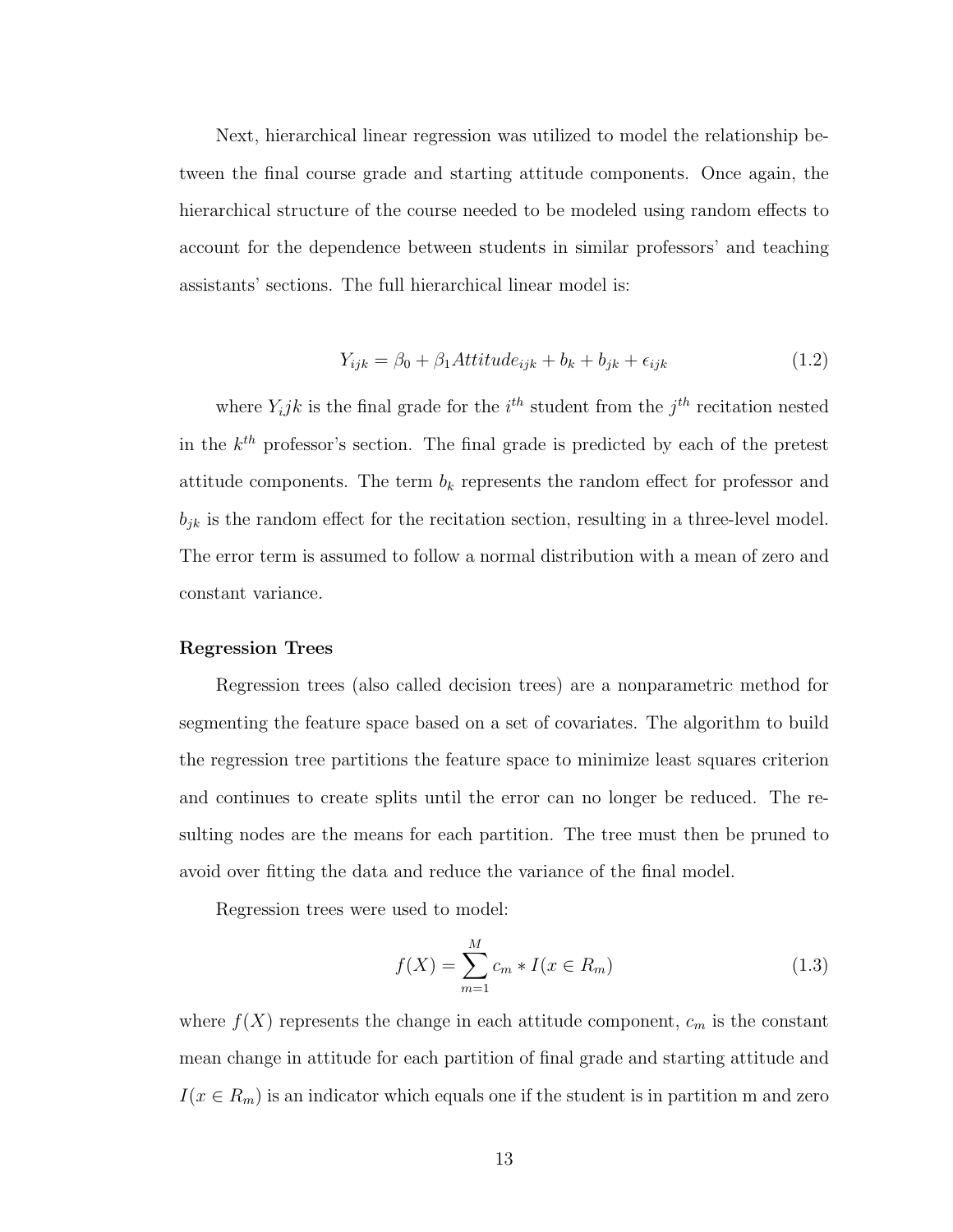Next, hierarchical linear regression was utilized to model the relationship between the final course grade and starting attitude components. Once again, the hierarchical structure of the course needed to be modeled using random effects to account for the dependence between students in similar professors' and teaching assistants' sections. The full hierarchical linear model is:

$$Y_{ijk} = \beta_0 + \beta_1 Attitude_{ijk} + b_k + b_{jk} + \epsilon_{ijk} \tag{1.2}$$

where $Y_ijk$ is the final grade for the $i^{th}$ student from the $j^{th}$ recitation nested in the $k^{th}$ professor's section. The final grade is predicted by each of the pretest attitude components. The term $b_k$ represents the random effect for professor and $b_{jk}$ is the random effect for the recitation section, resulting in a three-level model. The error term is assumed to follow a normal distribution with a mean of zero and constant variance.

**Regression Trees**

Regression trees (also called decision trees) are a nonparametric method for segmenting the feature space based on a set of covariates. The algorithm to build the regression tree partitions the feature space to minimize least squares criterion and continues to create splits until the error can no longer be reduced. The resulting nodes are the means for each partition. The tree must then be pruned to avoid over fitting the data and reduce the variance of the final model.

Regression trees were used to model:

$$f(X) = \sum_{m=1}^{M} c_m * I(x \in R_m) \tag{1.3}$$

where $f(X)$ represents the change in each attitude component, $c_m$ is the constant mean change in attitude for each partition of final grade and starting attitude and $I(x \in R_m)$ is an indicator which equals one if the student is in partition m and zero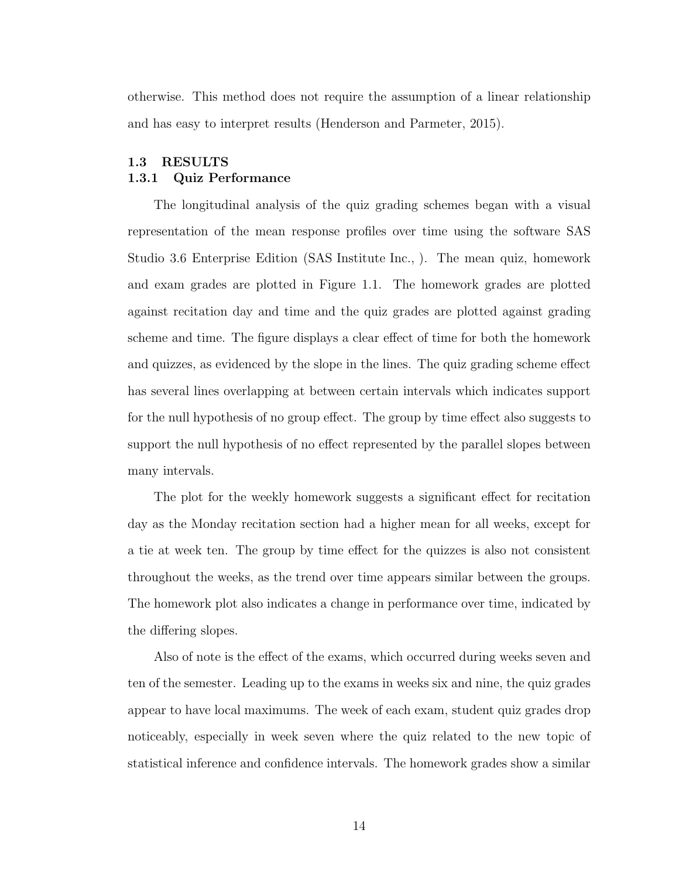otherwise. This method does not require the assumption of a linear relationship and has easy to interpret results (Henderson and Parmeter, 2015).

## 1.3 RESULTS

### 1.3.1 Quiz Performance

The longitudinal analysis of the quiz grading schemes began with a visual representation of the mean response profiles over time using the software SAS Studio 3.6 Enterprise Edition (SAS Institute Inc., ). The mean quiz, homework and exam grades are plotted in Figure 1.1. The homework grades are plotted against recitation day and time and the quiz grades are plotted against grading scheme and time. The figure displays a clear effect of time for both the homework and quizzes, as evidenced by the slope in the lines. The quiz grading scheme effect has several lines overlapping at between certain intervals which indicates support for the null hypothesis of no group effect. The group by time effect also suggests to support the null hypothesis of no effect represented by the parallel slopes between many intervals.

The plot for the weekly homework suggests a significant effect for recitation day as the Monday recitation section had a higher mean for all weeks, except for a tie at week ten. The group by time effect for the quizzes is also not consistent throughout the weeks, as the trend over time appears similar between the groups. The homework plot also indicates a change in performance over time, indicated by the differing slopes.

Also of note is the effect of the exams, which occurred during weeks seven and ten of the semester. Leading up to the exams in weeks six and nine, the quiz grades appear to have local maximums. The week of each exam, student quiz grades drop noticeably, especially in week seven where the quiz related to the new topic of statistical inference and confidence intervals. The homework grades show a similar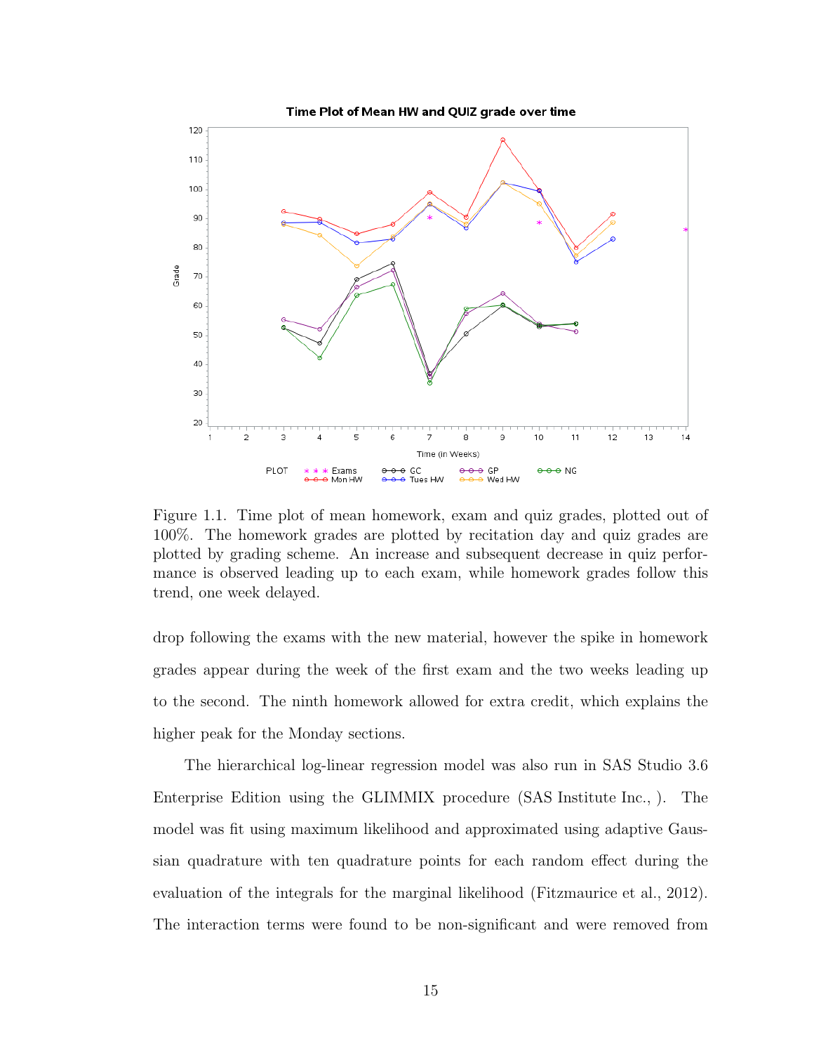Figure 1.1. Time plot of mean homework, exam and quiz grades, plotted out of 100%. The homework grades are plotted by recitation day and quiz grades are plotted by grading scheme. An increase and subsequent decrease in quiz performance is observed leading up to each exam, while homework grades follow this trend, one week delayed.

drop following the exams with the new material, however the spike in homework grades appear during the week of the first exam and the two weeks leading up to the second. The ninth homework allowed for extra credit, which explains the higher peak for the Monday sections.

The hierarchical log-linear regression model was also run in SAS Studio 3.6 Enterprise Edition using the GLIMMIX procedure (SAS Institute Inc., ). The model was fit using maximum likelihood and approximated using adaptive Gaussian quadrature with ten quadrature points for each random effect during the evaluation of the integrals for the marginal likelihood (Fitzmaurice et al., 2012). The interaction terms were found to be non-significant and were removed from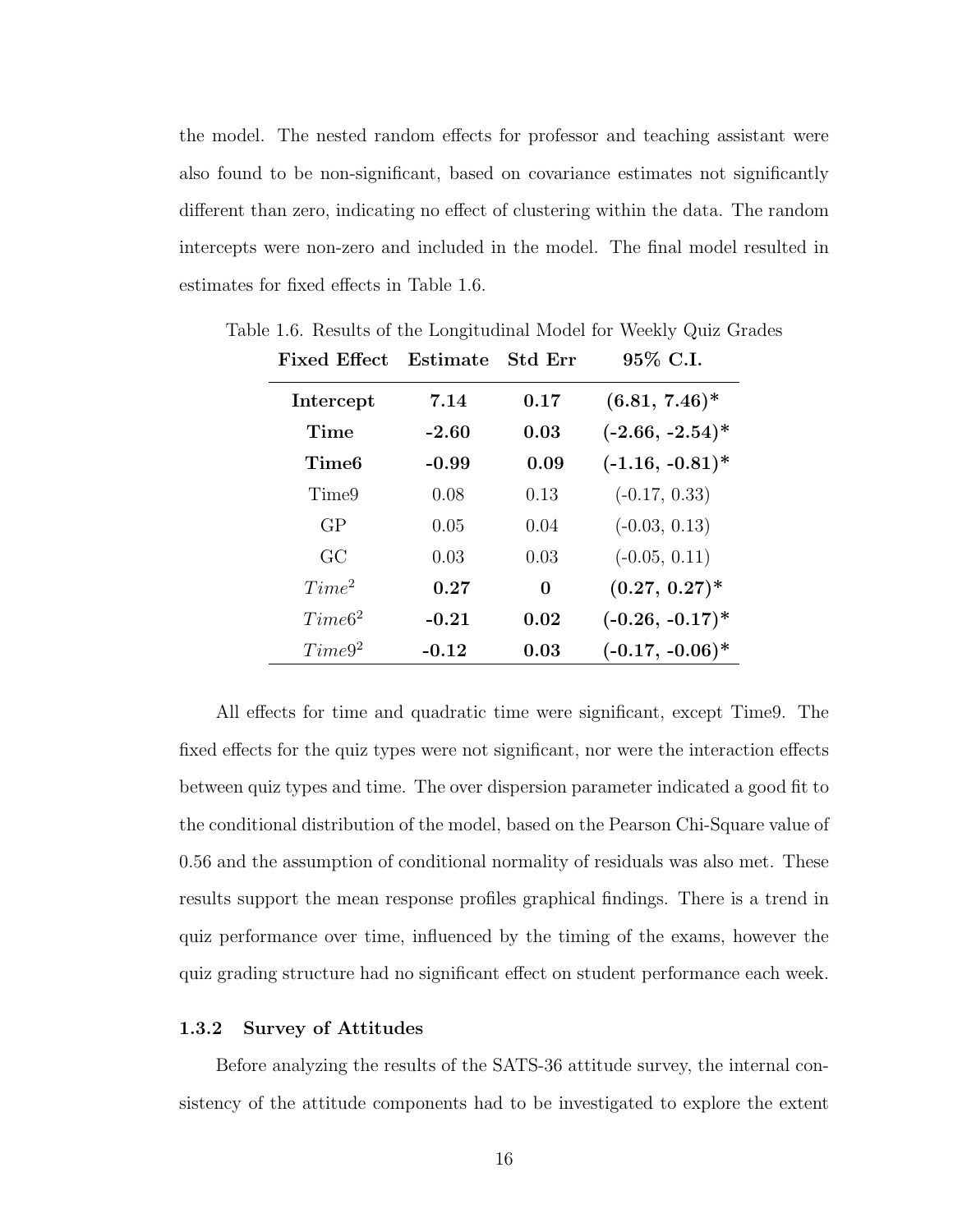the model. The nested random effects for professor and teaching assistant were also found to be non-significant, based on covariance estimates not significantly different than zero, indicating no effect of clustering within the data. The random intercepts were non-zero and included in the model. The final model resulted in estimates for fixed effects in Table 1.6.

Table 1.6. Results of the Longitudinal Model for Weekly Quiz Grades

| Fixed Effect | Estimate | Std Err | 95% C.I. |
|---|---|---|---|
| **Intercept** | **7.14** | **0.17** | **(6.81, 7.46)*** |
| **Time** | **-2.60** | **0.03** | **(-2.66, -2.54)*** |
| **Time6** | **-0.99** | **0.09** | **(-1.16, -0.81)*** |
| Time9 | 0.08 | 0.13 | (-0.17, 0.33) |
| GP | 0.05 | 0.04 | (-0.03, 0.13) |
| GC | 0.03 | 0.03 | (-0.05, 0.11) |
| $Time^2$ | **0.27** | **0** | **(0.27, 0.27)*** |
| $Time6^2$ | **-0.21** | **0.02** | **(-0.26, -0.17)*** |
| $Time9^2$ | **-0.12** | **0.03** | **(-0.17, -0.06)*** |

All effects for time and quadratic time were significant, except Time9. The fixed effects for the quiz types were not significant, nor were the interaction effects between quiz types and time. The over dispersion parameter indicated a good fit to the conditional distribution of the model, based on the Pearson Chi-Square value of 0.56 and the assumption of conditional normality of residuals was also met. These results support the mean response profiles graphical findings. There is a trend in quiz performance over time, influenced by the timing of the exams, however the quiz grading structure had no significant effect on student performance each week.

### 1.3.2 Survey of Attitudes

Before analyzing the results of the SATS-36 attitude survey, the internal consistency of the attitude components had to be investigated to explore the extent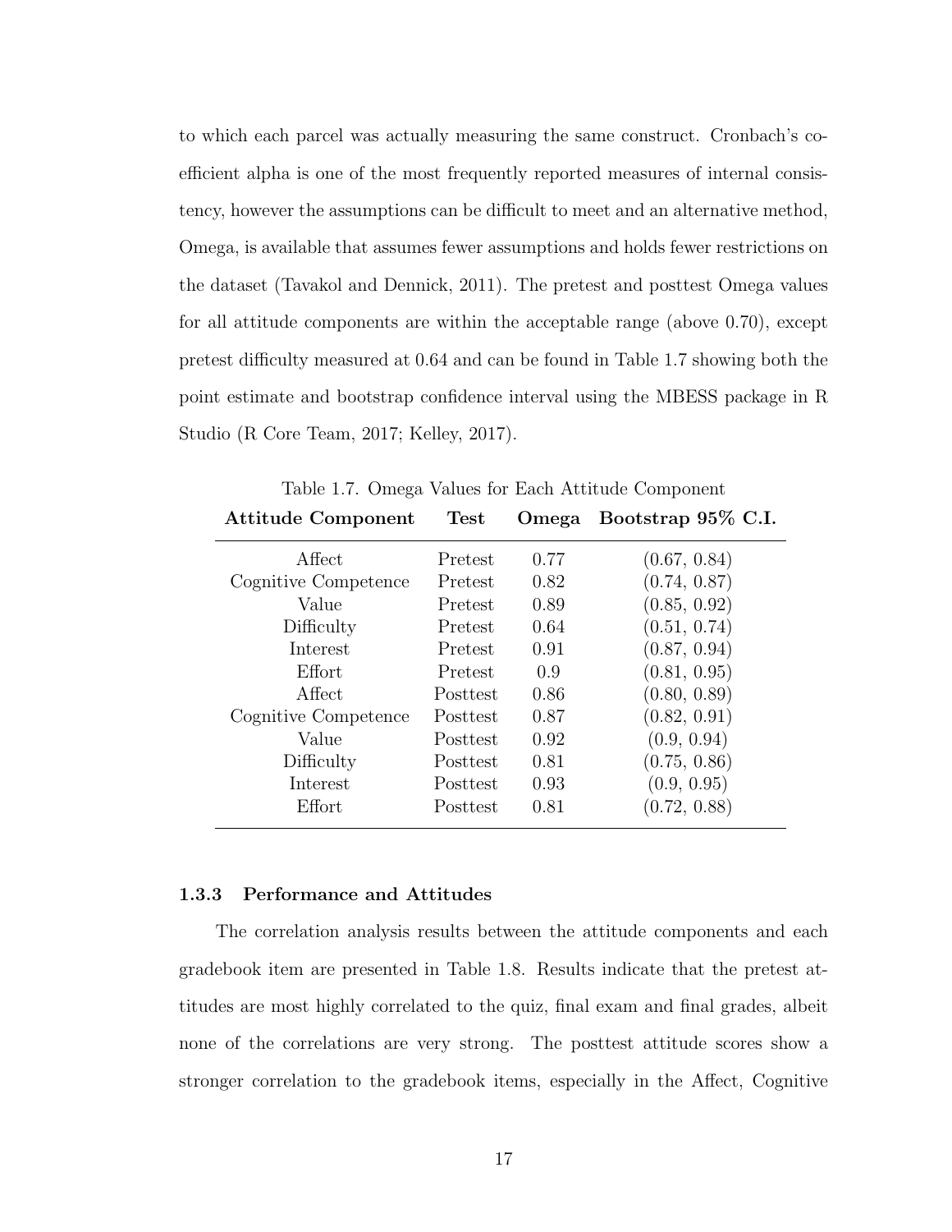to which each parcel was actually measuring the same construct. Cronbach's coefficient alpha is one of the most frequently reported measures of internal consistency, however the assumptions can be difficult to meet and an alternative method, Omega, is available that assumes fewer assumptions and holds fewer restrictions on the dataset (Tavakol and Dennick, 2011). The pretest and posttest Omega values for all attitude components are within the acceptable range (above 0.70), except pretest difficulty measured at 0.64 and can be found in Table 1.7 showing both the point estimate and bootstrap confidence interval using the MBESS package in R Studio (R Core Team, 2017; Kelley, 2017).

Table 1.7. Omega Values for Each Attitude Component

| **Attitude Component** | **Test** | **Omega** | **Bootstrap 95% C.I.** |
|---|---|---|---|
| Affect | Pretest | 0.77 | (0.67, 0.84) |
| Cognitive Competence | Pretest | 0.82 | (0.74, 0.87) |
| Value | Pretest | 0.89 | (0.85, 0.92) |
| Difficulty | Pretest | 0.64 | (0.51, 0.74) |
| Interest | Pretest | 0.91 | (0.87, 0.94) |
| Effort | Pretest | 0.9 | (0.81, 0.95) |
| Affect | Posttest | 0.86 | (0.80, 0.89) |
| Cognitive Competence | Posttest | 0.87 | (0.82, 0.91) |
| Value | Posttest | 0.92 | (0.9, 0.94) |
| Difficulty | Posttest | 0.81 | (0.75, 0.86) |
| Interest | Posttest | 0.93 | (0.9, 0.95) |
| Effort | Posttest | 0.81 | (0.72, 0.88) |

### 1.3.3 Performance and Attitudes

The correlation analysis results between the attitude components and each gradebook item are presented in Table 1.8. Results indicate that the pretest attitudes are most highly correlated to the quiz, final exam and final grades, albeit none of the correlations are very strong. The posttest attitude scores show a stronger correlation to the gradebook items, especially in the Affect, Cognitive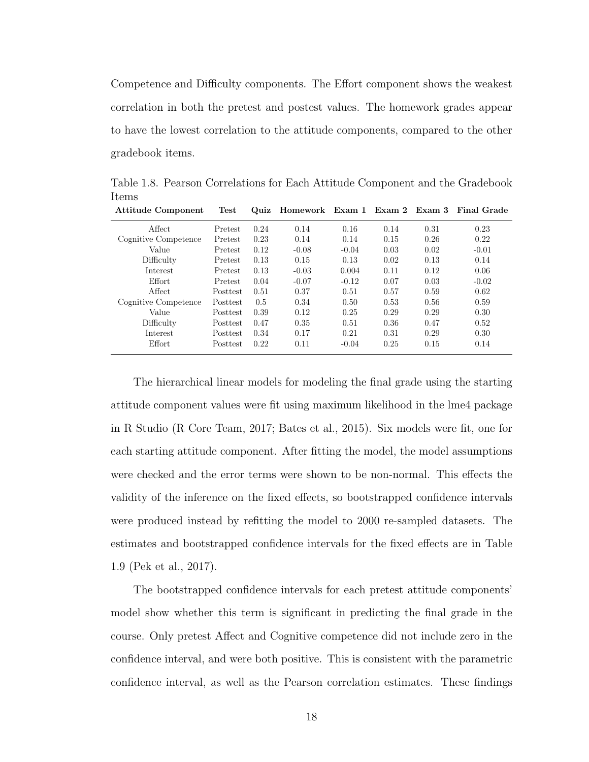Competence and Difficulty components. The Effort component shows the weakest correlation in both the pretest and postest values. The homework grades appear to have the lowest correlation to the attitude components, compared to the other gradebook items.

Table 1.8. Pearson Correlations for Each Attitude Component and the Gradebook Items

| Attitude Component | Test | Quiz | Homework | Exam 1 | Exam 2 | Exam 3 | Final Grade |
|---|---|---|---|---|---|---|---|
| Affect | Pretest | 0.24 | 0.14 | 0.16 | 0.14 | 0.31 | 0.23 |
| Cognitive Competence | Pretest | 0.23 | 0.14 | 0.14 | 0.15 | 0.26 | 0.22 |
| Value | Pretest | 0.12 | -0.08 | -0.04 | 0.03 | 0.02 | -0.01 |
| Difficulty | Pretest | 0.13 | 0.15 | 0.13 | 0.02 | 0.13 | 0.14 |
| Interest | Pretest | 0.13 | -0.03 | 0.004 | 0.11 | 0.12 | 0.06 |
| Effort | Pretest | 0.04 | -0.07 | -0.12 | 0.07 | 0.03 | -0.02 |
| Affect | Posttest | 0.51 | 0.37 | 0.51 | 0.57 | 0.59 | 0.62 |
| Cognitive Competence | Posttest | 0.5 | 0.34 | 0.50 | 0.53 | 0.56 | 0.59 |
| Value | Posttest | 0.39 | 0.12 | 0.25 | 0.29 | 0.29 | 0.30 |
| Difficulty | Posttest | 0.47 | 0.35 | 0.51 | 0.36 | 0.47 | 0.52 |
| Interest | Posttest | 0.34 | 0.17 | 0.21 | 0.31 | 0.29 | 0.30 |
| Effort | Posttest | 0.22 | 0.11 | -0.04 | 0.25 | 0.15 | 0.14 |

The hierarchical linear models for modeling the final grade using the starting attitude component values were fit using maximum likelihood in the lme4 package in R Studio (R Core Team, 2017; Bates et al., 2015). Six models were fit, one for each starting attitude component. After fitting the model, the model assumptions were checked and the error terms were shown to be non-normal. This effects the validity of the inference on the fixed effects, so bootstrapped confidence intervals were produced instead by refitting the model to 2000 re-sampled datasets. The estimates and bootstrapped confidence intervals for the fixed effects are in Table 1.9 (Pek et al., 2017).

The bootstrapped confidence intervals for each pretest attitude components' model show whether this term is significant in predicting the final grade in the course. Only pretest Affect and Cognitive competence did not include zero in the confidence interval, and were both positive. This is consistent with the parametric confidence interval, as well as the Pearson correlation estimates. These findings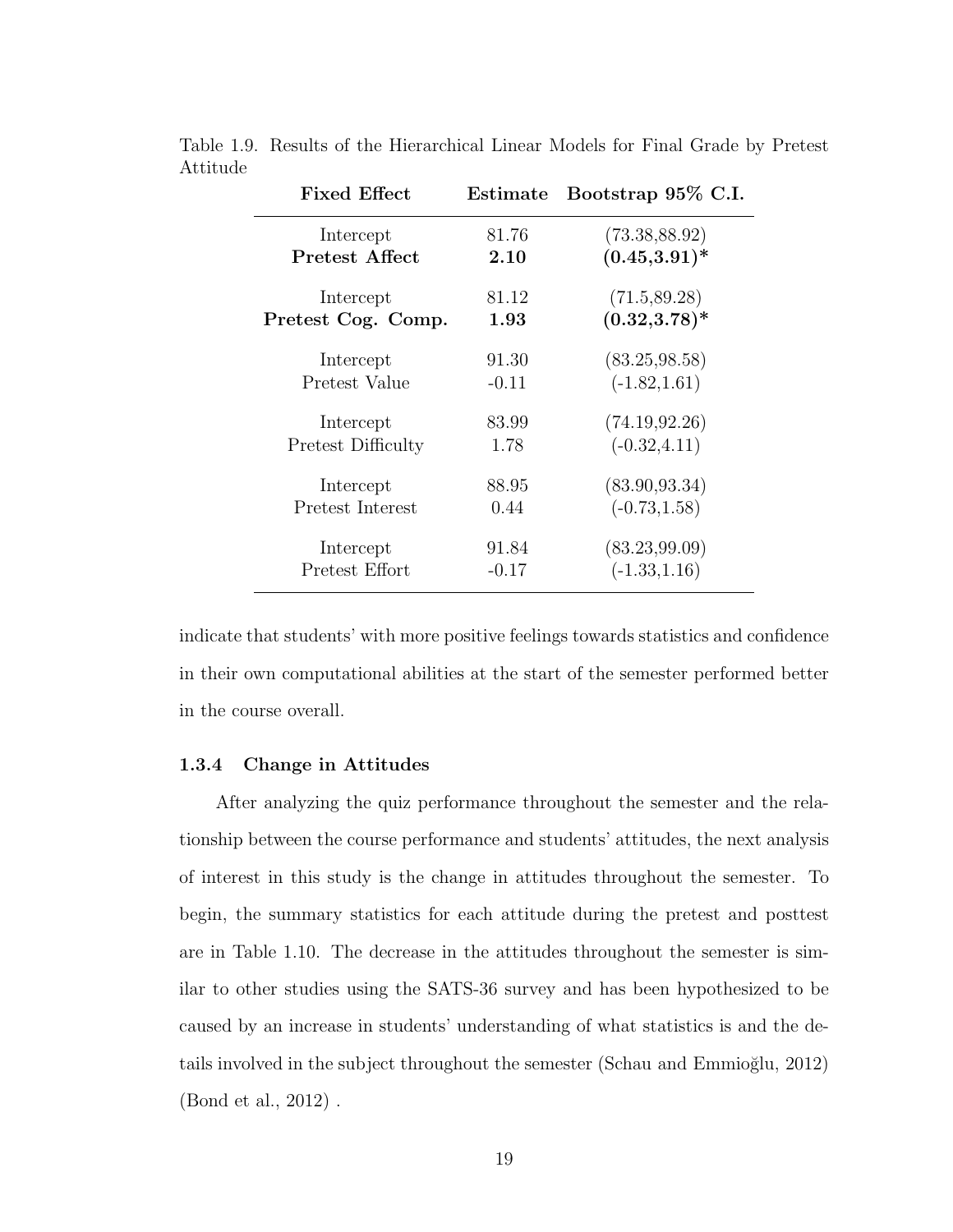Table 1.9. Results of the Hierarchical Linear Models for Final Grade by Pretest Attitude

| Fixed Effect | Estimate | Bootstrap 95% C.I. |
|---|---|---|
| Intercept | 81.76 | (73.38,88.92) |
| **Pretest Affect** | **2.10** | **(0.45,3.91)*** |
| Intercept | 81.12 | (71.5,89.28) |
| **Pretest Cog. Comp.** | **1.93** | **(0.32,3.78)*** |
| Intercept | 91.30 | (83.25,98.58) |
| Pretest Value | -0.11 | (-1.82,1.61) |
| Intercept | 83.99 | (74.19,92.26) |
| Pretest Difficulty | 1.78 | (-0.32,4.11) |
| Intercept | 88.95 | (83.90,93.34) |
| Pretest Interest | 0.44 | (-0.73,1.58) |
| Intercept | 91.84 | (83.23,99.09) |
| Pretest Effort | -0.17 | (-1.33,1.16) |

indicate that students' with more positive feelings towards statistics and confidence in their own computational abilities at the start of the semester performed better in the course overall.

### 1.3.4 Change in Attitudes

After analyzing the quiz performance throughout the semester and the relationship between the course performance and students' attitudes, the next analysis of interest in this study is the change in attitudes throughout the semester. To begin, the summary statistics for each attitude during the pretest and posttest are in Table 1.10. The decrease in the attitudes throughout the semester is similar to other studies using the SATS-36 survey and has been hypothesized to be caused by an increase in students' understanding of what statistics is and the details involved in the subject throughout the semester (Schau and Emmioğlu, 2012) (Bond et al., 2012) .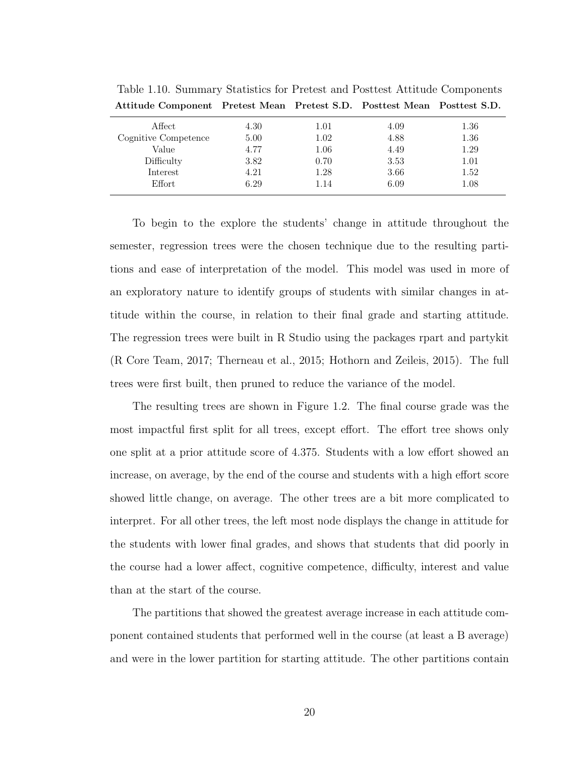Table 1.10. Summary Statistics for Pretest and Posttest Attitude Components

| Attitude Component | Pretest Mean | Pretest S.D. | Posttest Mean | Posttest S.D. |
|---|---|---|---|---|
| Affect | 4.30 | 1.01 | 4.09 | 1.36 |
| Cognitive Competence | 5.00 | 1.02 | 4.88 | 1.36 |
| Value | 4.77 | 1.06 | 4.49 | 1.29 |
| Difficulty | 3.82 | 0.70 | 3.53 | 1.01 |
| Interest | 4.21 | 1.28 | 3.66 | 1.52 |
| Effort | 6.29 | 1.14 | 6.09 | 1.08 |

To begin to the explore the students' change in attitude throughout the semester, regression trees were the chosen technique due to the resulting partitions and ease of interpretation of the model. This model was used in more of an exploratory nature to identify groups of students with similar changes in attitude within the course, in relation to their final grade and starting attitude. The regression trees were built in R Studio using the packages rpart and partykit (R Core Team, 2017; Therneau et al., 2015; Hothorn and Zeileis, 2015). The full trees were first built, then pruned to reduce the variance of the model.

The resulting trees are shown in Figure 1.2. The final course grade was the most impactful first split for all trees, except effort. The effort tree shows only one split at a prior attitude score of 4.375. Students with a low effort showed an increase, on average, by the end of the course and students with a high effort score showed little change, on average. The other trees are a bit more complicated to interpret. For all other trees, the left most node displays the change in attitude for the students with lower final grades, and shows that students that did poorly in the course had a lower affect, cognitive competence, difficulty, interest and value than at the start of the course.

The partitions that showed the greatest average increase in each attitude component contained students that performed well in the course (at least a B average) and were in the lower partition for starting attitude. The other partitions contain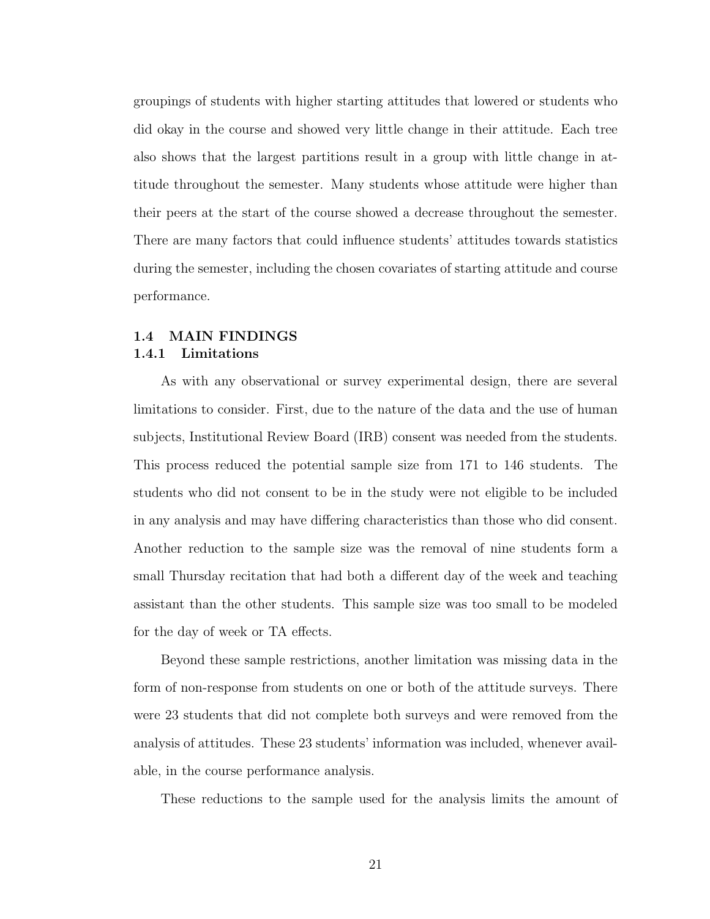groupings of students with higher starting attitudes that lowered or students who did okay in the course and showed very little change in their attitude. Each tree also shows that the largest partitions result in a group with little change in attitude throughout the semester. Many students whose attitude were higher than their peers at the start of the course showed a decrease throughout the semester. There are many factors that could influence students' attitudes towards statistics during the semester, including the chosen covariates of starting attitude and course performance.

## 1.4 MAIN FINDINGS

### 1.4.1 Limitations

As with any observational or survey experimental design, there are several limitations to consider. First, due to the nature of the data and the use of human subjects, Institutional Review Board (IRB) consent was needed from the students. This process reduced the potential sample size from 171 to 146 students. The students who did not consent to be in the study were not eligible to be included in any analysis and may have differing characteristics than those who did consent. Another reduction to the sample size was the removal of nine students form a small Thursday recitation that had both a different day of the week and teaching assistant than the other students. This sample size was too small to be modeled for the day of week or TA effects.

Beyond these sample restrictions, another limitation was missing data in the form of non-response from students on one or both of the attitude surveys. There were 23 students that did not complete both surveys and were removed from the analysis of attitudes. These 23 students' information was included, whenever available, in the course performance analysis.

These reductions to the sample used for the analysis limits the amount of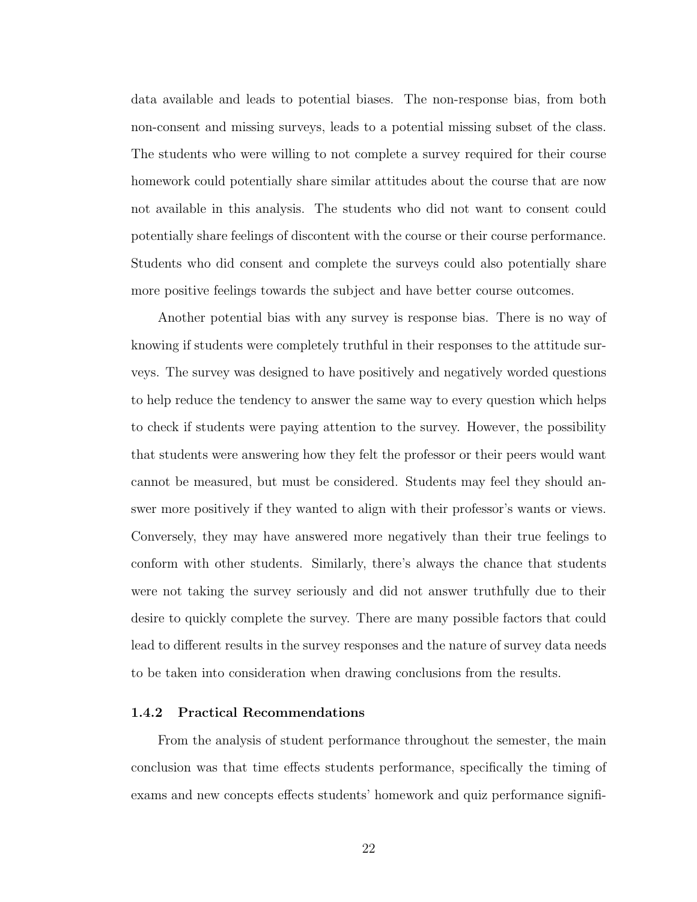data available and leads to potential biases. The non-response bias, from both non-consent and missing surveys, leads to a potential missing subset of the class. The students who were willing to not complete a survey required for their course homework could potentially share similar attitudes about the course that are now not available in this analysis. The students who did not want to consent could potentially share feelings of discontent with the course or their course performance. Students who did consent and complete the surveys could also potentially share more positive feelings towards the subject and have better course outcomes.

Another potential bias with any survey is response bias. There is no way of knowing if students were completely truthful in their responses to the attitude surveys. The survey was designed to have positively and negatively worded questions to help reduce the tendency to answer the same way to every question which helps to check if students were paying attention to the survey. However, the possibility that students were answering how they felt the professor or their peers would want cannot be measured, but must be considered. Students may feel they should answer more positively if they wanted to align with their professor's wants or views. Conversely, they may have answered more negatively than their true feelings to conform with other students. Similarly, there's always the chance that students were not taking the survey seriously and did not answer truthfully due to their desire to quickly complete the survey. There are many possible factors that could lead to different results in the survey responses and the nature of survey data needs to be taken into consideration when drawing conclusions from the results.

### 1.4.2 Practical Recommendations

From the analysis of student performance throughout the semester, the main conclusion was that time effects students performance, specifically the timing of exams and new concepts effects students' homework and quiz performance signifi-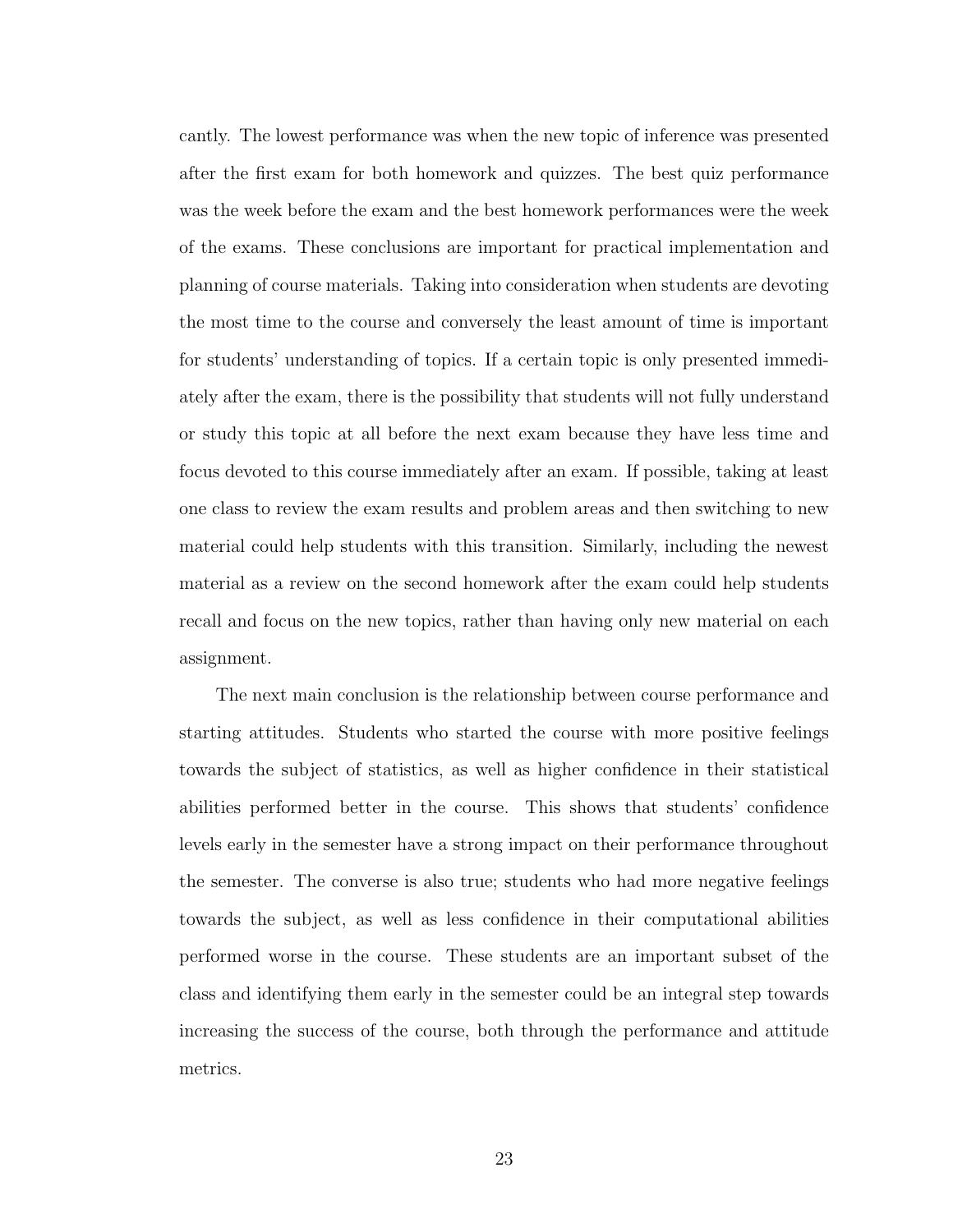cantly. The lowest performance was when the new topic of inference was presented after the first exam for both homework and quizzes. The best quiz performance was the week before the exam and the best homework performances were the week of the exams. These conclusions are important for practical implementation and planning of course materials. Taking into consideration when students are devoting the most time to the course and conversely the least amount of time is important for students' understanding of topics. If a certain topic is only presented immediately after the exam, there is the possibility that students will not fully understand or study this topic at all before the next exam because they have less time and focus devoted to this course immediately after an exam. If possible, taking at least one class to review the exam results and problem areas and then switching to new material could help students with this transition. Similarly, including the newest material as a review on the second homework after the exam could help students recall and focus on the new topics, rather than having only new material on each assignment.

The next main conclusion is the relationship between course performance and starting attitudes. Students who started the course with more positive feelings towards the subject of statistics, as well as higher confidence in their statistical abilities performed better in the course. This shows that students' confidence levels early in the semester have a strong impact on their performance throughout the semester. The converse is also true; students who had more negative feelings towards the subject, as well as less confidence in their computational abilities performed worse in the course. These students are an important subset of the class and identifying them early in the semester could be an integral step towards increasing the success of the course, both through the performance and attitude metrics.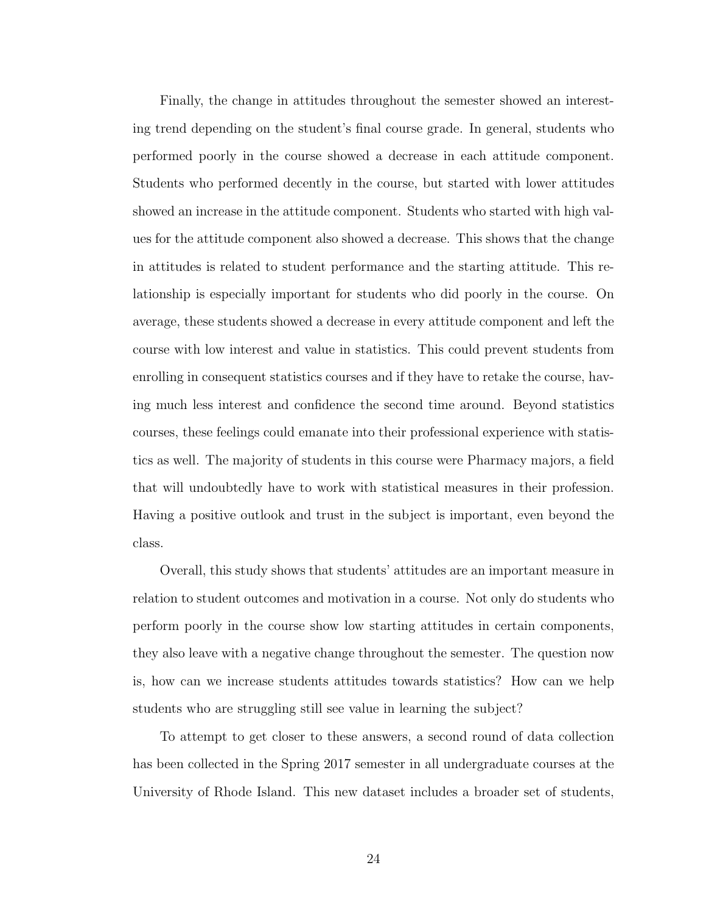Finally, the change in attitudes throughout the semester showed an interesting trend depending on the student's final course grade. In general, students who performed poorly in the course showed a decrease in each attitude component. Students who performed decently in the course, but started with lower attitudes showed an increase in the attitude component. Students who started with high values for the attitude component also showed a decrease. This shows that the change in attitudes is related to student performance and the starting attitude. This relationship is especially important for students who did poorly in the course. On average, these students showed a decrease in every attitude component and left the course with low interest and value in statistics. This could prevent students from enrolling in consequent statistics courses and if they have to retake the course, having much less interest and confidence the second time around. Beyond statistics courses, these feelings could emanate into their professional experience with statistics as well. The majority of students in this course were Pharmacy majors, a field that will undoubtedly have to work with statistical measures in their profession. Having a positive outlook and trust in the subject is important, even beyond the class.

Overall, this study shows that students' attitudes are an important measure in relation to student outcomes and motivation in a course. Not only do students who perform poorly in the course show low starting attitudes in certain components, they also leave with a negative change throughout the semester. The question now is, how can we increase students attitudes towards statistics? How can we help students who are struggling still see value in learning the subject?

To attempt to get closer to these answers, a second round of data collection has been collected in the Spring 2017 semester in all undergraduate courses at the University of Rhode Island. This new dataset includes a broader set of students,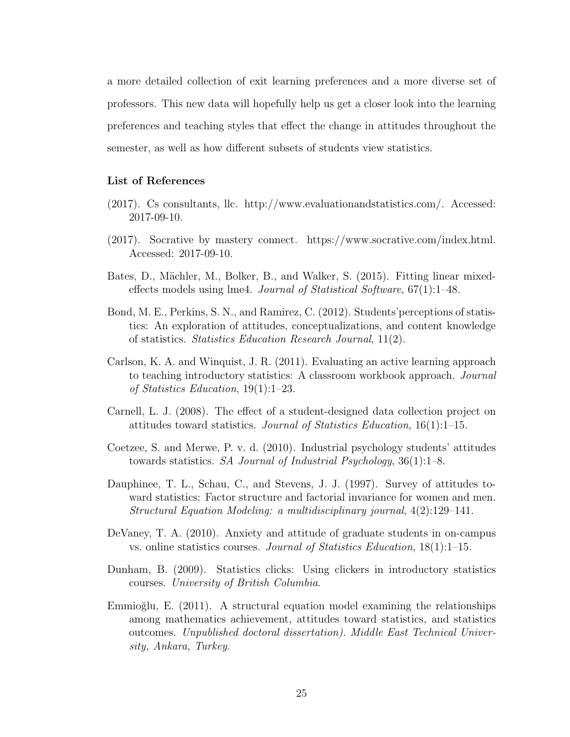a more detailed collection of exit learning preferences and a more diverse set of professors. This new data will hopefully help us get a closer look into the learning preferences and teaching styles that effect the change in attitudes throughout the semester, as well as how different subsets of students view statistics.

### List of References

(2017). Cs consultants, llc. http://www.evaluationandstatistics.com/. Accessed: 2017-09-10.

(2017). Socrative by mastery connect. https://www.socrative.com/index.html. Accessed: 2017-09-10.

Bates, D., Mächler, M., Bolker, B., and Walker, S. (2015). Fitting linear mixed-effects models using lme4. *Journal of Statistical Software*, 67(1):1–48.

Bond, M. E., Perkins, S. N., and Ramirez, C. (2012). Students'perceptions of statistics: An exploration of attitudes, conceptualizations, and content knowledge of statistics. *Statistics Education Research Journal*, 11(2).

Carlson, K. A. and Winquist, J. R. (2011). Evaluating an active learning approach to teaching introductory statistics: A classroom workbook approach. *Journal of Statistics Education*, 19(1):1–23.

Carnell, L. J. (2008). The effect of a student-designed data collection project on attitudes toward statistics. *Journal of Statistics Education*, 16(1):1–15.

Coetzee, S. and Merwe, P. v. d. (2010). Industrial psychology students' attitudes towards statistics. *SA Journal of Industrial Psychology*, 36(1):1–8.

Dauphinee, T. L., Schau, C., and Stevens, J. J. (1997). Survey of attitudes toward statistics: Factor structure and factorial invariance for women and men. *Structural Equation Modeling: a multidisciplinary journal*, 4(2):129–141.

DeVaney, T. A. (2010). Anxiety and attitude of graduate students in on-campus vs. online statistics courses. *Journal of Statistics Education*, 18(1):1–15.

Dunham, B. (2009). Statistics clicks: Using clickers in introductory statistics courses. *University of British Columbia*.

Emmioğlu, E. (2011). A structural equation model examining the relationships among mathematics achievement, attitudes toward statistics, and statistics outcomes. *Unpublished doctoral dissertation). Middle East Technical University, Ankara, Turkey*.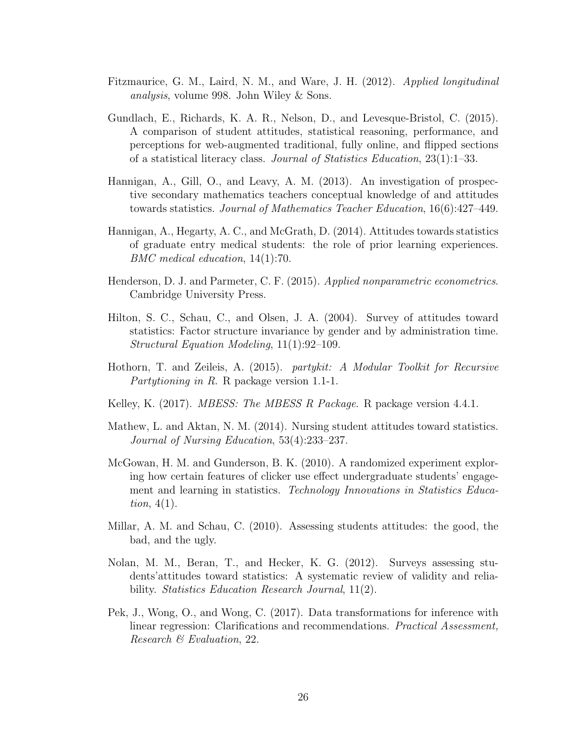Fitzmaurice, G. M., Laird, N. M., and Ware, J. H. (2012). *Applied longitudinal analysis*, volume 998. John Wiley & Sons.

Gundlach, E., Richards, K. A. R., Nelson, D., and Levesque-Bristol, C. (2015). A comparison of student attitudes, statistical reasoning, performance, and perceptions for web-augmented traditional, fully online, and flipped sections of a statistical literacy class. *Journal of Statistics Education*, 23(1):1–33.

Hannigan, A., Gill, O., and Leavy, A. M. (2013). An investigation of prospective secondary mathematics teachers conceptual knowledge of and attitudes towards statistics. *Journal of Mathematics Teacher Education*, 16(6):427–449.

Hannigan, A., Hegarty, A. C., and McGrath, D. (2014). Attitudes towards statistics of graduate entry medical students: the role of prior learning experiences. *BMC medical education*, 14(1):70.

Henderson, D. J. and Parmeter, C. F. (2015). *Applied nonparametric econometrics*. Cambridge University Press.

Hilton, S. C., Schau, C., and Olsen, J. A. (2004). Survey of attitudes toward statistics: Factor structure invariance by gender and by administration time. *Structural Equation Modeling*, 11(1):92–109.

Hothorn, T. and Zeileis, A. (2015). *partykit: A Modular Toolkit for Recursive Partytioning in R*. R package version 1.1-1.

Kelley, K. (2017). *MBESS: The MBESS R Package*. R package version 4.4.1.

Mathew, L. and Aktan, N. M. (2014). Nursing student attitudes toward statistics. *Journal of Nursing Education*, 53(4):233–237.

McGowan, H. M. and Gunderson, B. K. (2010). A randomized experiment exploring how certain features of clicker use effect undergraduate students' engagement and learning in statistics. *Technology Innovations in Statistics Education*, 4(1).

Millar, A. M. and Schau, C. (2010). Assessing students attitudes: the good, the bad, and the ugly.

Nolan, M. M., Beran, T., and Hecker, K. G. (2012). Surveys assessing students'attitudes toward statistics: A systematic review of validity and reliability. *Statistics Education Research Journal*, 11(2).

Pek, J., Wong, O., and Wong, C. (2017). Data transformations for inference with linear regression: Clarifications and recommendations. *Practical Assessment, Research & Evaluation*, 22.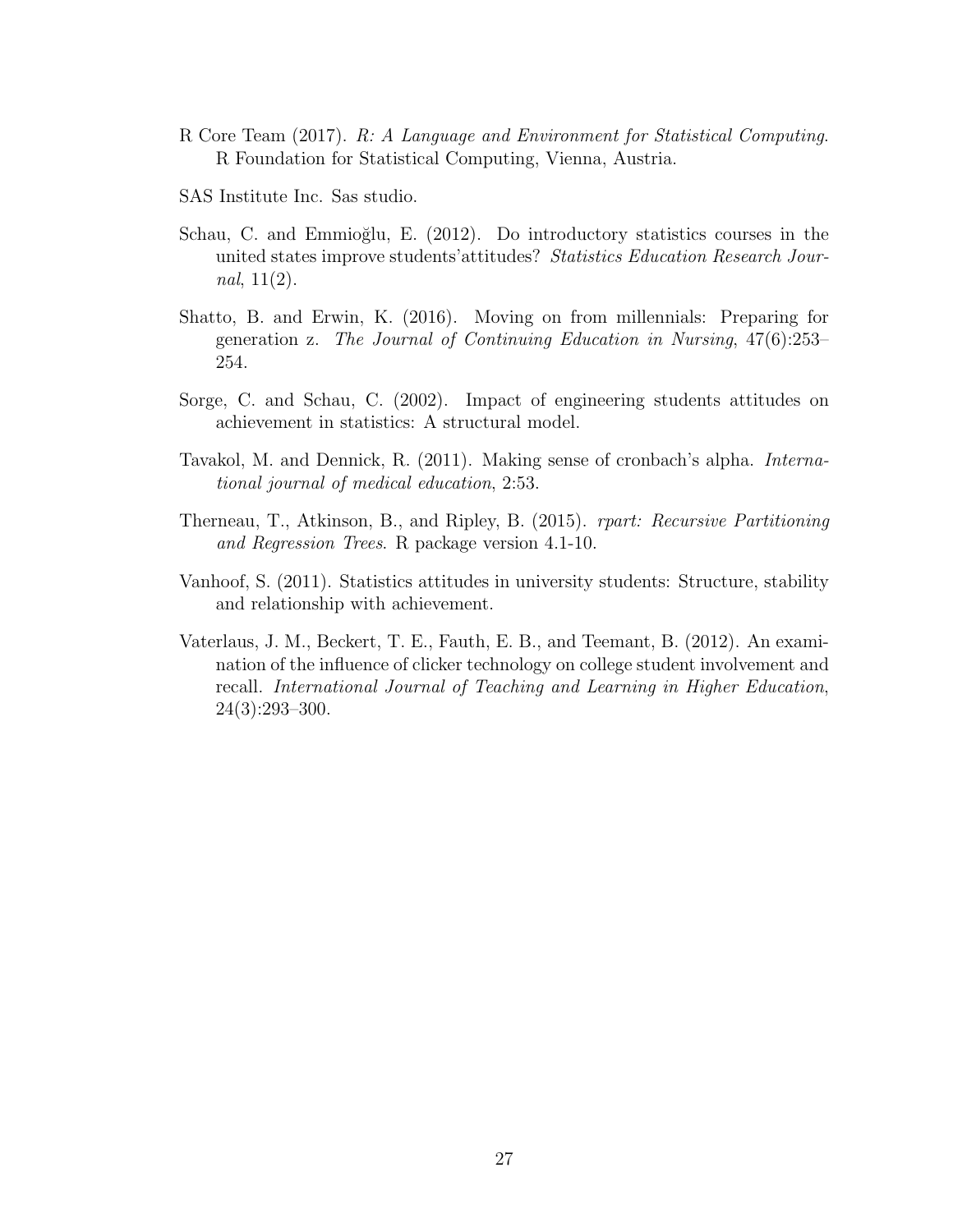R Core Team (2017). *R: A Language and Environment for Statistical Computing*. R Foundation for Statistical Computing, Vienna, Austria.

SAS Institute Inc. Sas studio.

Schau, C. and Emmioğlu, E. (2012). Do introductory statistics courses in the united states improve students'attitudes? *Statistics Education Research Journal*, 11(2).

Shatto, B. and Erwin, K. (2016). Moving on from millennials: Preparing for generation z. *The Journal of Continuing Education in Nursing*, 47(6):253–254.

Sorge, C. and Schau, C. (2002). Impact of engineering students attitudes on achievement in statistics: A structural model.

Tavakol, M. and Dennick, R. (2011). Making sense of cronbach's alpha. *International journal of medical education*, 2:53.

Therneau, T., Atkinson, B., and Ripley, B. (2015). *rpart: Recursive Partitioning and Regression Trees*. R package version 4.1-10.

Vanhoof, S. (2011). Statistics attitudes in university students: Structure, stability and relationship with achievement.

Vaterlaus, J. M., Beckert, T. E., Fauth, E. B., and Teemant, B. (2012). An examination of the influence of clicker technology on college student involvement and recall. *International Journal of Teaching and Learning in Higher Education*, 24(3):293–300.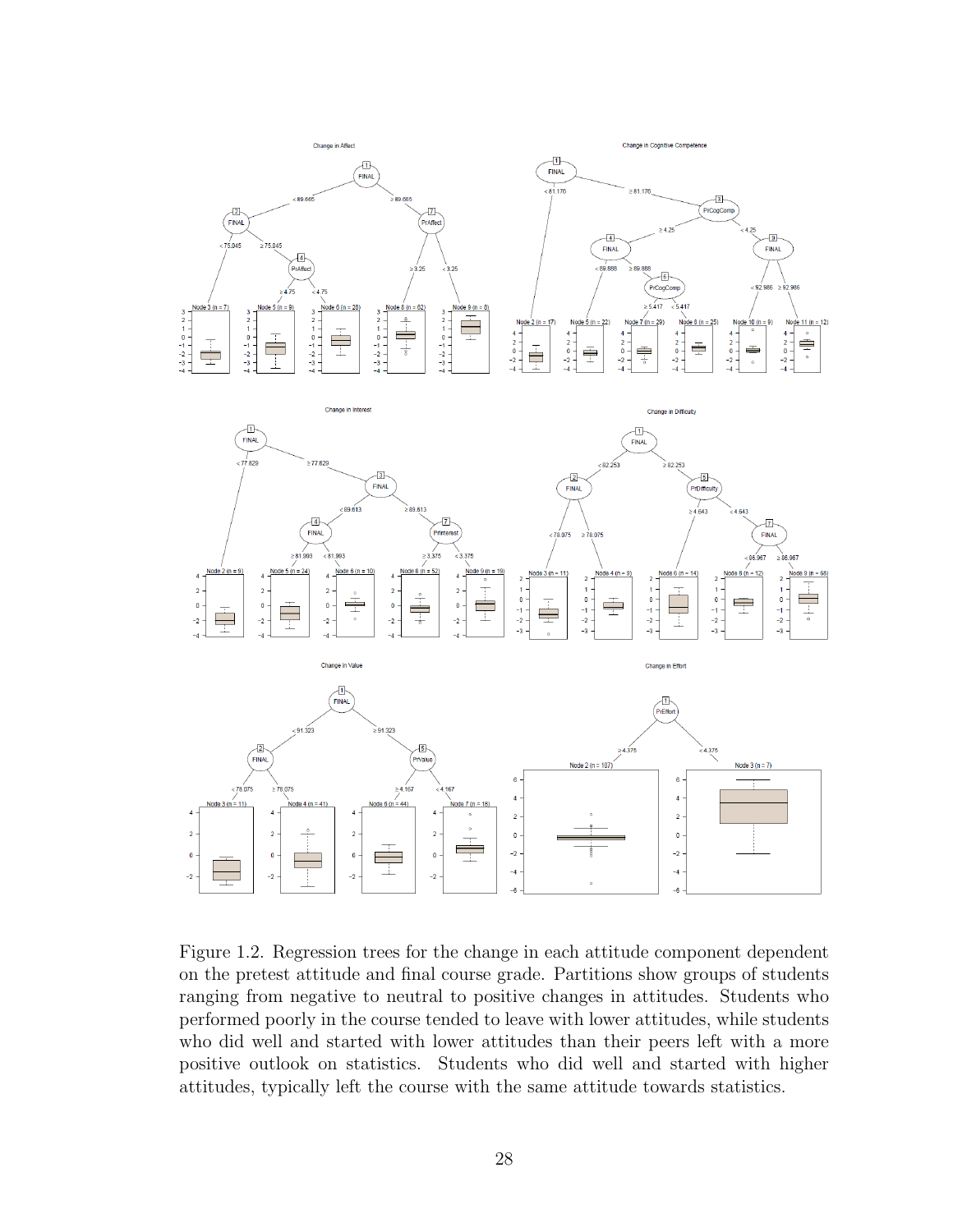Figure 1.2. Regression trees for the change in each attitude component dependent on the pretest attitude and final course grade. Partitions show groups of students ranging from negative to neutral to positive changes in attitudes. Students who performed poorly in the course tended to leave with lower attitudes, while students who did well and started with lower attitudes than their peers left with a more positive outlook on statistics. Students who did well and started with higher attitudes, typically left the course with the same attitude towards statistics.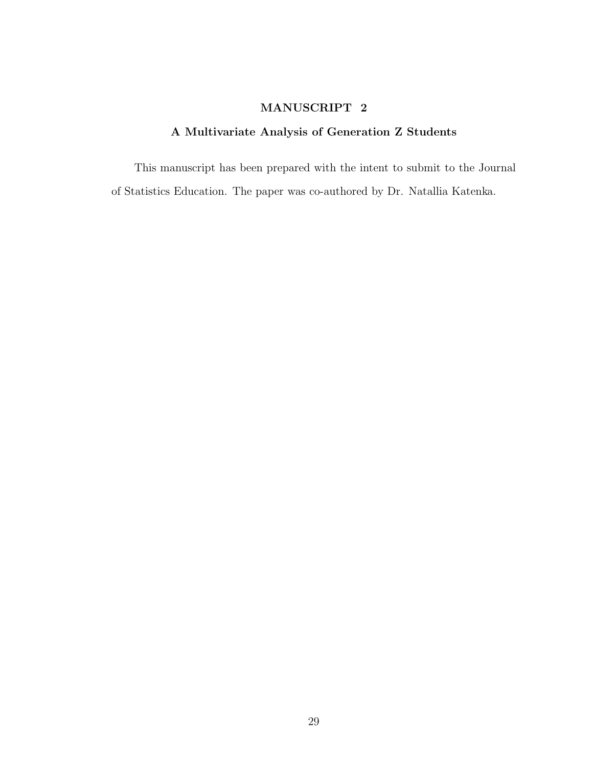# MANUSCRIPT 2

## A Multivariate Analysis of Generation Z Students

This manuscript has been prepared with the intent to submit to the Journal of Statistics Education. The paper was co-authored by Dr. Natallia Katenka.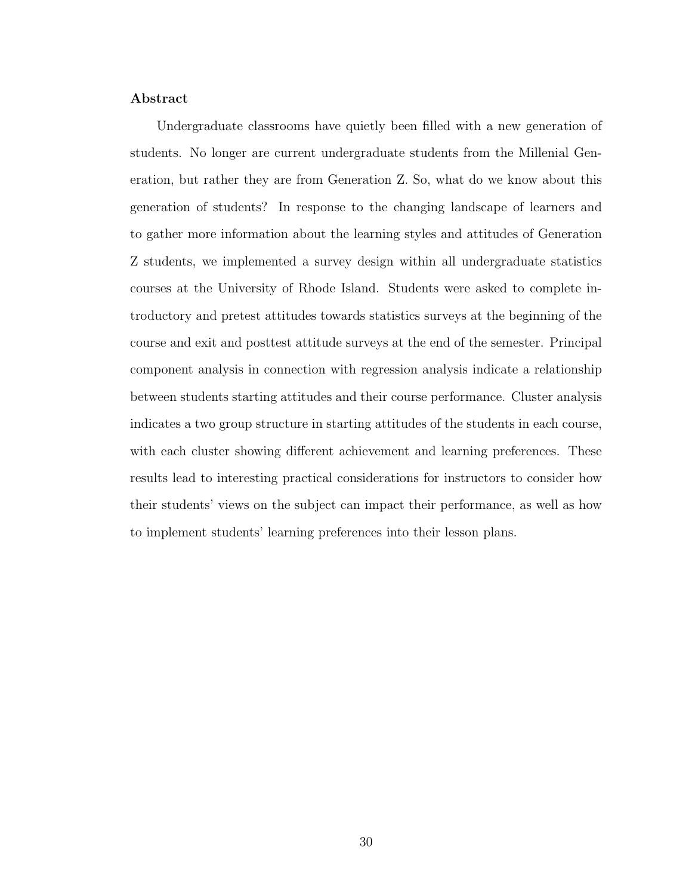**Abstract**

Undergraduate classrooms have quietly been filled with a new generation of students. No longer are current undergraduate students from the Millenial Generation, but rather they are from Generation Z. So, what do we know about this generation of students? In response to the changing landscape of learners and to gather more information about the learning styles and attitudes of Generation Z students, we implemented a survey design within all undergraduate statistics courses at the University of Rhode Island. Students were asked to complete introductory and pretest attitudes towards statistics surveys at the beginning of the course and exit and posttest attitude surveys at the end of the semester. Principal component analysis in connection with regression analysis indicate a relationship between students starting attitudes and their course performance. Cluster analysis indicates a two group structure in starting attitudes of the students in each course, with each cluster showing different achievement and learning preferences. These results lead to interesting practical considerations for instructors to consider how their students' views on the subject can impact their performance, as well as how to implement students' learning preferences into their lesson plans.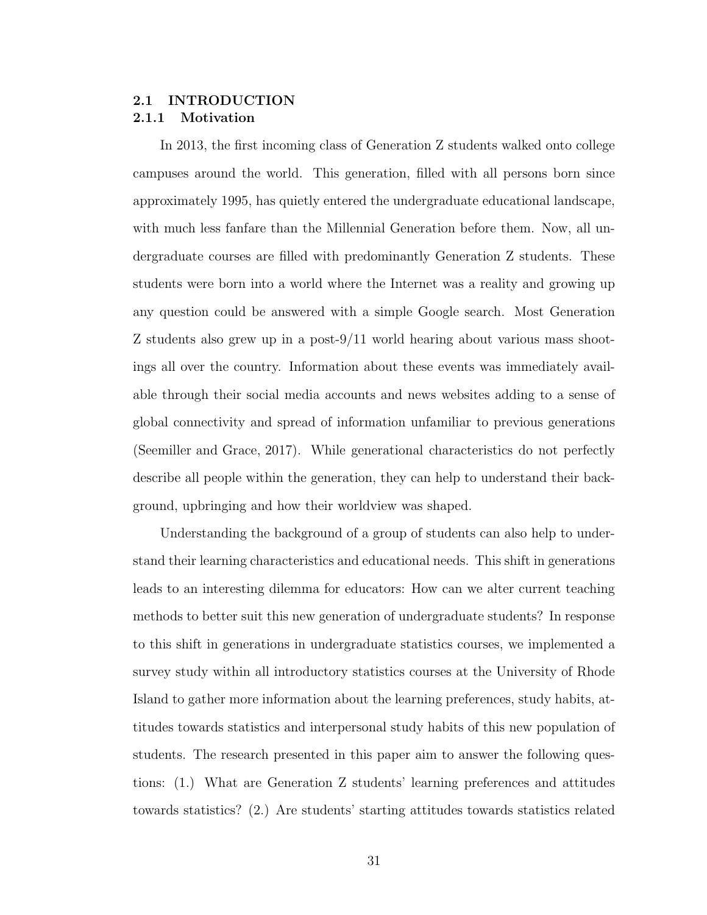## 2.1 INTRODUCTION

### 2.1.1 Motivation

In 2013, the first incoming class of Generation Z students walked onto college campuses around the world. This generation, filled with all persons born since approximately 1995, has quietly entered the undergraduate educational landscape, with much less fanfare than the Millennial Generation before them. Now, all undergraduate courses are filled with predominantly Generation Z students. These students were born into a world where the Internet was a reality and growing up any question could be answered with a simple Google search. Most Generation Z students also grew up in a post-9/11 world hearing about various mass shootings all over the country. Information about these events was immediately available through their social media accounts and news websites adding to a sense of global connectivity and spread of information unfamiliar to previous generations (Seemiller and Grace, 2017). While generational characteristics do not perfectly describe all people within the generation, they can help to understand their background, upbringing and how their worldview was shaped.

Understanding the background of a group of students can also help to understand their learning characteristics and educational needs. This shift in generations leads to an interesting dilemma for educators: How can we alter current teaching methods to better suit this new generation of undergraduate students? In response to this shift in generations in undergraduate statistics courses, we implemented a survey study within all introductory statistics courses at the University of Rhode Island to gather more information about the learning preferences, study habits, attitudes towards statistics and interpersonal study habits of this new population of students. The research presented in this paper aim to answer the following questions: (1.) What are Generation Z students' learning preferences and attitudes towards statistics? (2.) Are students' starting attitudes towards statistics related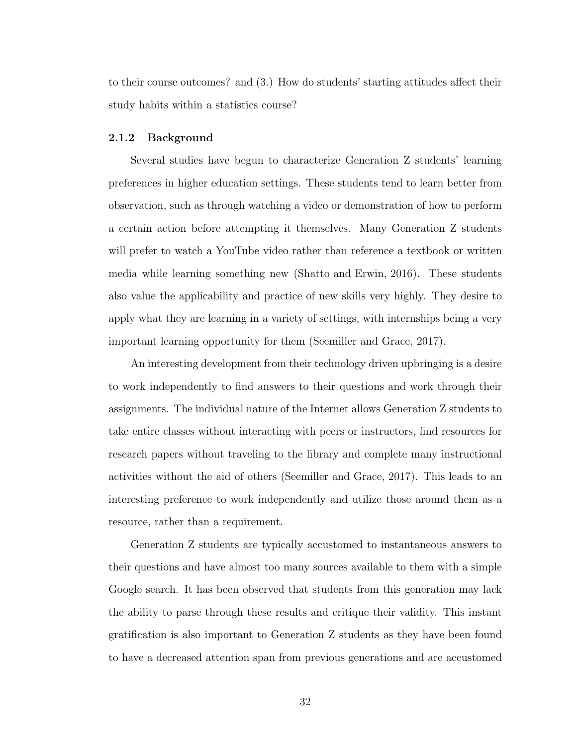to their course outcomes? and (3.) How do students' starting attitudes affect their study habits within a statistics course?

### 2.1.2 Background

Several studies have begun to characterize Generation Z students' learning preferences in higher education settings. These students tend to learn better from observation, such as through watching a video or demonstration of how to perform a certain action before attempting it themselves. Many Generation Z students will prefer to watch a YouTube video rather than reference a textbook or written media while learning something new (Shatto and Erwin, 2016). These students also value the applicability and practice of new skills very highly. They desire to apply what they are learning in a variety of settings, with internships being a very important learning opportunity for them (Seemiller and Grace, 2017).

An interesting development from their technology driven upbringing is a desire to work independently to find answers to their questions and work through their assignments. The individual nature of the Internet allows Generation Z students to take entire classes without interacting with peers or instructors, find resources for research papers without traveling to the library and complete many instructional activities without the aid of others (Seemiller and Grace, 2017). This leads to an interesting preference to work independently and utilize those around them as a resource, rather than a requirement.

Generation Z students are typically accustomed to instantaneous answers to their questions and have almost too many sources available to them with a simple Google search. It has been observed that students from this generation may lack the ability to parse through these results and critique their validity. This instant gratification is also important to Generation Z students as they have been found to have a decreased attention span from previous generations and are accustomed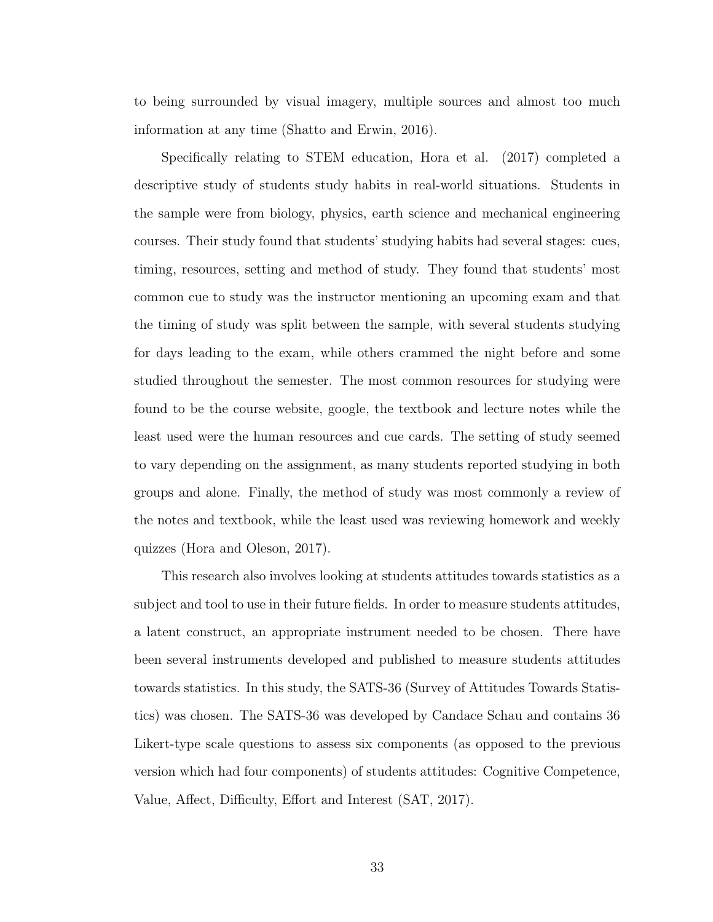to being surrounded by visual imagery, multiple sources and almost too much information at any time (Shatto and Erwin, 2016).

Specifically relating to STEM education, Hora et al. (2017) completed a descriptive study of students study habits in real-world situations. Students in the sample were from biology, physics, earth science and mechanical engineering courses. Their study found that students' studying habits had several stages: cues, timing, resources, setting and method of study. They found that students' most common cue to study was the instructor mentioning an upcoming exam and that the timing of study was split between the sample, with several students studying for days leading to the exam, while others crammed the night before and some studied throughout the semester. The most common resources for studying were found to be the course website, google, the textbook and lecture notes while the least used were the human resources and cue cards. The setting of study seemed to vary depending on the assignment, as many students reported studying in both groups and alone. Finally, the method of study was most commonly a review of the notes and textbook, while the least used was reviewing homework and weekly quizzes (Hora and Oleson, 2017).

This research also involves looking at students attitudes towards statistics as a subject and tool to use in their future fields. In order to measure students attitudes, a latent construct, an appropriate instrument needed to be chosen. There have been several instruments developed and published to measure students attitudes towards statistics. In this study, the SATS-36 (Survey of Attitudes Towards Statistics) was chosen. The SATS-36 was developed by Candace Schau and contains 36 Likert-type scale questions to assess six components (as opposed to the previous version which had four components) of students attitudes: Cognitive Competence, Value, Affect, Difficulty, Effort and Interest (SAT, 2017).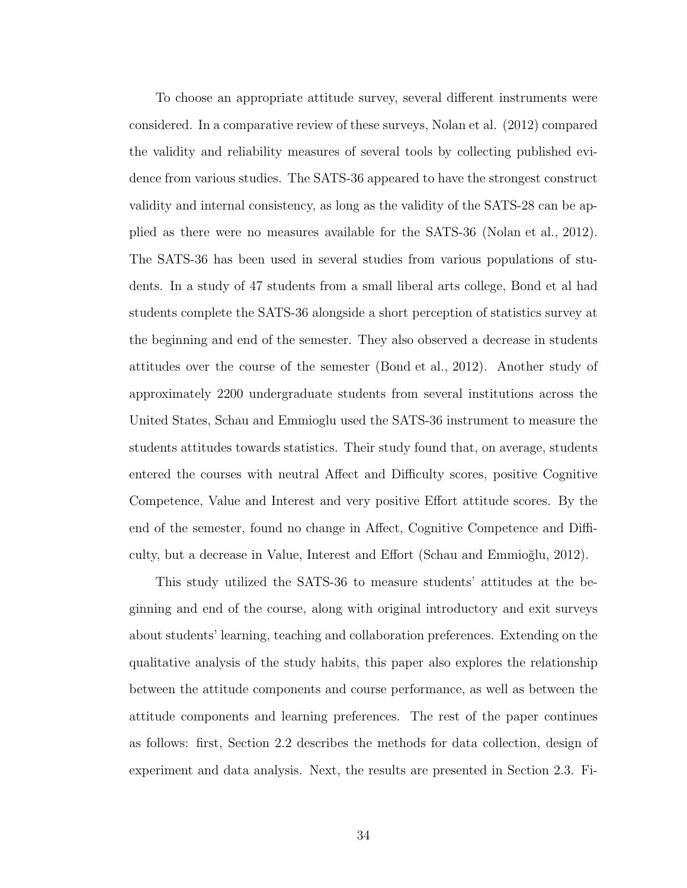To choose an appropriate attitude survey, several different instruments were considered. In a comparative review of these surveys, Nolan et al. (2012) compared the validity and reliability measures of several tools by collecting published evidence from various studies. The SATS-36 appeared to have the strongest construct validity and internal consistency, as long as the validity of the SATS-28 can be applied as there were no measures available for the SATS-36 (Nolan et al., 2012). The SATS-36 has been used in several studies from various populations of students. In a study of 47 students from a small liberal arts college, Bond et al had students complete the SATS-36 alongside a short perception of statistics survey at the beginning and end of the semester. They also observed a decrease in students attitudes over the course of the semester (Bond et al., 2012). Another study of approximately 2200 undergraduate students from several institutions across the United States, Schau and Emmioglu used the SATS-36 instrument to measure the students attitudes towards statistics. Their study found that, on average, students entered the courses with neutral Affect and Difficulty scores, positive Cognitive Competence, Value and Interest and very positive Effort attitude scores. By the end of the semester, found no change in Affect, Cognitive Competence and Difficulty, but a decrease in Value, Interest and Effort (Schau and Emmioğlu, 2012).

This study utilized the SATS-36 to measure students' attitudes at the beginning and end of the course, along with original introductory and exit surveys about students' learning, teaching and collaboration preferences. Extending on the qualitative analysis of the study habits, this paper also explores the relationship between the attitude components and course performance, as well as between the attitude components and learning preferences. The rest of the paper continues as follows: first, Section 2.2 describes the methods for data collection, design of experiment and data analysis. Next, the results are presented in Section 2.3. Fi-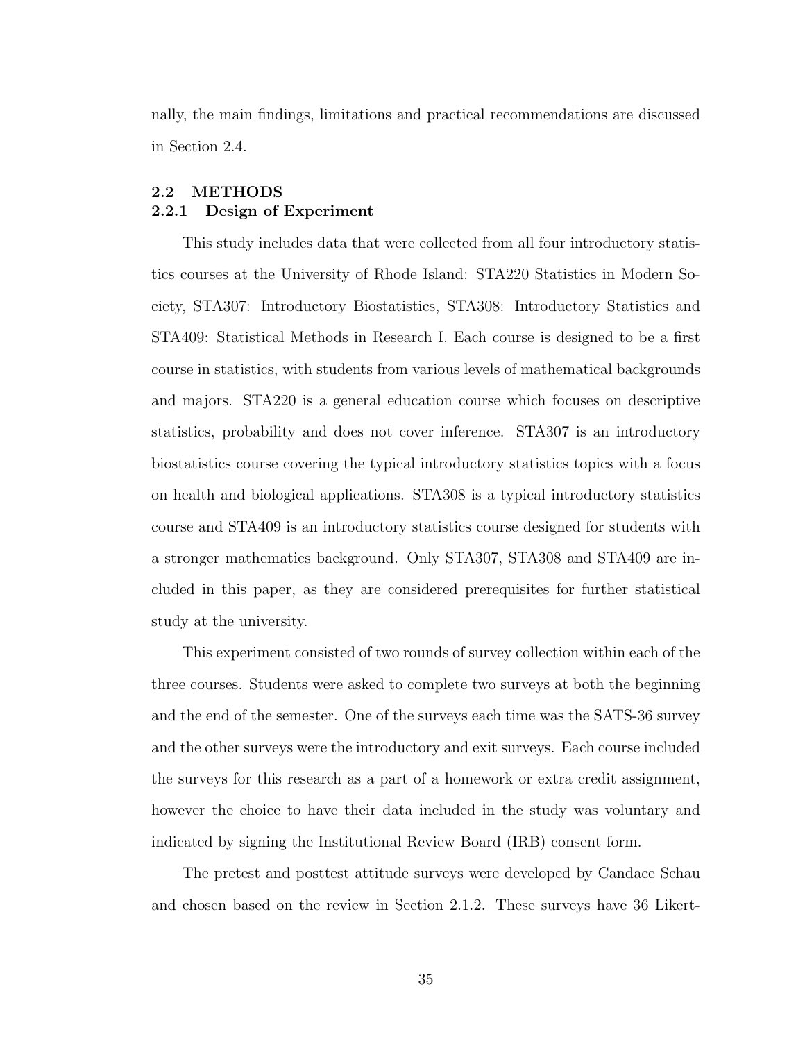nally, the main findings, limitations and practical recommendations are discussed in Section 2.4.

## 2.2 METHODS

### 2.2.1 Design of Experiment

This study includes data that were collected from all four introductory statistics courses at the University of Rhode Island: STA220 Statistics in Modern Society, STA307: Introductory Biostatistics, STA308: Introductory Statistics and STA409: Statistical Methods in Research I. Each course is designed to be a first course in statistics, with students from various levels of mathematical backgrounds and majors. STA220 is a general education course which focuses on descriptive statistics, probability and does not cover inference. STA307 is an introductory biostatistics course covering the typical introductory statistics topics with a focus on health and biological applications. STA308 is a typical introductory statistics course and STA409 is an introductory statistics course designed for students with a stronger mathematics background. Only STA307, STA308 and STA409 are included in this paper, as they are considered prerequisites for further statistical study at the university.

This experiment consisted of two rounds of survey collection within each of the three courses. Students were asked to complete two surveys at both the beginning and the end of the semester. One of the surveys each time was the SATS-36 survey and the other surveys were the introductory and exit surveys. Each course included the surveys for this research as a part of a homework or extra credit assignment, however the choice to have their data included in the study was voluntary and indicated by signing the Institutional Review Board (IRB) consent form.

The pretest and posttest attitude surveys were developed by Candace Schau and chosen based on the review in Section 2.1.2. These surveys have 36 Likert-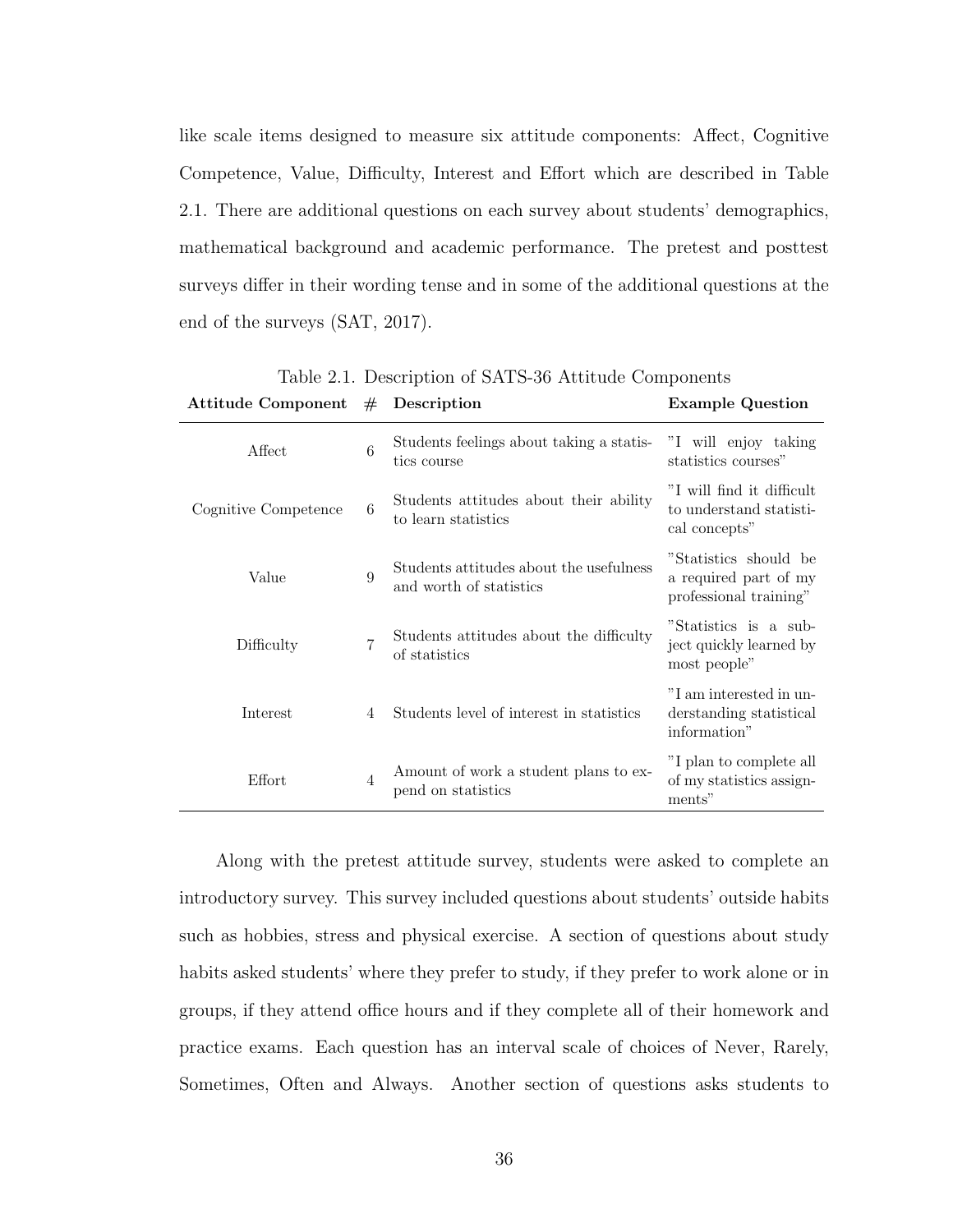like scale items designed to measure six attitude components: Affect, Cognitive Competence, Value, Difficulty, Interest and Effort which are described in Table 2.1. There are additional questions on each survey about students' demographics, mathematical background and academic performance. The pretest and posttest surveys differ in their wording tense and in some of the additional questions at the end of the surveys (SAT, 2017).

Table 2.1. Description of SATS-36 Attitude Components

| Attitude Component | # | Description | Example Question |
|---|---|---|---|
| Affect | 6 | Students feelings about taking a statistics course | "I will enjoy taking statistics courses" |
| Cognitive Competence | 6 | Students attitudes about their ability to learn statistics | "I will find it difficult to understand statistical concepts" |
| Value | 9 | Students attitudes about the usefulness and worth of statistics | "Statistics should be a required part of my professional training" |
| Difficulty | 7 | Students attitudes about the difficulty of statistics | "Statistics is a subject quickly learned by most people" |
| Interest | 4 | Students level of interest in statistics | "I am interested in understanding statistical information" |
| Effort | 4 | Amount of work a student plans to expend on statistics | "I plan to complete all of my statistics assignments" |

Along with the pretest attitude survey, students were asked to complete an introductory survey. This survey included questions about students' outside habits such as hobbies, stress and physical exercise. A section of questions about study habits asked students' where they prefer to study, if they prefer to work alone or in groups, if they attend office hours and if they complete all of their homework and practice exams. Each question has an interval scale of choices of Never, Rarely, Sometimes, Often and Always. Another section of questions asks students to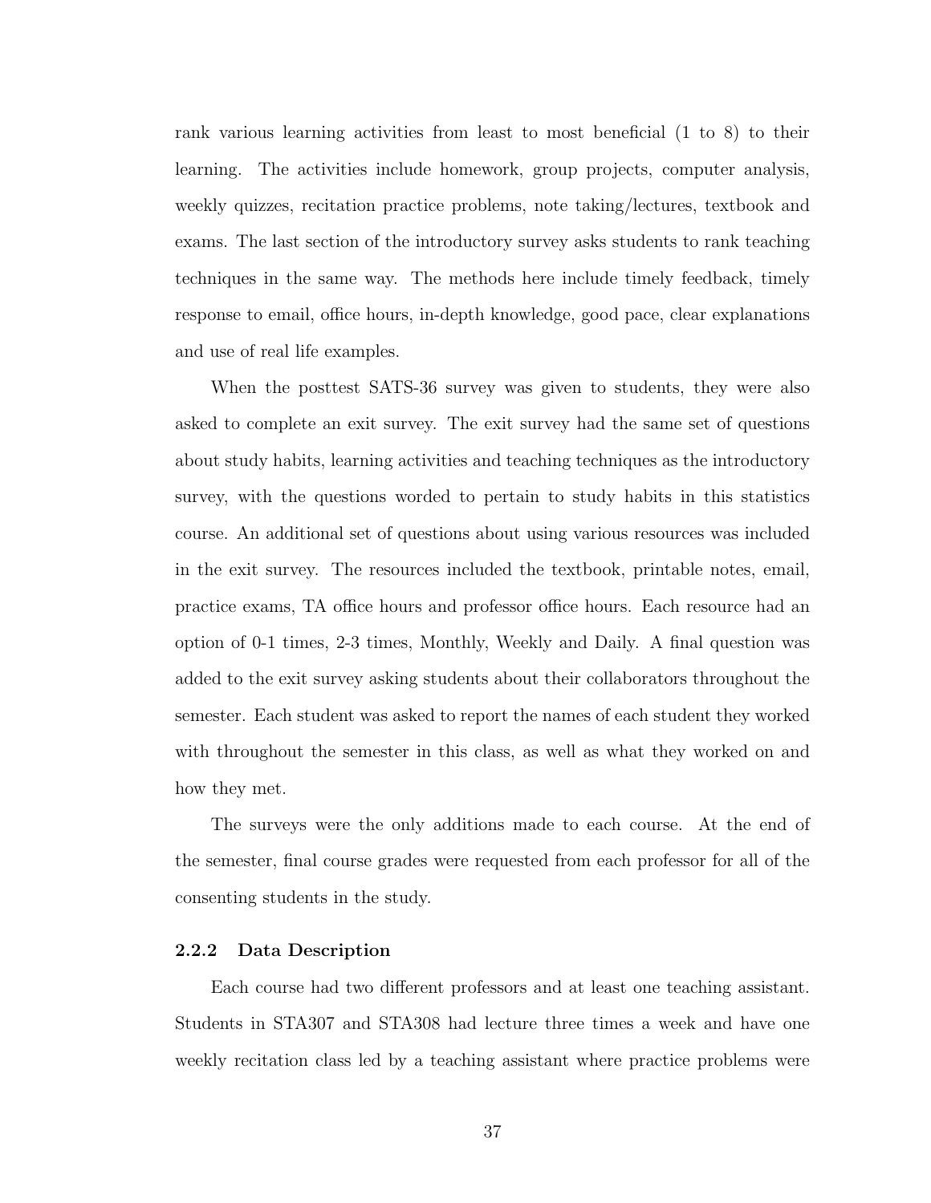rank various learning activities from least to most beneficial (1 to 8) to their learning. The activities include homework, group projects, computer analysis, weekly quizzes, recitation practice problems, note taking/lectures, textbook and exams. The last section of the introductory survey asks students to rank teaching techniques in the same way. The methods here include timely feedback, timely response to email, office hours, in-depth knowledge, good pace, clear explanations and use of real life examples.

When the posttest SATS-36 survey was given to students, they were also asked to complete an exit survey. The exit survey had the same set of questions about study habits, learning activities and teaching techniques as the introductory survey, with the questions worded to pertain to study habits in this statistics course. An additional set of questions about using various resources was included in the exit survey. The resources included the textbook, printable notes, email, practice exams, TA office hours and professor office hours. Each resource had an option of 0-1 times, 2-3 times, Monthly, Weekly and Daily. A final question was added to the exit survey asking students about their collaborators throughout the semester. Each student was asked to report the names of each student they worked with throughout the semester in this class, as well as what they worked on and how they met.

The surveys were the only additions made to each course. At the end of the semester, final course grades were requested from each professor for all of the consenting students in the study.

### 2.2.2 Data Description

Each course had two different professors and at least one teaching assistant. Students in STA307 and STA308 had lecture three times a week and have one weekly recitation class led by a teaching assistant where practice problems were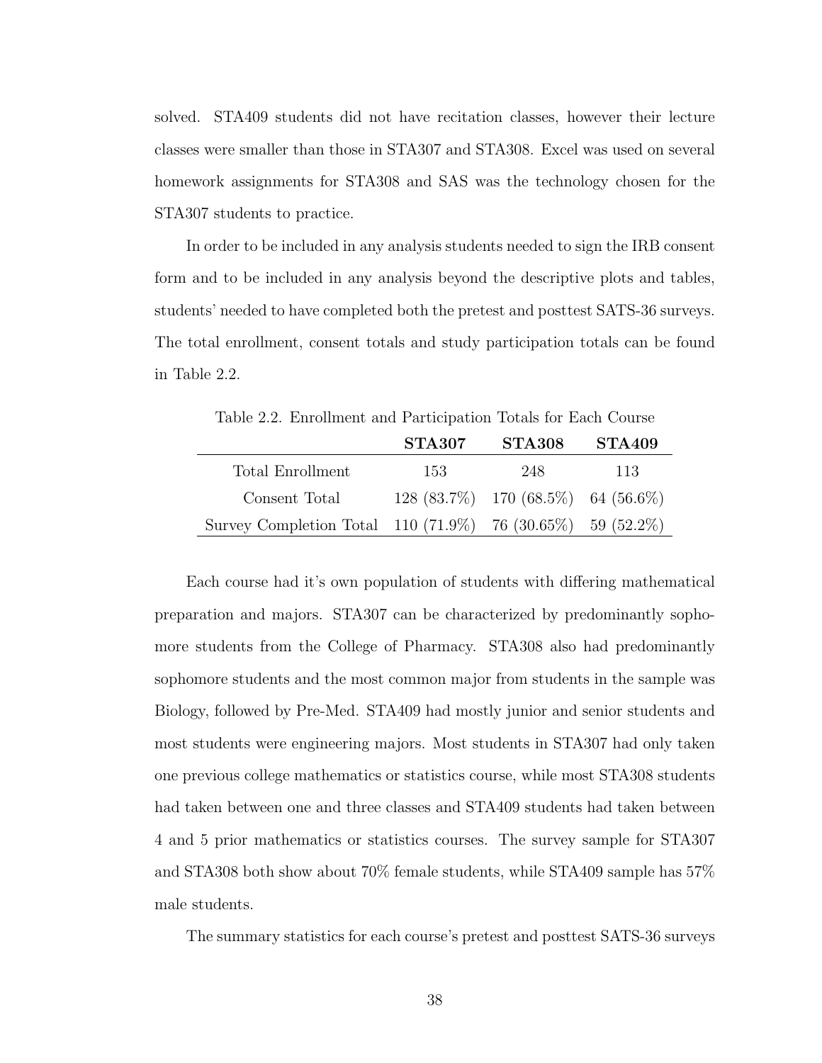solved. STA409 students did not have recitation classes, however their lecture classes were smaller than those in STA307 and STA308. Excel was used on several homework assignments for STA308 and SAS was the technology chosen for the STA307 students to practice.

In order to be included in any analysis students needed to sign the IRB consent form and to be included in any analysis beyond the descriptive plots and tables, students' needed to have completed both the pretest and posttest SATS-36 surveys. The total enrollment, consent totals and study participation totals can be found in Table 2.2.

Table 2.2. Enrollment and Participation Totals for Each Course

| | **STA307** | **STA308** | **STA409** |
|---|---|---|---|
| Total Enrollment | 153 | 248 | 113 |
| Consent Total | 128 (83.7%) | 170 (68.5%) | 64 (56.6%) |
| Survey Completion Total | 110 (71.9%) | 76 (30.65%) | 59 (52.2%) |

Each course had it's own population of students with differing mathematical preparation and majors. STA307 can be characterized by predominantly sophomore students from the College of Pharmacy. STA308 also had predominantly sophomore students and the most common major from students in the sample was Biology, followed by Pre-Med. STA409 had mostly junior and senior students and most students were engineering majors. Most students in STA307 had only taken one previous college mathematics or statistics course, while most STA308 students had taken between one and three classes and STA409 students had taken between 4 and 5 prior mathematics or statistics courses. The survey sample for STA307 and STA308 both show about 70% female students, while STA409 sample has 57% male students.

The summary statistics for each course's pretest and posttest SATS-36 surveys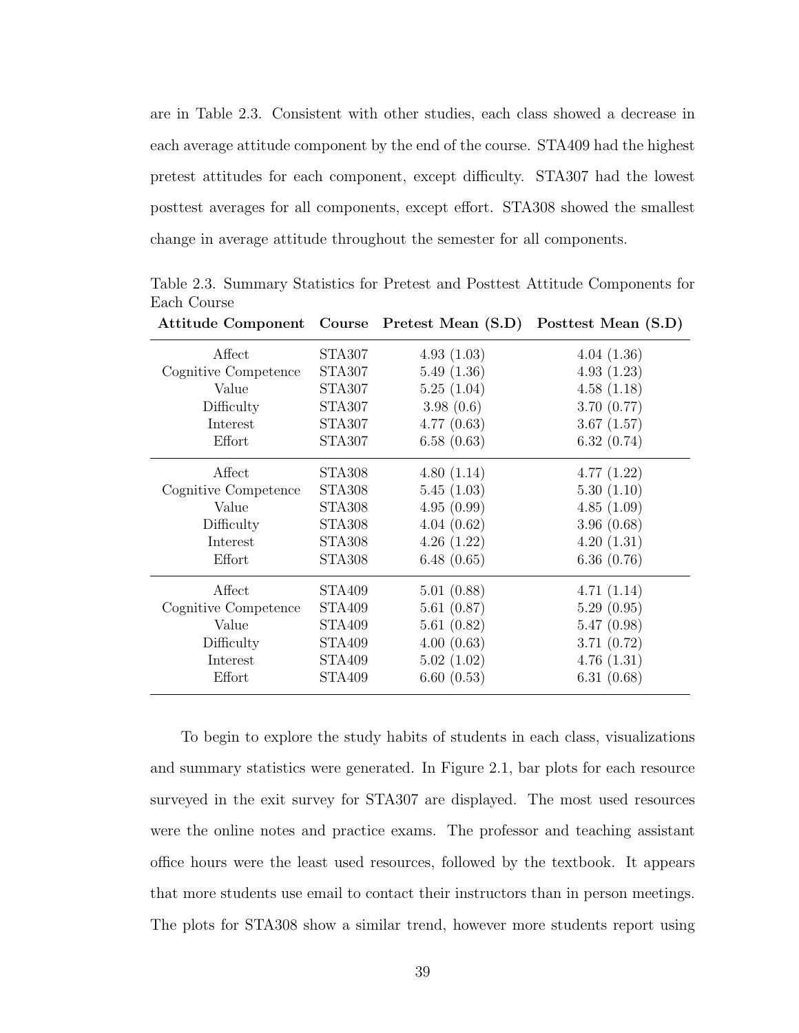are in Table 2.3. Consistent with other studies, each class showed a decrease in each average attitude component by the end of the course. STA409 had the highest pretest attitudes for each component, except difficulty. STA307 had the lowest posttest averages for all components, except effort. STA308 showed the smallest change in average attitude throughout the semester for all components.

Table 2.3. Summary Statistics for Pretest and Posttest Attitude Components for Each Course

| Attitude Component | Course | Pretest Mean (S.D) | Posttest Mean (S.D) |
|---|---|---|---|
| Affect | STA307 | 4.93 (1.03) | 4.04 (1.36) |
| Cognitive Competence | STA307 | 5.49 (1.36) | 4.93 (1.23) |
| Value | STA307 | 5.25 (1.04) | 4.58 (1.18) |
| Difficulty | STA307 | 3.98 (0.6) | 3.70 (0.77) |
| Interest | STA307 | 4.77 (0.63) | 3.67 (1.57) |
| Effort | STA307 | 6.58 (0.63) | 6.32 (0.74) |
| Affect | STA308 | 4.80 (1.14) | 4.77 (1.22) |
| Cognitive Competence | STA308 | 5.45 (1.03) | 5.30 (1.10) |
| Value | STA308 | 4.95 (0.99) | 4.85 (1.09) |
| Difficulty | STA308 | 4.04 (0.62) | 3.96 (0.68) |
| Interest | STA308 | 4.26 (1.22) | 4.20 (1.31) |
| Effort | STA308 | 6.48 (0.65) | 6.36 (0.76) |
| Affect | STA409 | 5.01 (0.88) | 4.71 (1.14) |
| Cognitive Competence | STA409 | 5.61 (0.87) | 5.29 (0.95) |
| Value | STA409 | 5.61 (0.82) | 5.47 (0.98) |
| Difficulty | STA409 | 4.00 (0.63) | 3.71 (0.72) |
| Interest | STA409 | 5.02 (1.02) | 4.76 (1.31) |
| Effort | STA409 | 6.60 (0.53) | 6.31 (0.68) |

To begin to explore the study habits of students in each class, visualizations and summary statistics were generated. In Figure 2.1, bar plots for each resource surveyed in the exit survey for STA307 are displayed. The most used resources were the online notes and practice exams. The professor and teaching assistant office hours were the least used resources, followed by the textbook. It appears that more students use email to contact their instructors than in person meetings. The plots for STA308 show a similar trend, however more students report using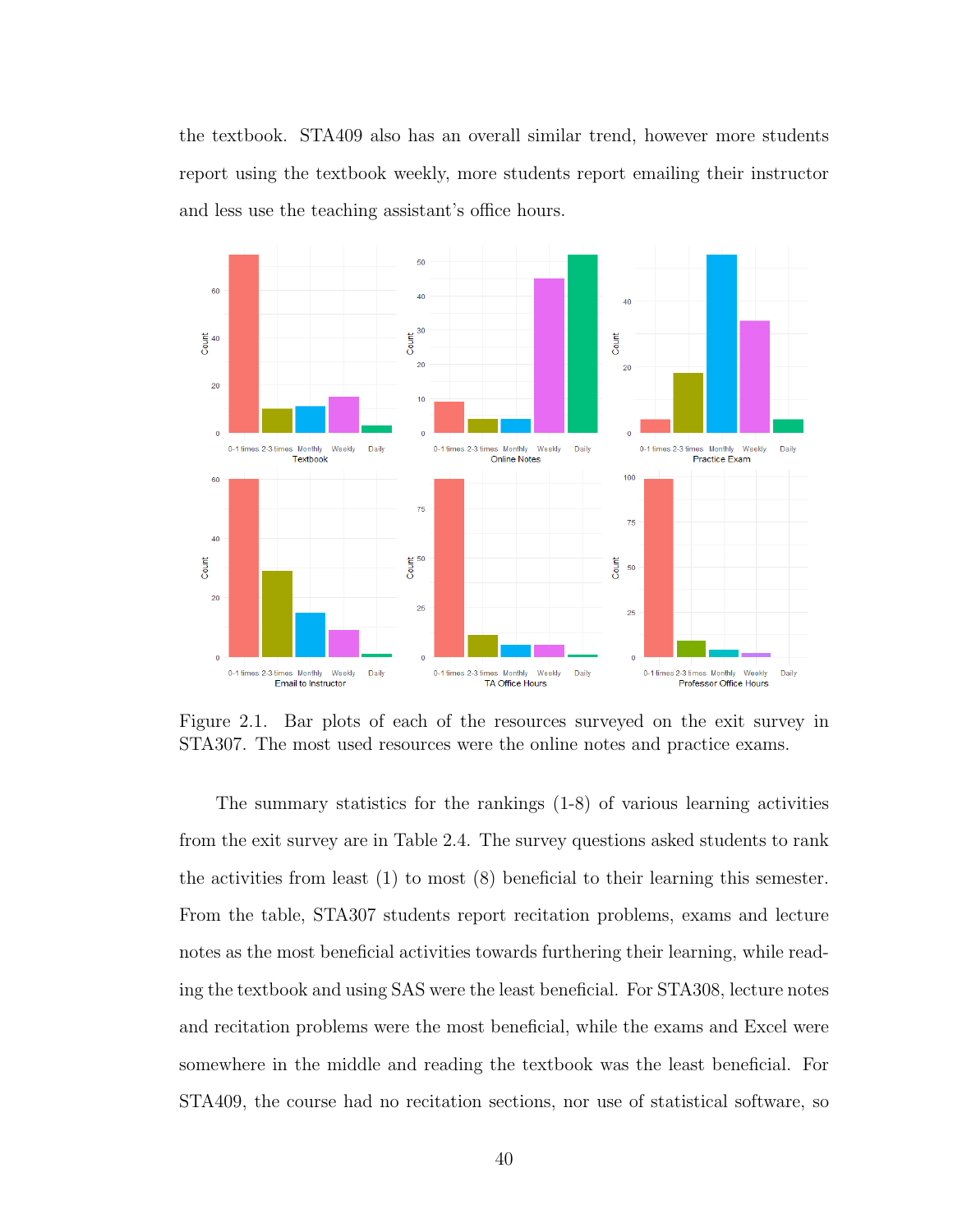the textbook. STA409 also has an overall similar trend, however more students report using the textbook weekly, more students report emailing their instructor and less use the teaching assistant's office hours.

Figure 2.1. Bar plots of each of the resources surveyed on the exit survey in STA307. The most used resources were the online notes and practice exams.

The summary statistics for the rankings (1-8) of various learning activities from the exit survey are in Table 2.4. The survey questions asked students to rank the activities from least (1) to most (8) beneficial to their learning this semester. From the table, STA307 students report recitation problems, exams and lecture notes as the most beneficial activities towards furthering their learning, while reading the textbook and using SAS were the least beneficial. For STA308, lecture notes and recitation problems were the most beneficial, while the exams and Excel were somewhere in the middle and reading the textbook was the least beneficial. For STA409, the course had no recitation sections, nor use of statistical software, so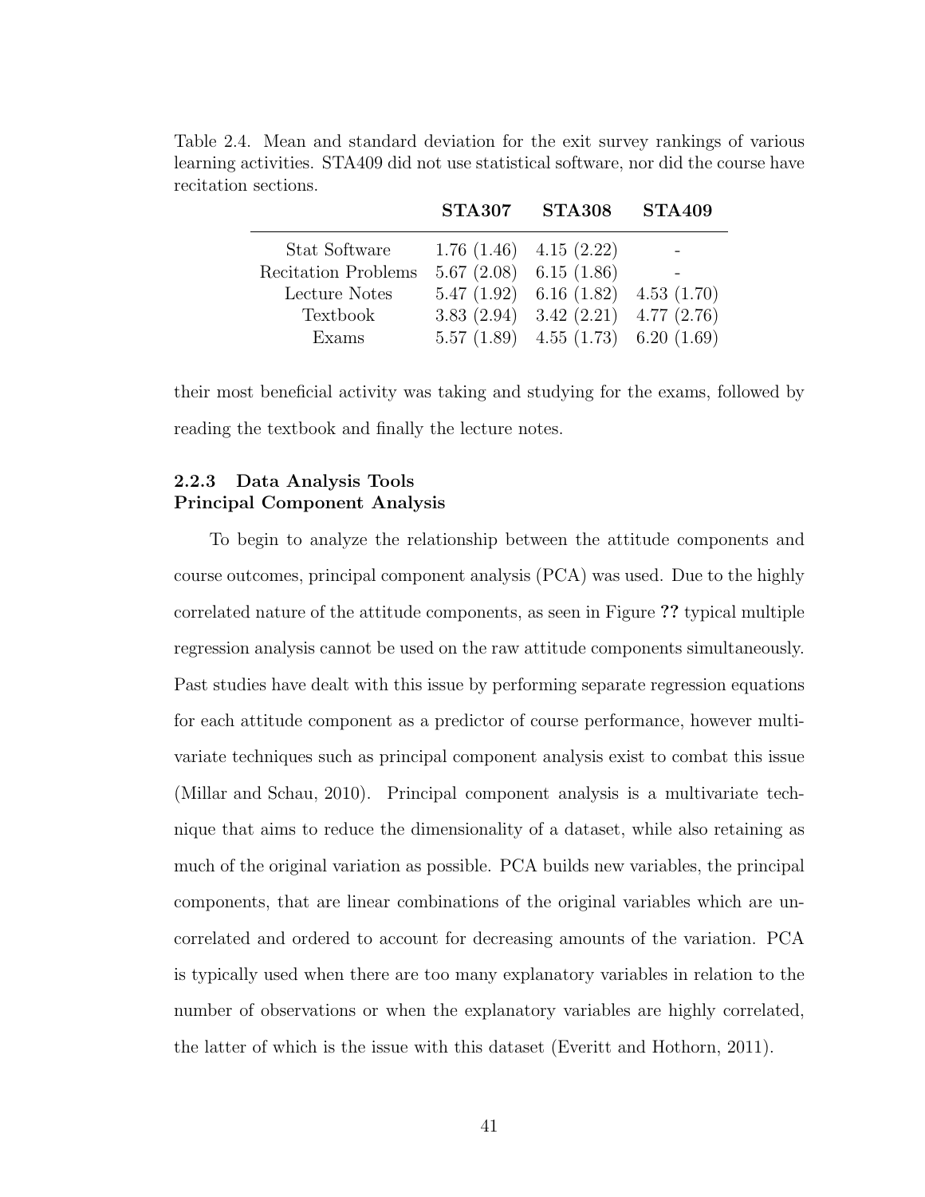Table 2.4. Mean and standard deviation for the exit survey rankings of various learning activities. STA409 did not use statistical software, nor did the course have recitation sections.

| | **STA307** | **STA308** | **STA409** |
|---|---|---|---|
| Stat Software | 1.76 (1.46) | 4.15 (2.22) | - |
| Recitation Problems | 5.67 (2.08) | 6.15 (1.86) | - |
| Lecture Notes | 5.47 (1.92) | 6.16 (1.82) | 4.53 (1.70) |
| Textbook | 3.83 (2.94) | 3.42 (2.21) | 4.77 (2.76) |
| Exams | 5.57 (1.89) | 4.55 (1.73) | 6.20 (1.69) |

their most beneficial activity was taking and studying for the exams, followed by reading the textbook and finally the lecture notes.

### 2.2.3 Data Analysis Tools

**Principal Component Analysis**

To begin to analyze the relationship between the attitude components and course outcomes, principal component analysis (PCA) was used. Due to the highly correlated nature of the attitude components, as seen in Figure **??** typical multiple regression analysis cannot be used on the raw attitude components simultaneously. Past studies have dealt with this issue by performing separate regression equations for each attitude component as a predictor of course performance, however multivariate techniques such as principal component analysis exist to combat this issue (Millar and Schau, 2010). Principal component analysis is a multivariate technique that aims to reduce the dimensionality of a dataset, while also retaining as much of the original variation as possible. PCA builds new variables, the principal components, that are linear combinations of the original variables which are uncorrelated and ordered to account for decreasing amounts of the variation. PCA is typically used when there are too many explanatory variables in relation to the number of observations or when the explanatory variables are highly correlated, the latter of which is the issue with this dataset (Everitt and Hothorn, 2011).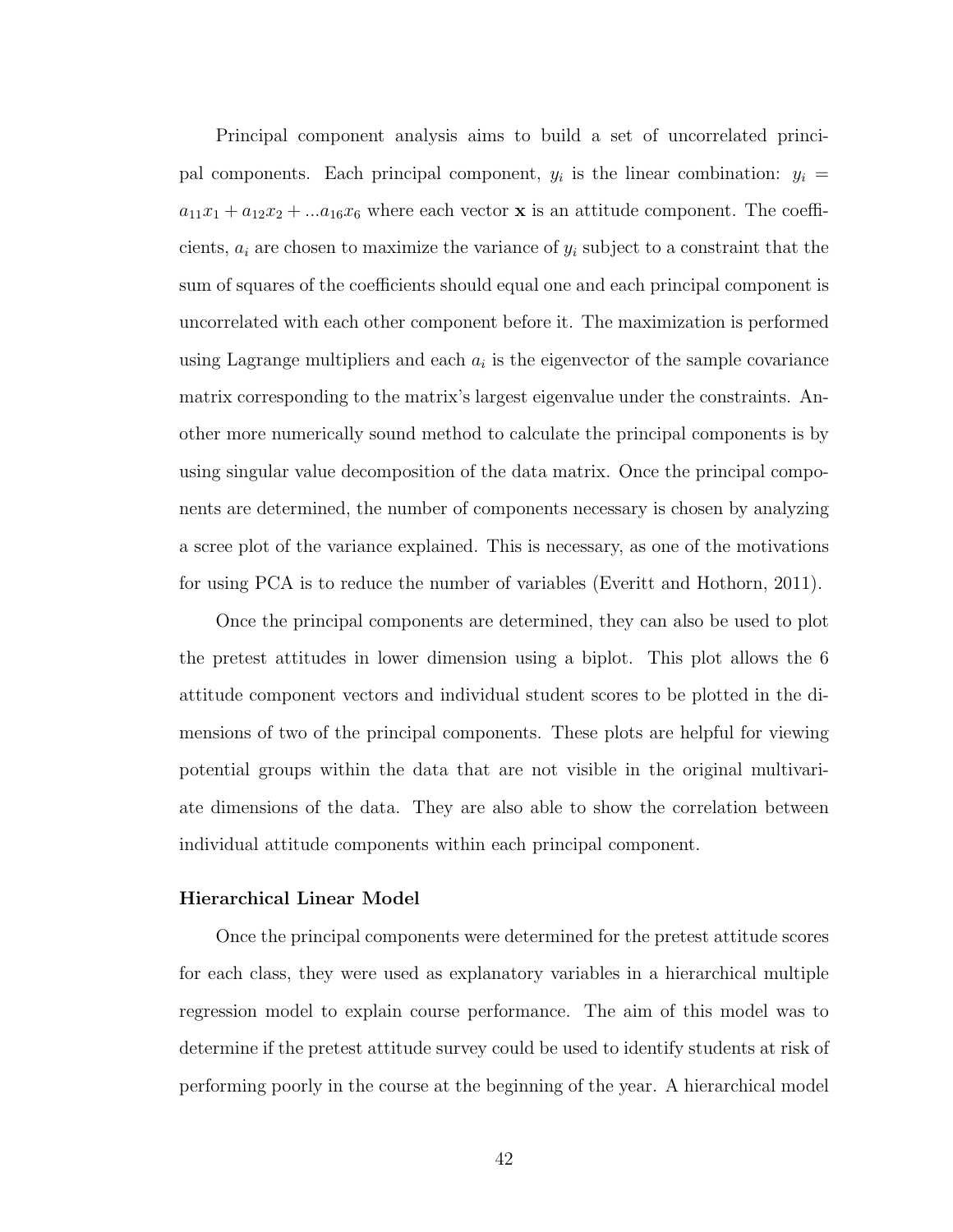Principal component analysis aims to build a set of uncorrelated principal components. Each principal component, $y_i$ is the linear combination: $y_i = a_{11}x_1 + a_{12}x_2 + ...a_{16}x_6$ where each vector $\mathbf{x}$ is an attitude component. The coefficients, $a_i$ are chosen to maximize the variance of $y_i$ subject to a constraint that the sum of squares of the coefficients should equal one and each principal component is uncorrelated with each other component before it. The maximization is performed using Lagrange multipliers and each $a_i$ is the eigenvector of the sample covariance matrix corresponding to the matrix's largest eigenvalue under the constraints. Another more numerically sound method to calculate the principal components is by using singular value decomposition of the data matrix. Once the principal components are determined, the number of components necessary is chosen by analyzing a scree plot of the variance explained. This is necessary, as one of the motivations for using PCA is to reduce the number of variables (Everitt and Hothorn, 2011).

Once the principal components are determined, they can also be used to plot the pretest attitudes in lower dimension using a biplot. This plot allows the 6 attitude component vectors and individual student scores to be plotted in the dimensions of two of the principal components. These plots are helpful for viewing potential groups within the data that are not visible in the original multivariate dimensions of the data. They are also able to show the correlation between individual attitude components within each principal component.

### Hierarchical Linear Model

Once the principal components were determined for the pretest attitude scores for each class, they were used as explanatory variables in a hierarchical multiple regression model to explain course performance. The aim of this model was to determine if the pretest attitude survey could be used to identify students at risk of performing poorly in the course at the beginning of the year. A hierarchical model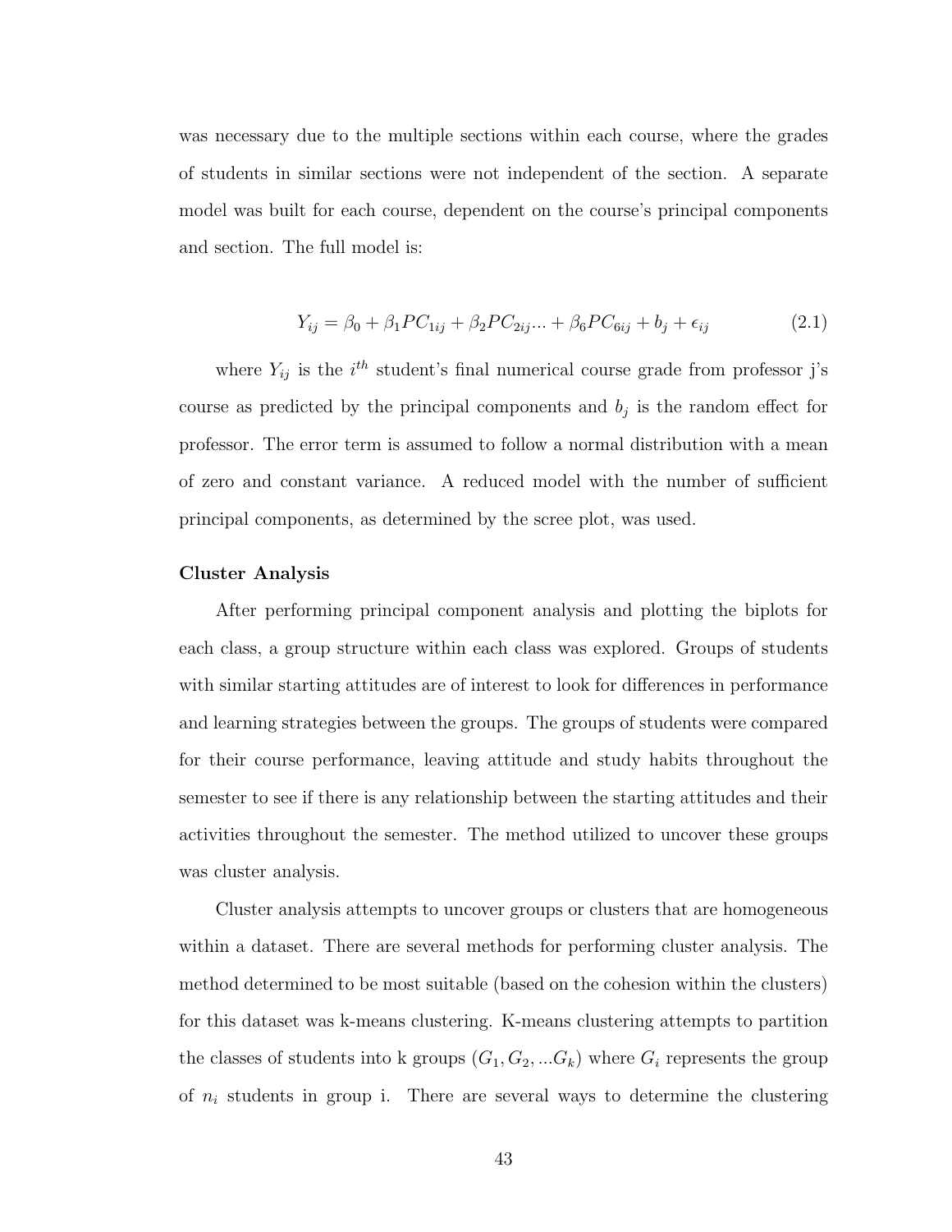was necessary due to the multiple sections within each course, where the grades of students in similar sections were not independent of the section. A separate model was built for each course, dependent on the course's principal components and section. The full model is:

$$Y_{ij} = \beta_0 + \beta_1 PC_{1ij} + \beta_2 PC_{2ij} ... + \beta_6 PC_{6ij} + b_j + \epsilon_{ij} \tag{2.1}$$

where $Y_{ij}$ is the $i^{th}$ student's final numerical course grade from professor j's course as predicted by the principal components and $b_j$ is the random effect for professor. The error term is assumed to follow a normal distribution with a mean of zero and constant variance. A reduced model with the number of sufficient principal components, as determined by the scree plot, was used.

**Cluster Analysis**

After performing principal component analysis and plotting the biplots for each class, a group structure within each class was explored. Groups of students with similar starting attitudes are of interest to look for differences in performance and learning strategies between the groups. The groups of students were compared for their course performance, leaving attitude and study habits throughout the semester to see if there is any relationship between the starting attitudes and their activities throughout the semester. The method utilized to uncover these groups was cluster analysis.

Cluster analysis attempts to uncover groups or clusters that are homogeneous within a dataset. There are several methods for performing cluster analysis. The method determined to be most suitable (based on the cohesion within the clusters) for this dataset was k-means clustering. K-means clustering attempts to partition the classes of students into k groups $(G_1, G_2, ...G_k)$ where $G_i$ represents the group of $n_i$ students in group i. There are several ways to determine the clustering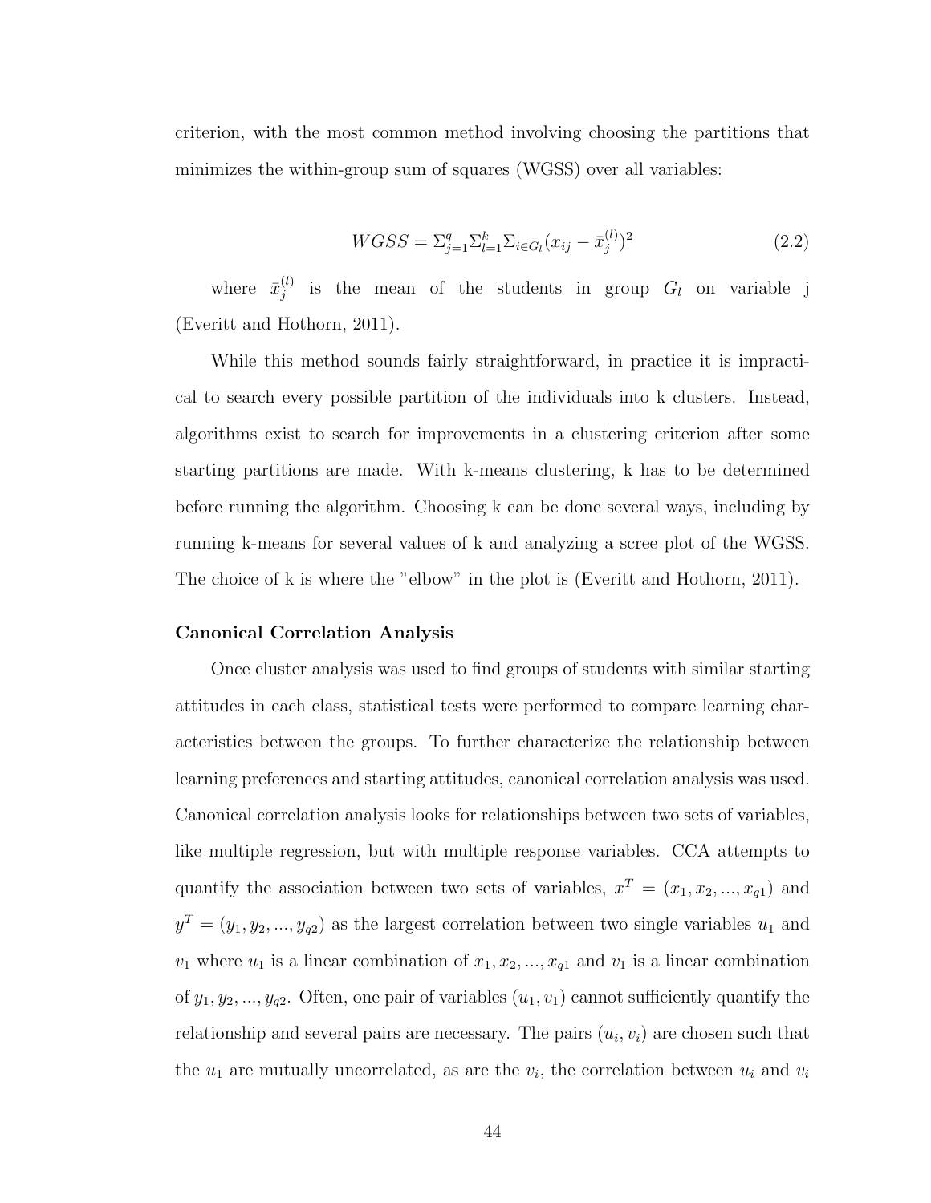criterion, with the most common method involving choosing the partitions that minimizes the within-group sum of squares (WGSS) over all variables:

$$WGSS = \Sigma_{j=1}^{q} \Sigma_{l=1}^{k} \Sigma_{i \in G_l} (x_{ij} - \bar{x}_j^{(l)})^2 \tag{2.2}$$

where $\bar{x}_j^{(l)}$ is the mean of the students in group $G_l$ on variable j (Everitt and Hothorn, 2011).

While this method sounds fairly straightforward, in practice it is impractical to search every possible partition of the individuals into k clusters. Instead, algorithms exist to search for improvements in a clustering criterion after some starting partitions are made. With k-means clustering, k has to be determined before running the algorithm. Choosing k can be done several ways, including by running k-means for several values of k and analyzing a scree plot of the WGSS. The choice of k is where the "elbow" in the plot is (Everitt and Hothorn, 2011).

**Canonical Correlation Analysis**

Once cluster analysis was used to find groups of students with similar starting attitudes in each class, statistical tests were performed to compare learning characteristics between the groups. To further characterize the relationship between learning preferences and starting attitudes, canonical correlation analysis was used. Canonical correlation analysis looks for relationships between two sets of variables, like multiple regression, but with multiple response variables. CCA attempts to quantify the association between two sets of variables, $x^T = (x_1, x_2, ..., x_{q1})$ and $y^T = (y_1, y_2, ..., y_{q2})$ as the largest correlation between two single variables $u_1$ and $v_1$ where $u_1$ is a linear combination of $x_1, x_2, ..., x_{q1}$ and $v_1$ is a linear combination of $y_1, y_2, ..., y_{q2}$. Often, one pair of variables $(u_1, v_1)$ cannot sufficiently quantify the relationship and several pairs are necessary. The pairs $(u_i, v_i)$ are chosen such that the $u_1$ are mutually uncorrelated, as are the $v_i$, the correlation between $u_i$ and $v_i$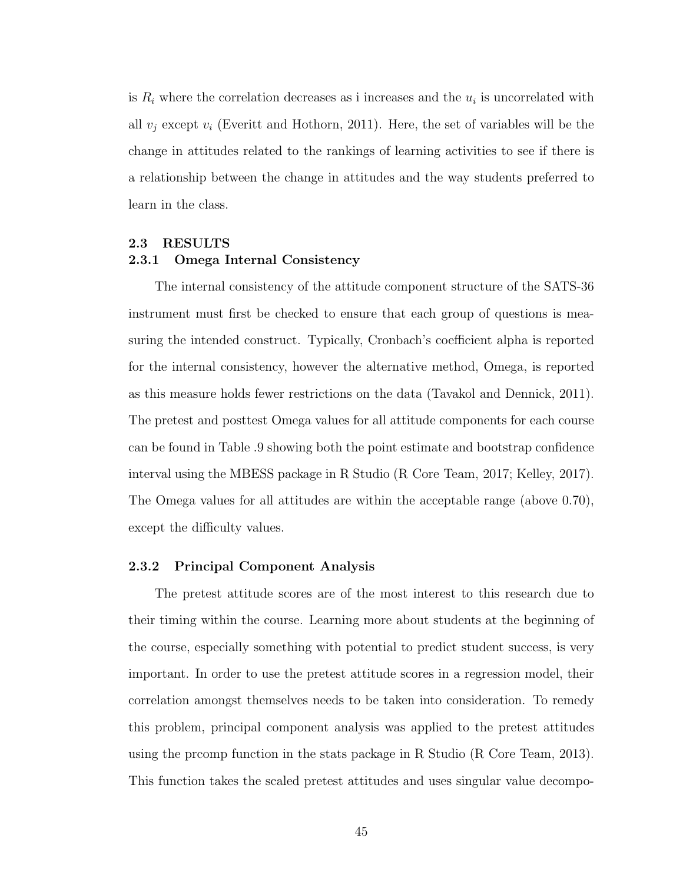is $R_i$ where the correlation decreases as i increases and the $u_i$ is uncorrelated with all $v_j$ except $v_i$ (Everitt and Hothorn, 2011). Here, the set of variables will be the change in attitudes related to the rankings of learning activities to see if there is a relationship between the change in attitudes and the way students preferred to learn in the class.

## 2.3 RESULTS

### 2.3.1 Omega Internal Consistency

The internal consistency of the attitude component structure of the SATS-36 instrument must first be checked to ensure that each group of questions is measuring the intended construct. Typically, Cronbach's coefficient alpha is reported for the internal consistency, however the alternative method, Omega, is reported as this measure holds fewer restrictions on the data (Tavakol and Dennick, 2011). The pretest and posttest Omega values for all attitude components for each course can be found in Table .9 showing both the point estimate and bootstrap confidence interval using the MBESS package in R Studio (R Core Team, 2017; Kelley, 2017). The Omega values for all attitudes are within the acceptable range (above 0.70), except the difficulty values.

### 2.3.2 Principal Component Analysis

The pretest attitude scores are of the most interest to this research due to their timing within the course. Learning more about students at the beginning of the course, especially something with potential to predict student success, is very important. In order to use the pretest attitude scores in a regression model, their correlation amongst themselves needs to be taken into consideration. To remedy this problem, principal component analysis was applied to the pretest attitudes using the prcomp function in the stats package in R Studio (R Core Team, 2013). This function takes the scaled pretest attitudes and uses singular value decompo-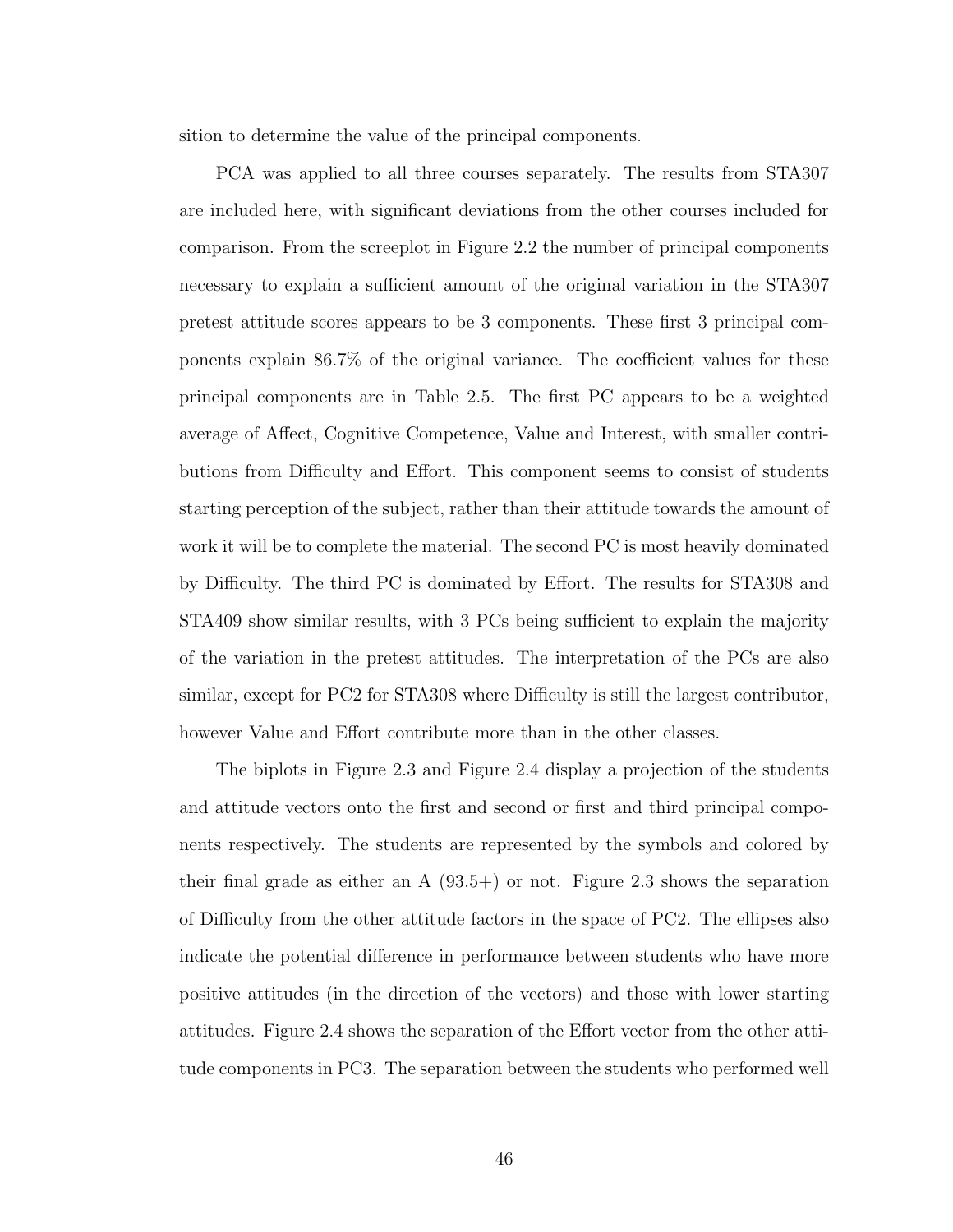sition to determine the value of the principal components.

PCA was applied to all three courses separately. The results from STA307 are included here, with significant deviations from the other courses included for comparison. From the screeplot in Figure 2.2 the number of principal components necessary to explain a sufficient amount of the original variation in the STA307 pretest attitude scores appears to be 3 components. These first 3 principal components explain 86.7% of the original variance. The coefficient values for these principal components are in Table 2.5. The first PC appears to be a weighted average of Affect, Cognitive Competence, Value and Interest, with smaller contributions from Difficulty and Effort. This component seems to consist of students starting perception of the subject, rather than their attitude towards the amount of work it will be to complete the material. The second PC is most heavily dominated by Difficulty. The third PC is dominated by Effort. The results for STA308 and STA409 show similar results, with 3 PCs being sufficient to explain the majority of the variation in the pretest attitudes. The interpretation of the PCs are also similar, except for PC2 for STA308 where Difficulty is still the largest contributor, however Value and Effort contribute more than in the other classes.

The biplots in Figure 2.3 and Figure 2.4 display a projection of the students and attitude vectors onto the first and second or first and third principal components respectively. The students are represented by the symbols and colored by their final grade as either an A (93.5+) or not. Figure 2.3 shows the separation of Difficulty from the other attitude factors in the space of PC2. The ellipses also indicate the potential difference in performance between students who have more positive attitudes (in the direction of the vectors) and those with lower starting attitudes. Figure 2.4 shows the separation of the Effort vector from the other attitude components in PC3. The separation between the students who performed well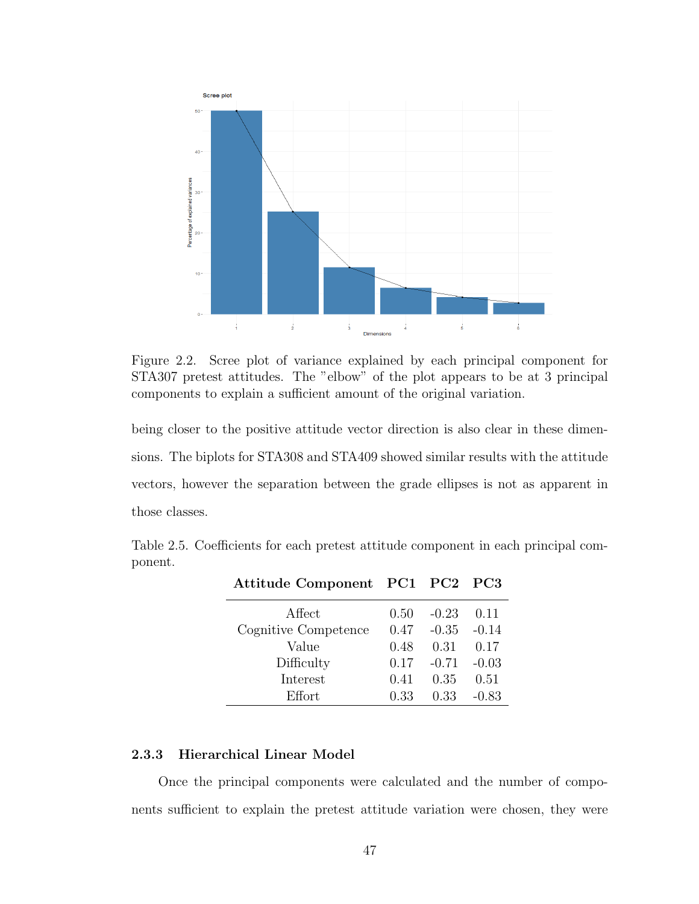Figure 2.2. Scree plot of variance explained by each principal component for STA307 pretest attitudes. The "elbow" of the plot appears to be at 3 principal components to explain a sufficient amount of the original variation.

being closer to the positive attitude vector direction is also clear in these dimensions. The biplots for STA308 and STA409 showed similar results with the attitude vectors, however the separation between the grade ellipses is not as apparent in those classes.

Table 2.5. Coefficients for each pretest attitude component in each principal component.

| Attitude Component | PC1 | PC2 | PC3 |
|---|---|---|---|
| Affect | 0.50 | -0.23 | 0.11 |
| Cognitive Competence | 0.47 | -0.35 | -0.14 |
| Value | 0.48 | 0.31 | 0.17 |
| Difficulty | 0.17 | -0.71 | -0.03 |
| Interest | 0.41 | 0.35 | 0.51 |
| Effort | 0.33 | 0.33 | -0.83 |

### 2.3.3 Hierarchical Linear Model

Once the principal components were calculated and the number of components sufficient to explain the pretest attitude variation were chosen, they were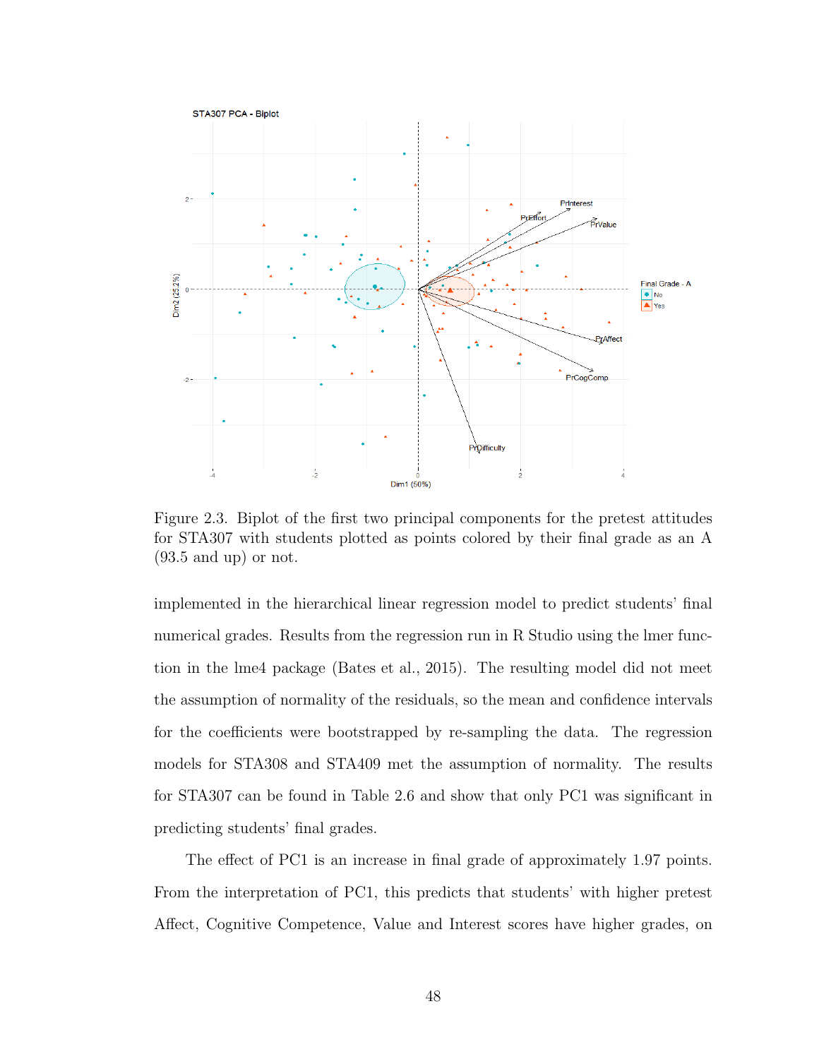Figure 2.3. Biplot of the first two principal components for the pretest attitudes for STA307 with students plotted as points colored by their final grade as an A (93.5 and up) or not.

implemented in the hierarchical linear regression model to predict students' final numerical grades. Results from the regression run in R Studio using the lmer function in the lme4 package (Bates et al., 2015). The resulting model did not meet the assumption of normality of the residuals, so the mean and confidence intervals for the coefficients were bootstrapped by re-sampling the data. The regression models for STA308 and STA409 met the assumption of normality. The results for STA307 can be found in Table 2.6 and show that only PC1 was significant in predicting students' final grades.

The effect of PC1 is an increase in final grade of approximately 1.97 points. From the interpretation of PC1, this predicts that students' with higher pretest Affect, Cognitive Competence, Value and Interest scores have higher grades, on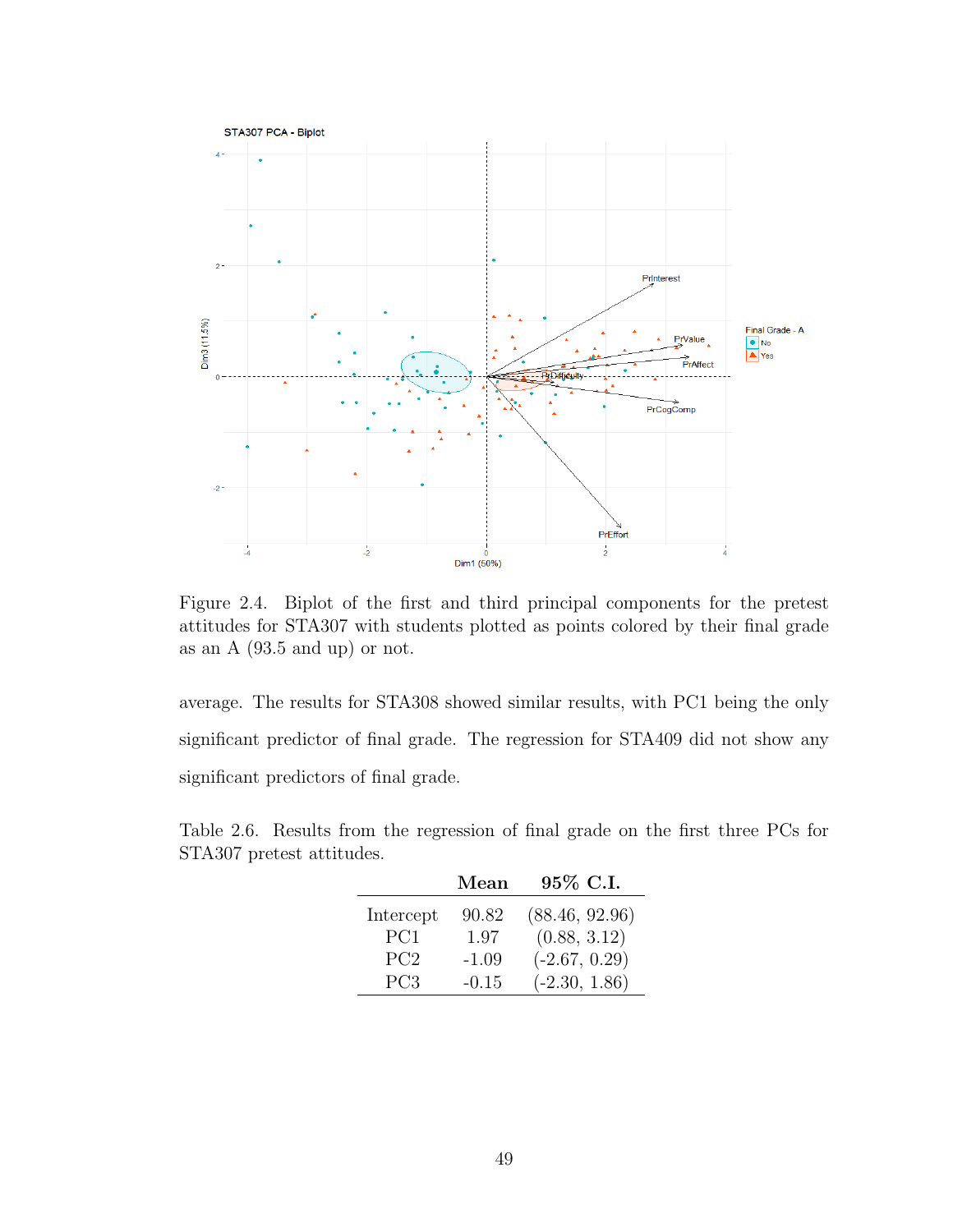Figure 2.4. Biplot of the first and third principal components for the pretest attitudes for STA307 with students plotted as points colored by their final grade as an A (93.5 and up) or not.

average. The results for STA308 showed similar results, with PC1 being the only significant predictor of final grade. The regression for STA409 did not show any significant predictors of final grade.

Table 2.6. Results from the regression of final grade on the first three PCs for STA307 pretest attitudes.

| | **Mean** | **95% C.I.** |
|---|---|---|
| Intercept | 90.82 | (88.46, 92.96) |
| PC1 | 1.97 | (0.88, 3.12) |
| PC2 | -1.09 | (-2.67, 0.29) |
| PC3 | -0.15 | (-2.30, 1.86) |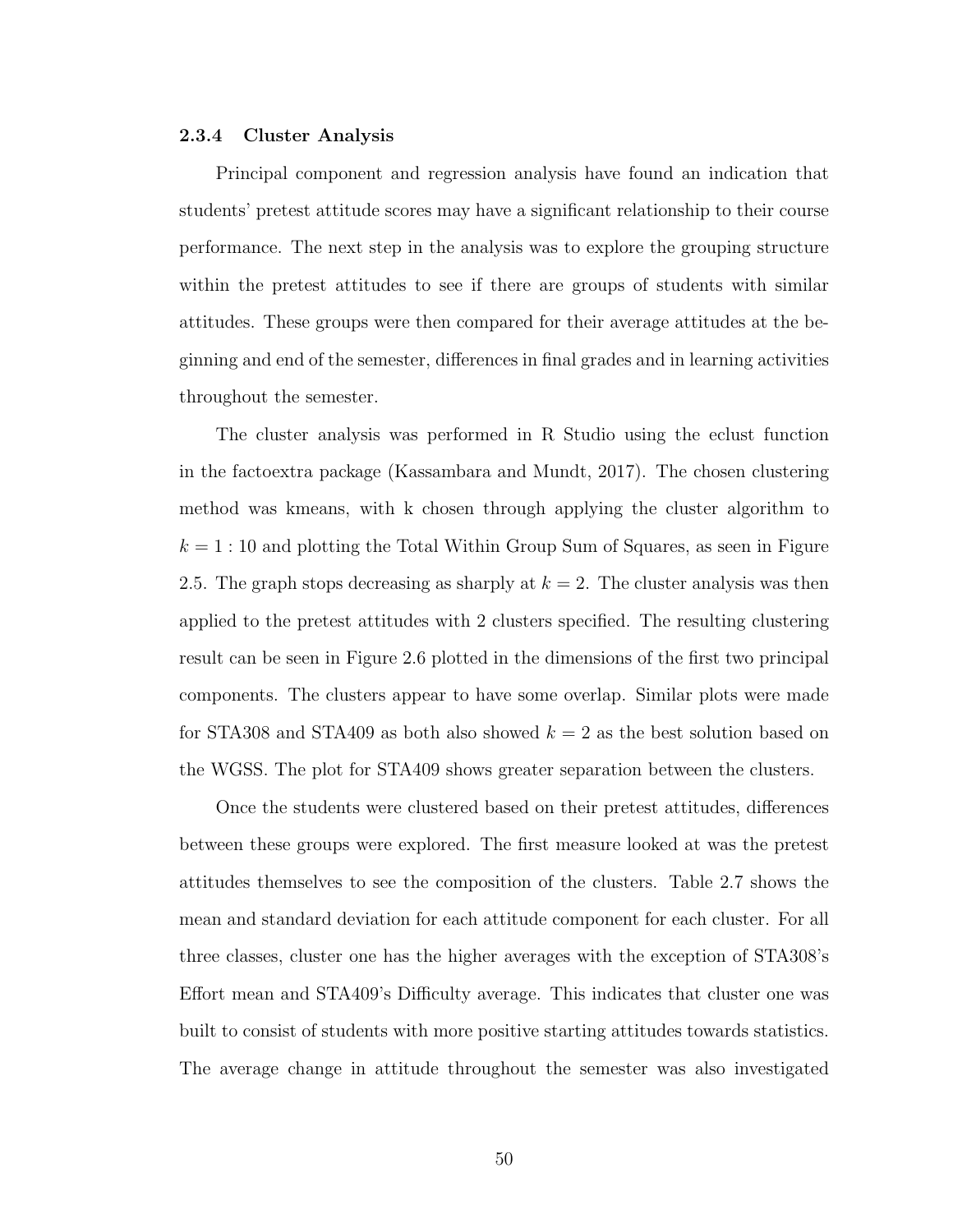### 2.3.4 Cluster Analysis

Principal component and regression analysis have found an indication that students' pretest attitude scores may have a significant relationship to their course performance. The next step in the analysis was to explore the grouping structure within the pretest attitudes to see if there are groups of students with similar attitudes. These groups were then compared for their average attitudes at the beginning and end of the semester, differences in final grades and in learning activities throughout the semester.

The cluster analysis was performed in R Studio using the eclust function in the factoextra package (Kassambara and Mundt, 2017). The chosen clustering method was kmeans, with k chosen through applying the cluster algorithm to $k = 1 : 10$ and plotting the Total Within Group Sum of Squares, as seen in Figure 2.5. The graph stops decreasing as sharply at $k = 2$. The cluster analysis was then applied to the pretest attitudes with 2 clusters specified. The resulting clustering result can be seen in Figure 2.6 plotted in the dimensions of the first two principal components. The clusters appear to have some overlap. Similar plots were made for STA308 and STA409 as both also showed $k = 2$ as the best solution based on the WGSS. The plot for STA409 shows greater separation between the clusters.

Once the students were clustered based on their pretest attitudes, differences between these groups were explored. The first measure looked at was the pretest attitudes themselves to see the composition of the clusters. Table 2.7 shows the mean and standard deviation for each attitude component for each cluster. For all three classes, cluster one has the higher averages with the exception of STA308's Effort mean and STA409's Difficulty average. This indicates that cluster one was built to consist of students with more positive starting attitudes towards statistics. The average change in attitude throughout the semester was also investigated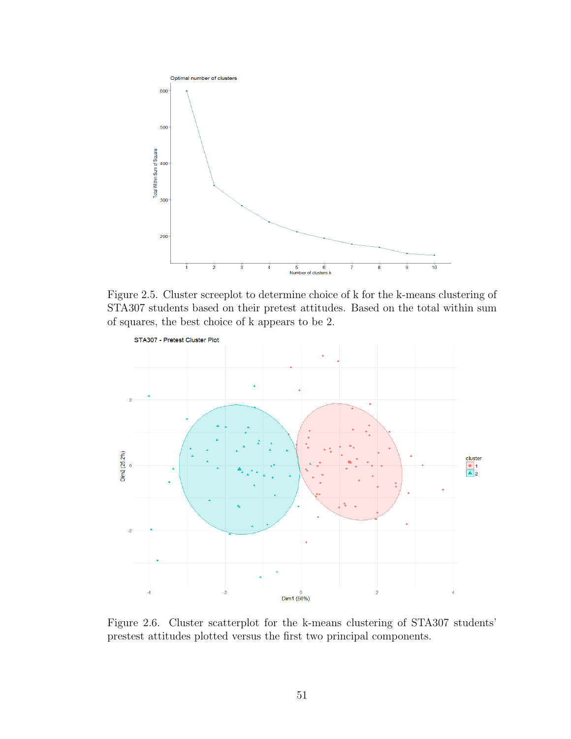Figure 2.5. Cluster screeplot to determine choice of k for the k-means clustering of STA307 students based on their pretest attitudes. Based on the total within sum of squares, the best choice of k appears to be 2.

Figure 2.6. Cluster scatterplot for the k-means clustering of STA307 students' prestest attitudes plotted versus the first two principal components.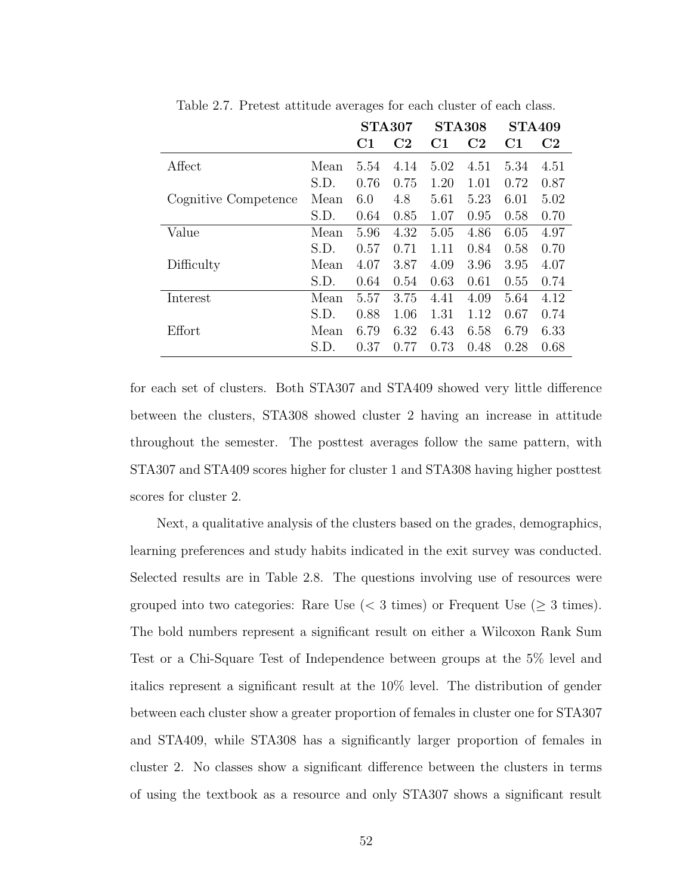Table 2.7. Pretest attitude averages for each cluster of each class.

| | | **STA307** | | **STA308** | | **STA409** | |
|---|---|---|---|---|---|---|---|
| | | **C1** | **C2** | **C1** | **C2** | **C1** | **C2** |
| Affect | Mean | 5.54 | 4.14 | 5.02 | 4.51 | 5.34 | 4.51 |
| | S.D. | 0.76 | 0.75 | 1.20 | 1.01 | 0.72 | 0.87 |
| Cognitive Competence | Mean | 6.0 | 4.8 | 5.61 | 5.23 | 6.01 | 5.02 |
| | S.D. | 0.64 | 0.85 | 1.07 | 0.95 | 0.58 | 0.70 |
| Value | Mean | 5.96 | 4.32 | 5.05 | 4.86 | 6.05 | 4.97 |
| | S.D. | 0.57 | 0.71 | 1.11 | 0.84 | 0.58 | 0.70 |
| Difficulty | Mean | 4.07 | 3.87 | 4.09 | 3.96 | 3.95 | 4.07 |
| | S.D. | 0.64 | 0.54 | 0.63 | 0.61 | 0.55 | 0.74 |
| Interest | Mean | 5.57 | 3.75 | 4.41 | 4.09 | 5.64 | 4.12 |
| | S.D. | 0.88 | 1.06 | 1.31 | 1.12 | 0.67 | 0.74 |
| Effort | Mean | 6.79 | 6.32 | 6.43 | 6.58 | 6.79 | 6.33 |
| | S.D. | 0.37 | 0.77 | 0.73 | 0.48 | 0.28 | 0.68 |

for each set of clusters. Both STA307 and STA409 showed very little difference between the clusters, STA308 showed cluster 2 having an increase in attitude throughout the semester. The posttest averages follow the same pattern, with STA307 and STA409 scores higher for cluster 1 and STA308 having higher posttest scores for cluster 2.

Next, a qualitative analysis of the clusters based on the grades, demographics, learning preferences and study habits indicated in the exit survey was conducted. Selected results are in Table 2.8. The questions involving use of resources were grouped into two categories: Rare Use ($< 3$ times) or Frequent Use ($\geq 3$ times). The bold numbers represent a significant result on either a Wilcoxon Rank Sum Test or a Chi-Square Test of Independence between groups at the 5% level and italics represent a significant result at the 10% level. The distribution of gender between each cluster show a greater proportion of females in cluster one for STA307 and STA409, while STA308 has a significantly larger proportion of females in cluster 2. No classes show a significant difference between the clusters in terms of using the textbook as a resource and only STA307 shows a significant result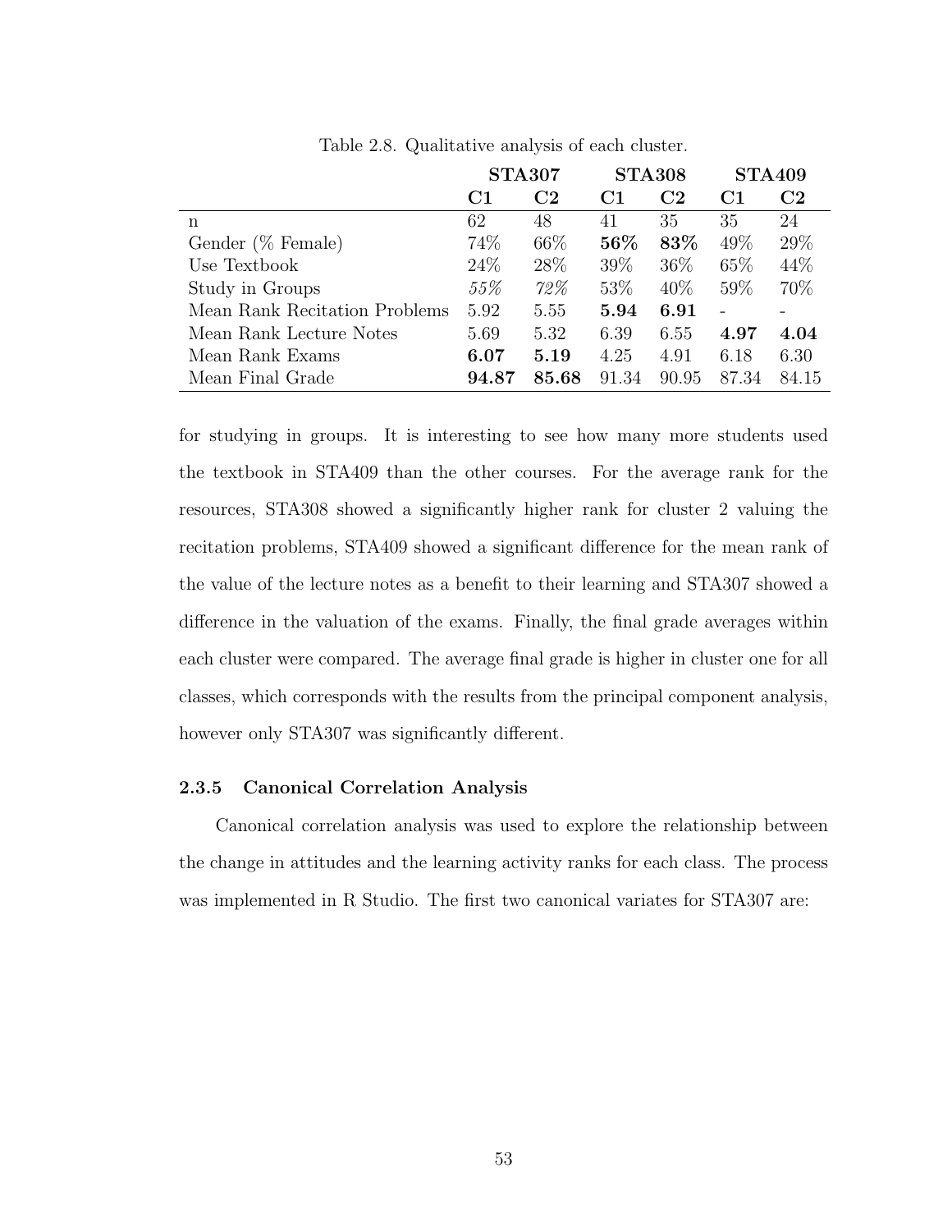Table 2.8. Qualitative analysis of each cluster.

| | STA307 | | STA308 | | STA409 | |
|---|---|---|---|---|---|---|
| | C1 | C2 | C1 | C2 | C1 | C2 |
| n | 62 | 48 | 41 | 35 | 35 | 24 |
| Gender (% Female) | 74% | 66% | **56%** | **83%** | 49% | 29% |
| Use Textbook | 24% | 28% | 39% | 36% | 65% | 44% |
| Study in Groups | *55%* | *72%* | 53% | 40% | 59% | 70% |
| Mean Rank Recitation Problems | 5.92 | 5.55 | **5.94** | **6.91** | - | - |
| Mean Rank Lecture Notes | 5.69 | 5.32 | 6.39 | 6.55 | **4.97** | **4.04** |
| Mean Rank Exams | **6.07** | **5.19** | 4.25 | 4.91 | 6.18 | 6.30 |
| Mean Final Grade | **94.87** | **85.68** | 91.34 | 90.95 | 87.34 | 84.15 |

for studying in groups. It is interesting to see how many more students used the textbook in STA409 than the other courses. For the average rank for the resources, STA308 showed a significantly higher rank for cluster 2 valuing the recitation problems, STA409 showed a significant difference for the mean rank of the value of the lecture notes as a benefit to their learning and STA307 showed a difference in the valuation of the exams. Finally, the final grade averages within each cluster were compared. The average final grade is higher in cluster one for all classes, which corresponds with the results from the principal component analysis, however only STA307 was significantly different.

### 2.3.5 Canonical Correlation Analysis

Canonical correlation analysis was used to explore the relationship between the change in attitudes and the learning activity ranks for each class. The process was implemented in R Studio. The first two canonical variates for STA307 are: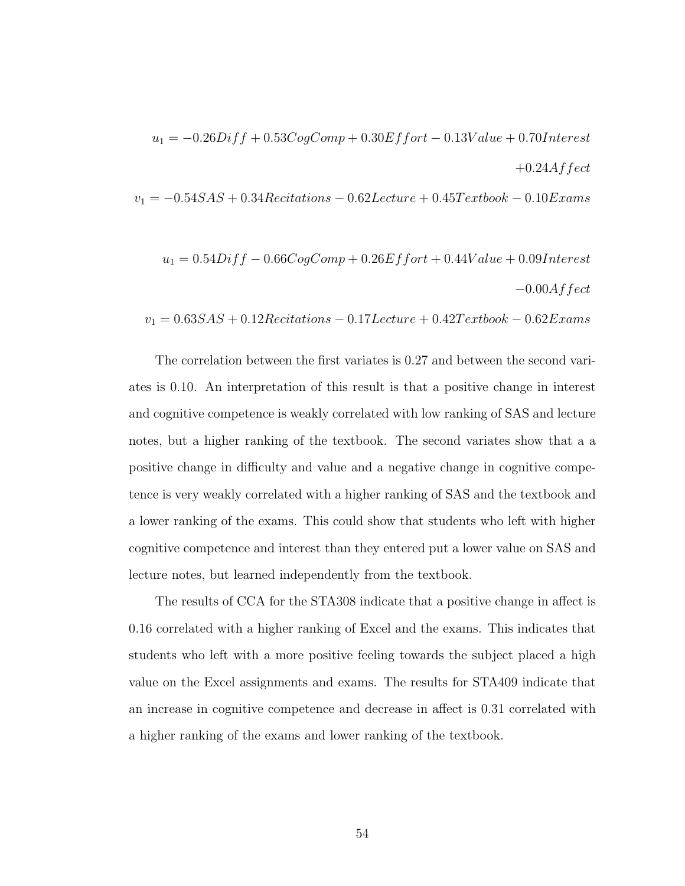$$u_1 = -0.26Diff + 0.53CogComp + 0.30Effort - 0.13Value + 0.70Interest + 0.24Affect$$

$$v_1 = -0.54SAS + 0.34Recitations - 0.62Lecture + 0.45Textbook - 0.10Exams$$

$$u_1 = 0.54Diff - 0.66CogComp + 0.26Effort + 0.44Value + 0.09Interest - 0.00Affect$$

$$v_1 = 0.63SAS + 0.12Recitations - 0.17Lecture + 0.42Textbook - 0.62Exams$$

The correlation between the first variates is 0.27 and between the second variates is 0.10. An interpretation of this result is that a positive change in interest and cognitive competence is weakly correlated with low ranking of SAS and lecture notes, but a higher ranking of the textbook. The second variates show that a a positive change in difficulty and value and a negative change in cognitive competence is very weakly correlated with a higher ranking of SAS and the textbook and a lower ranking of the exams. This could show that students who left with higher cognitive competence and interest than they entered put a lower value on SAS and lecture notes, but learned independently from the textbook.

The results of CCA for the STA308 indicate that a positive change in affect is 0.16 correlated with a higher ranking of Excel and the exams. This indicates that students who left with a more positive feeling towards the subject placed a high value on the Excel assignments and exams. The results for STA409 indicate that an increase in cognitive competence and decrease in affect is 0.31 correlated with a higher ranking of the exams and lower ranking of the textbook.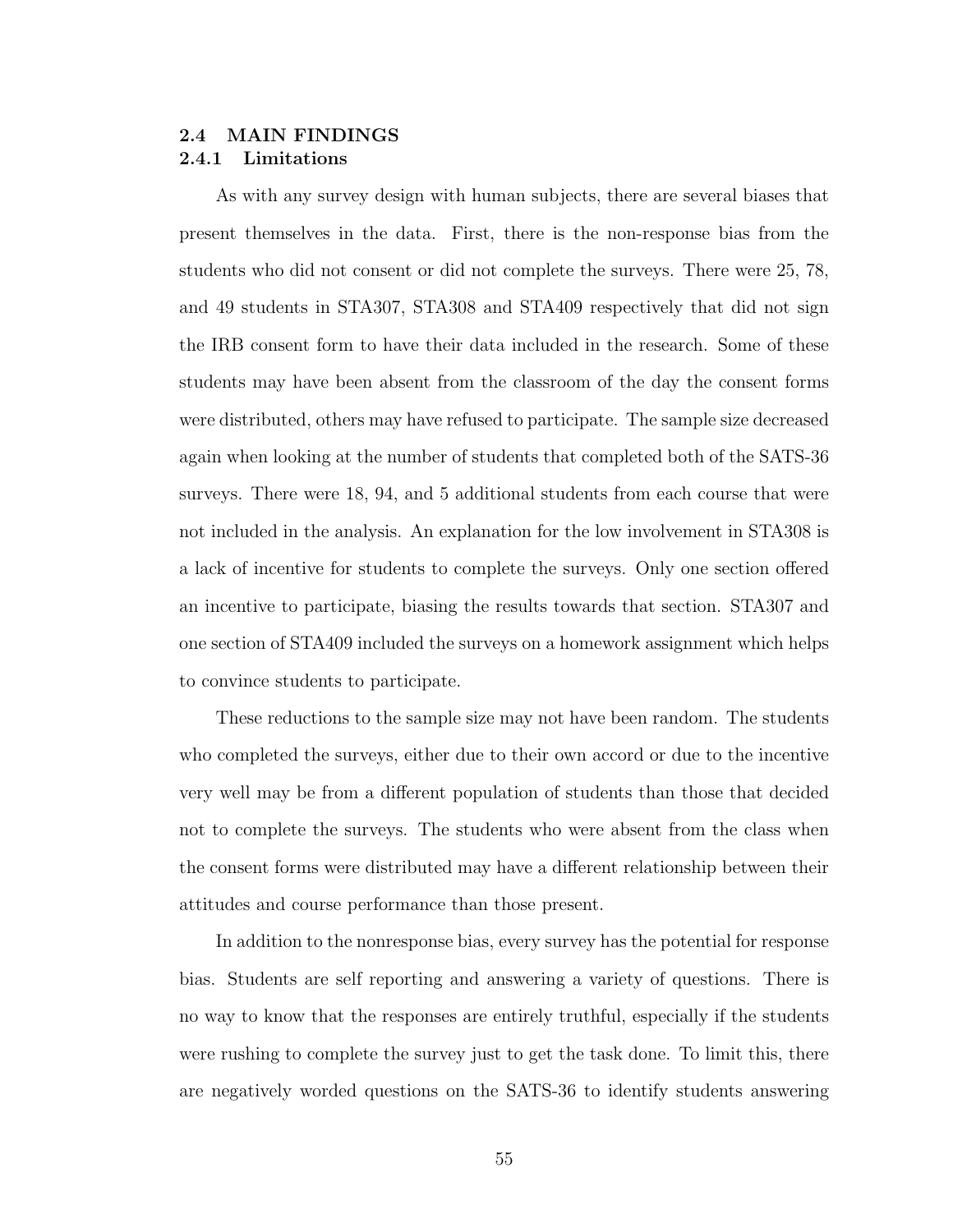## 2.4 MAIN FINDINGS

### 2.4.1 Limitations

As with any survey design with human subjects, there are several biases that present themselves in the data. First, there is the non-response bias from the students who did not consent or did not complete the surveys. There were 25, 78, and 49 students in STA307, STA308 and STA409 respectively that did not sign the IRB consent form to have their data included in the research. Some of these students may have been absent from the classroom of the day the consent forms were distributed, others may have refused to participate. The sample size decreased again when looking at the number of students that completed both of the SATS-36 surveys. There were 18, 94, and 5 additional students from each course that were not included in the analysis. An explanation for the low involvement in STA308 is a lack of incentive for students to complete the surveys. Only one section offered an incentive to participate, biasing the results towards that section. STA307 and one section of STA409 included the surveys on a homework assignment which helps to convince students to participate.

These reductions to the sample size may not have been random. The students who completed the surveys, either due to their own accord or due to the incentive very well may be from a different population of students than those that decided not to complete the surveys. The students who were absent from the class when the consent forms were distributed may have a different relationship between their attitudes and course performance than those present.

In addition to the nonresponse bias, every survey has the potential for response bias. Students are self reporting and answering a variety of questions. There is no way to know that the responses are entirely truthful, especially if the students were rushing to complete the survey just to get the task done. To limit this, there are negatively worded questions on the SATS-36 to identify students answering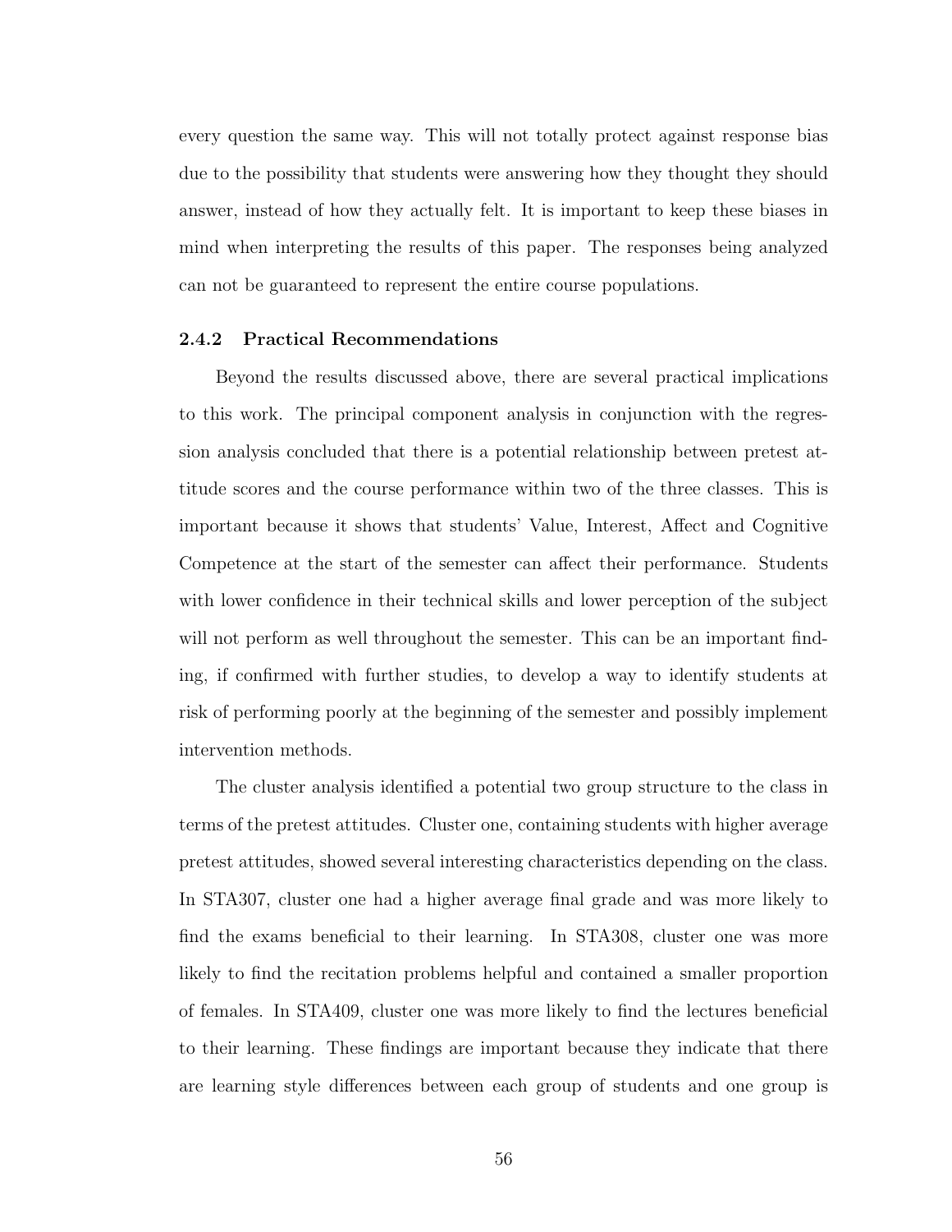every question the same way. This will not totally protect against response bias due to the possibility that students were answering how they thought they should answer, instead of how they actually felt. It is important to keep these biases in mind when interpreting the results of this paper. The responses being analyzed can not be guaranteed to represent the entire course populations.

### 2.4.2 Practical Recommendations

Beyond the results discussed above, there are several practical implications to this work. The principal component analysis in conjunction with the regression analysis concluded that there is a potential relationship between pretest attitude scores and the course performance within two of the three classes. This is important because it shows that students' Value, Interest, Affect and Cognitive Competence at the start of the semester can affect their performance. Students with lower confidence in their technical skills and lower perception of the subject will not perform as well throughout the semester. This can be an important finding, if confirmed with further studies, to develop a way to identify students at risk of performing poorly at the beginning of the semester and possibly implement intervention methods.

The cluster analysis identified a potential two group structure to the class in terms of the pretest attitudes. Cluster one, containing students with higher average pretest attitudes, showed several interesting characteristics depending on the class. In STA307, cluster one had a higher average final grade and was more likely to find the exams beneficial to their learning. In STA308, cluster one was more likely to find the recitation problems helpful and contained a smaller proportion of females. In STA409, cluster one was more likely to find the lectures beneficial to their learning. These findings are important because they indicate that there are learning style differences between each group of students and one group is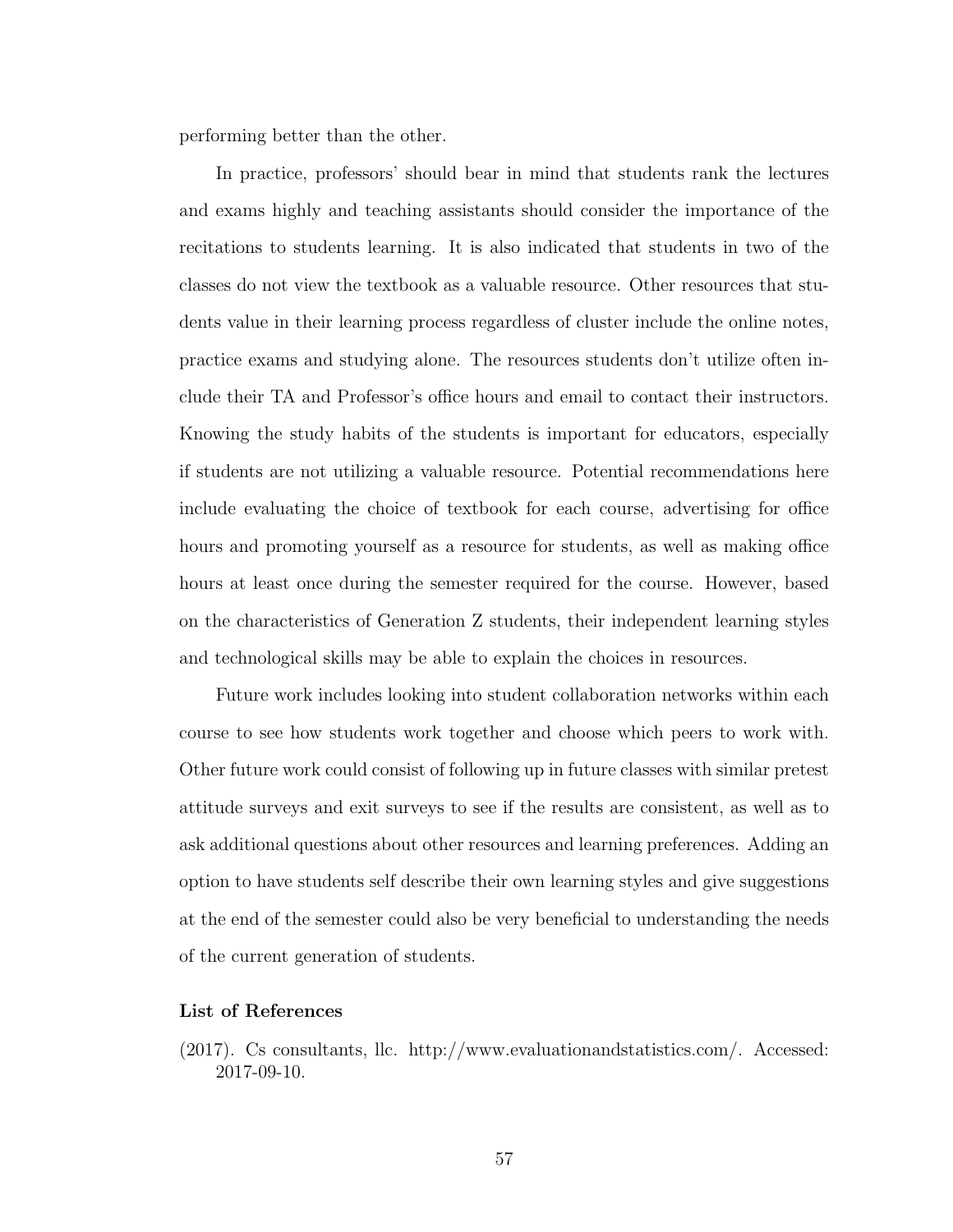performing better than the other.

In practice, professors' should bear in mind that students rank the lectures and exams highly and teaching assistants should consider the importance of the recitations to students learning. It is also indicated that students in two of the classes do not view the textbook as a valuable resource. Other resources that students value in their learning process regardless of cluster include the online notes, practice exams and studying alone. The resources students don't utilize often include their TA and Professor's office hours and email to contact their instructors. Knowing the study habits of the students is important for educators, especially if students are not utilizing a valuable resource. Potential recommendations here include evaluating the choice of textbook for each course, advertising for office hours and promoting yourself as a resource for students, as well as making office hours at least once during the semester required for the course. However, based on the characteristics of Generation Z students, their independent learning styles and technological skills may be able to explain the choices in resources.

Future work includes looking into student collaboration networks within each course to see how students work together and choose which peers to work with. Other future work could consist of following up in future classes with similar pretest attitude surveys and exit surveys to see if the results are consistent, as well as to ask additional questions about other resources and learning preferences. Adding an option to have students self describe their own learning styles and give suggestions at the end of the semester could also be very beneficial to understanding the needs of the current generation of students.

### List of References

(2017). Cs consultants, llc. http://www.evaluationandstatistics.com/. Accessed: 2017-09-10.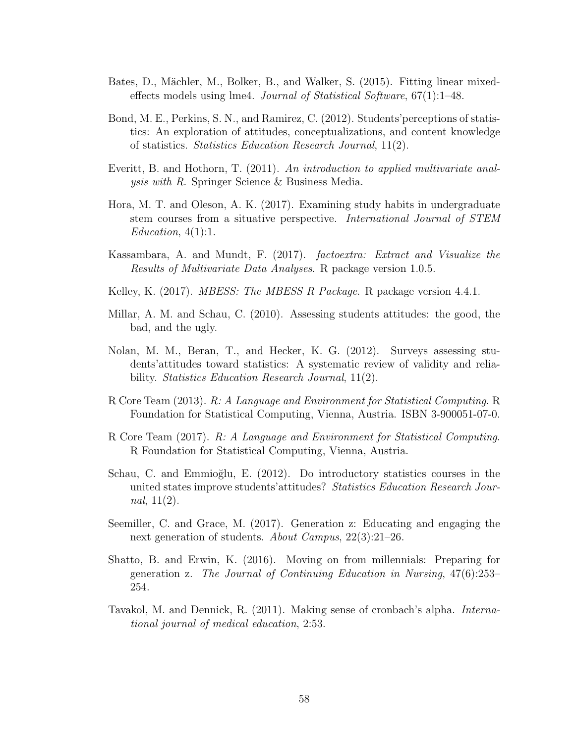Bates, D., Mächler, M., Bolker, B., and Walker, S. (2015). Fitting linear mixed-effects models using lme4. *Journal of Statistical Software*, 67(1):1–48.

Bond, M. E., Perkins, S. N., and Ramirez, C. (2012). Students'perceptions of statistics: An exploration of attitudes, conceptualizations, and content knowledge of statistics. *Statistics Education Research Journal*, 11(2).

Everitt, B. and Hothorn, T. (2011). *An introduction to applied multivariate analysis with R*. Springer Science & Business Media.

Hora, M. T. and Oleson, A. K. (2017). Examining study habits in undergraduate stem courses from a situative perspective. *International Journal of STEM Education*, 4(1):1.

Kassambara, A. and Mundt, F. (2017). *factoextra: Extract and Visualize the Results of Multivariate Data Analyses*. R package version 1.0.5.

Kelley, K. (2017). *MBESS: The MBESS R Package*. R package version 4.4.1.

Millar, A. M. and Schau, C. (2010). Assessing students attitudes: the good, the bad, and the ugly.

Nolan, M. M., Beran, T., and Hecker, K. G. (2012). Surveys assessing students'attitudes toward statistics: A systematic review of validity and reliability. *Statistics Education Research Journal*, 11(2).

R Core Team (2013). *R: A Language and Environment for Statistical Computing*. R Foundation for Statistical Computing, Vienna, Austria. ISBN 3-900051-07-0.

R Core Team (2017). *R: A Language and Environment for Statistical Computing*. R Foundation for Statistical Computing, Vienna, Austria.

Schau, C. and Emmioğlu, E. (2012). Do introductory statistics courses in the united states improve students'attitudes? *Statistics Education Research Journal*, 11(2).

Seemiller, C. and Grace, M. (2017). Generation z: Educating and engaging the next generation of students. *About Campus*, 22(3):21–26.

Shatto, B. and Erwin, K. (2016). Moving on from millennials: Preparing for generation z. *The Journal of Continuing Education in Nursing*, 47(6):253–254.

Tavakol, M. and Dennick, R. (2011). Making sense of cronbach's alpha. *International journal of medical education*, 2:53.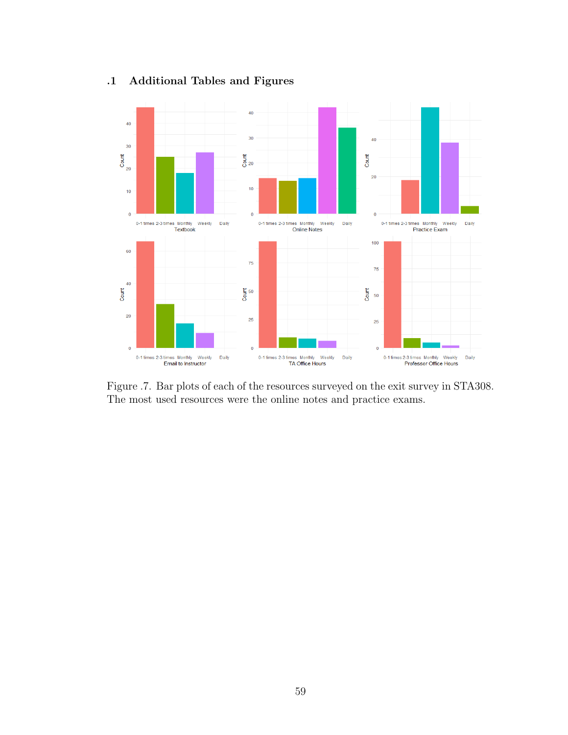## .1 Additional Tables and Figures

Figure .7. Bar plots of each of the resources surveyed on the exit survey in STA308. The most used resources were the online notes and practice exams.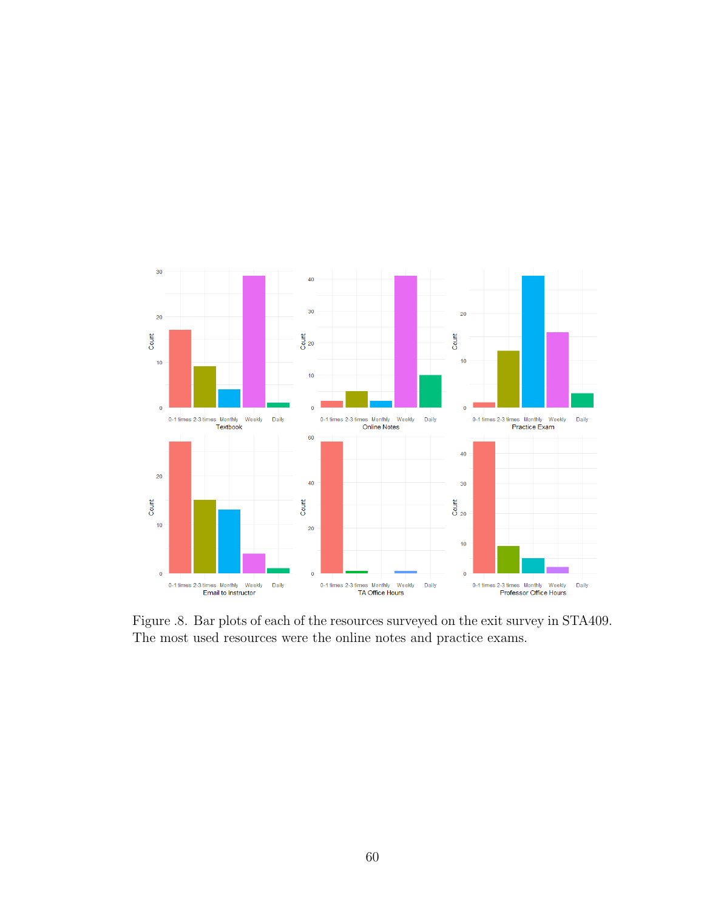Figure .8. Bar plots of each of the resources surveyed on the exit survey in STA409. The most used resources were the online notes and practice exams.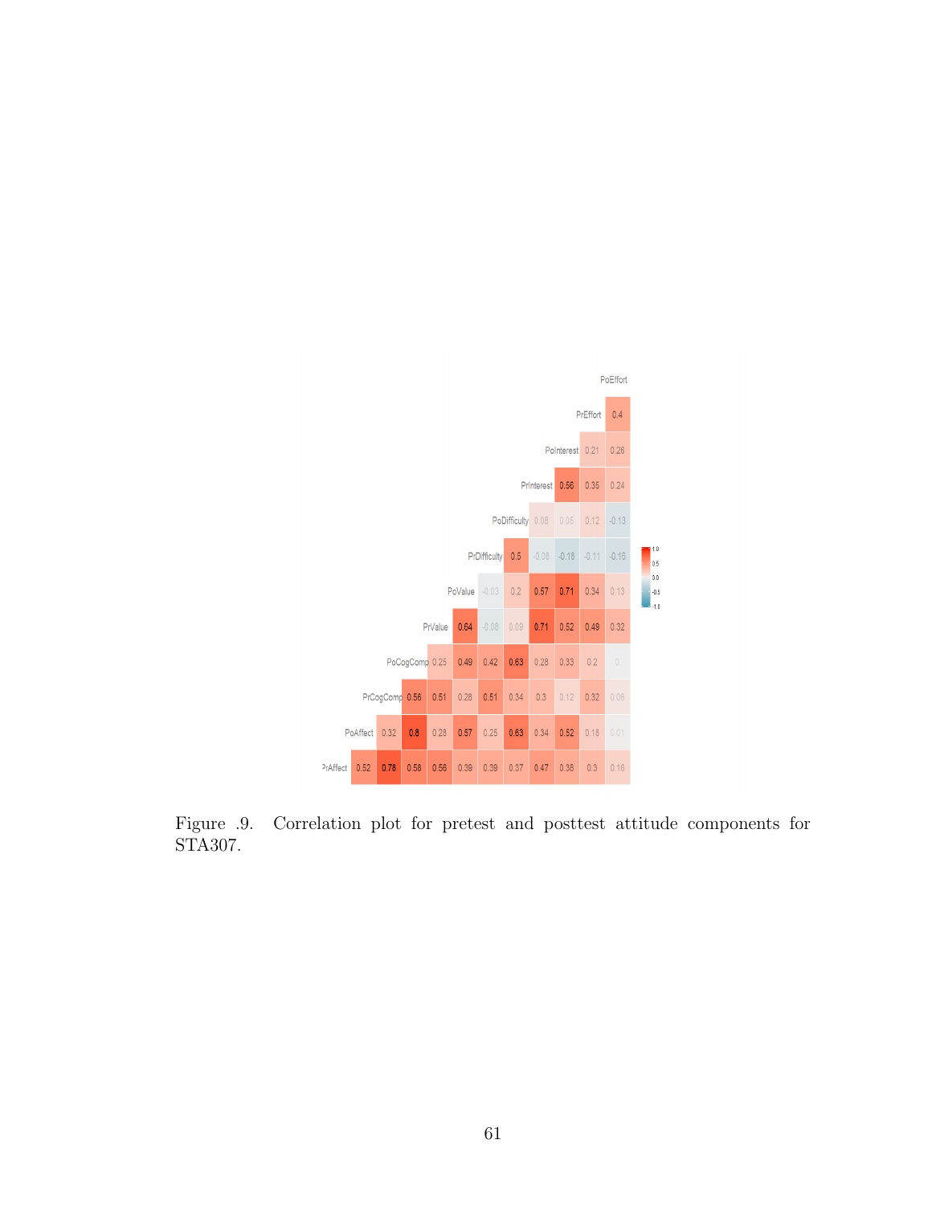Figure .9. Correlation plot for pretest and posttest attitude components for STA307.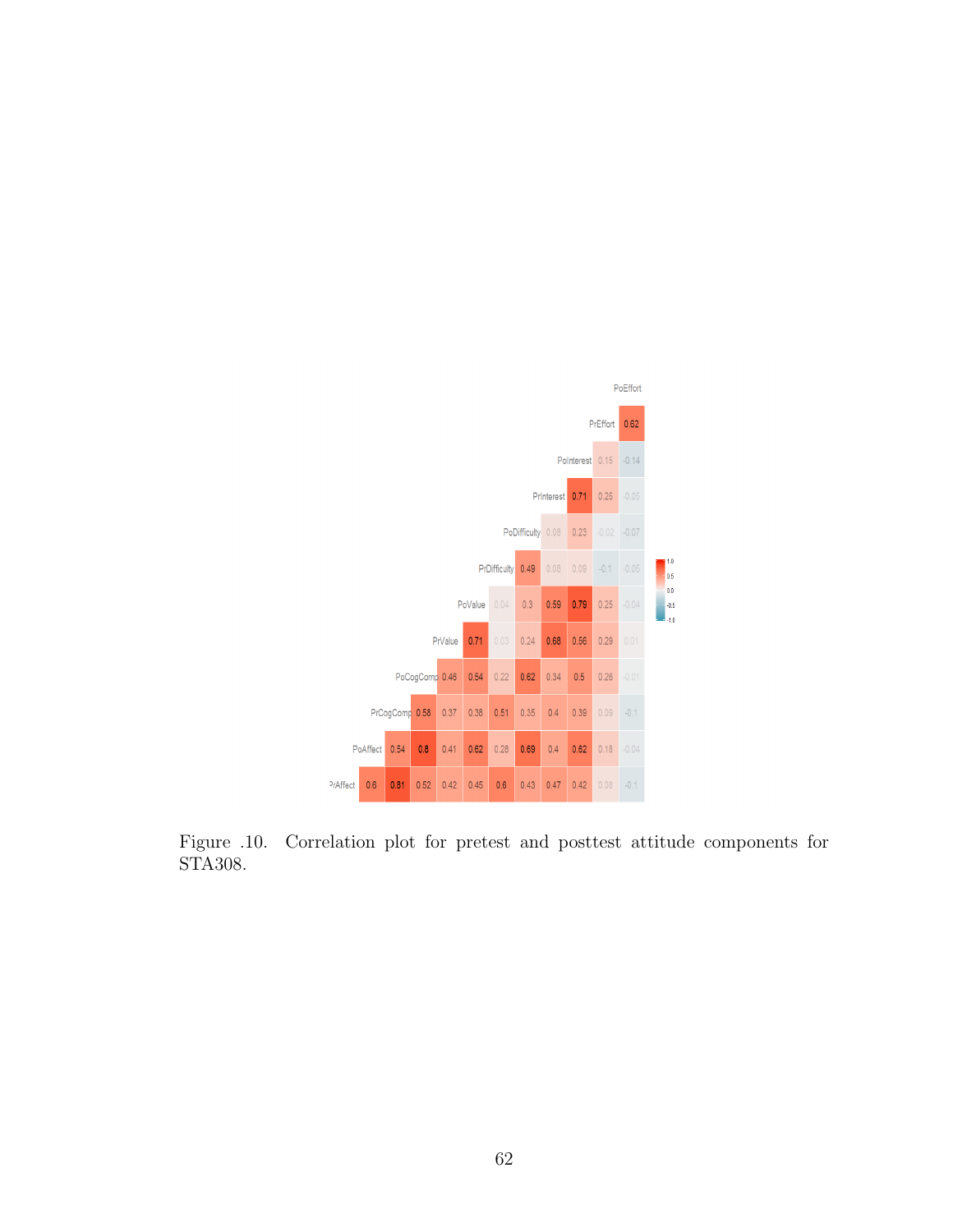Figure .10. Correlation plot for pretest and posttest attitude components for STA308.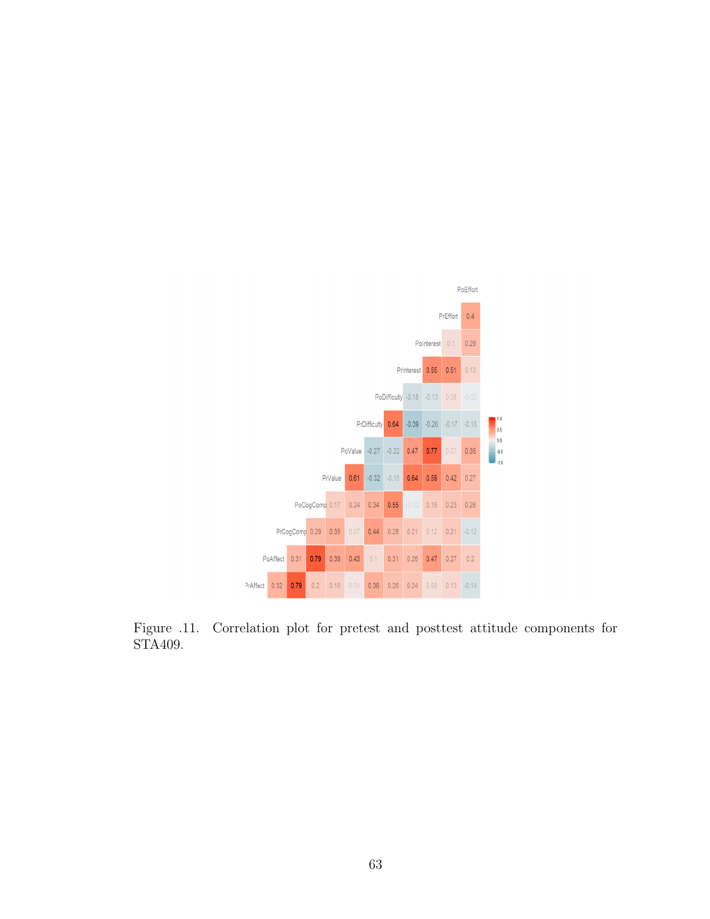Figure .11. Correlation plot for pretest and posttest attitude components for STA409.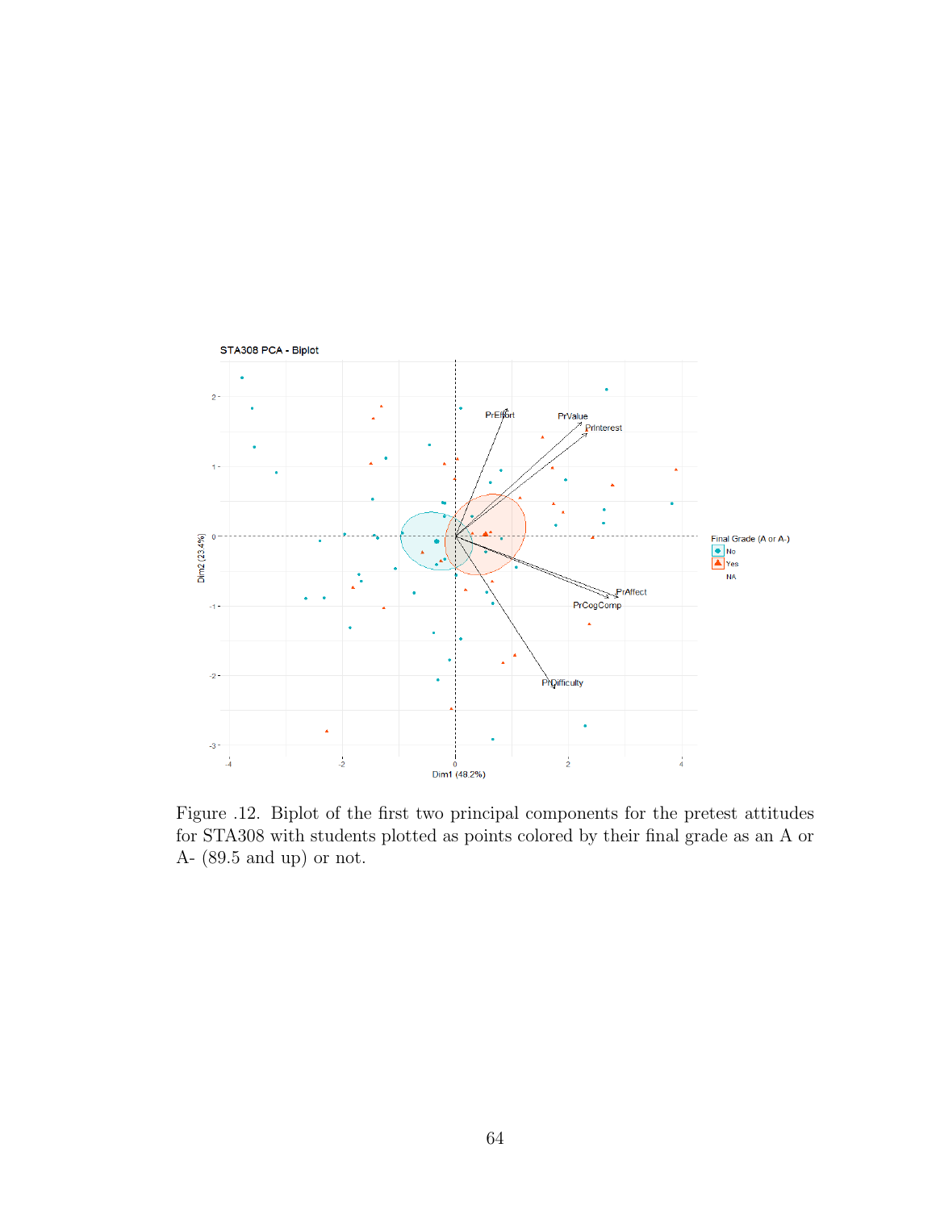Figure .12. Biplot of the first two principal components for the pretest attitudes for STA308 with students plotted as points colored by their final grade as an A or A- (89.5 and up) or not.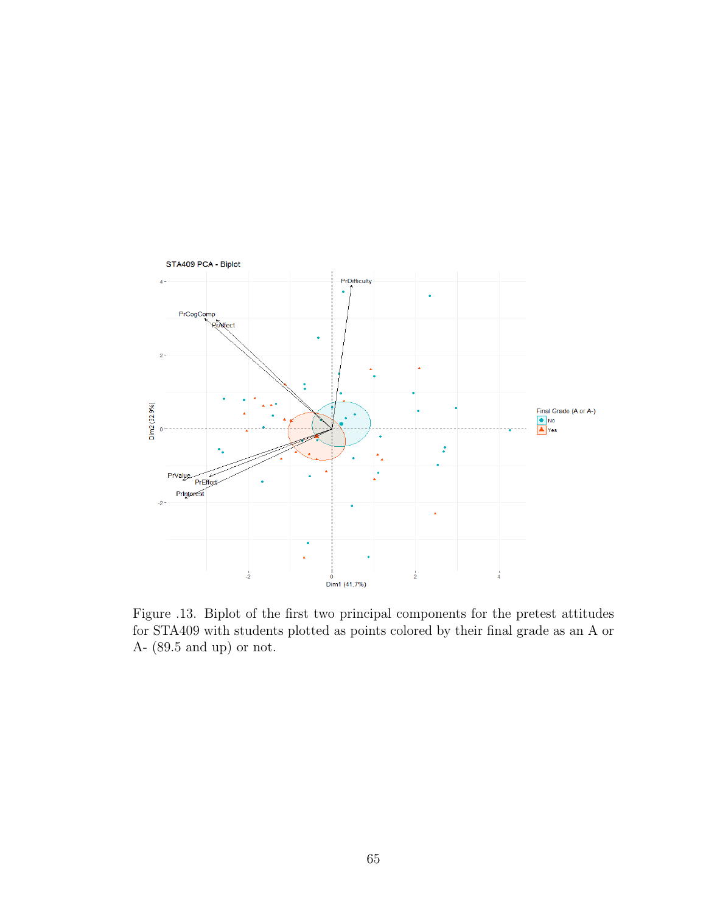Figure .13. Biplot of the first two principal components for the pretest attitudes for STA409 with students plotted as points colored by their final grade as an A or A- (89.5 and up) or not.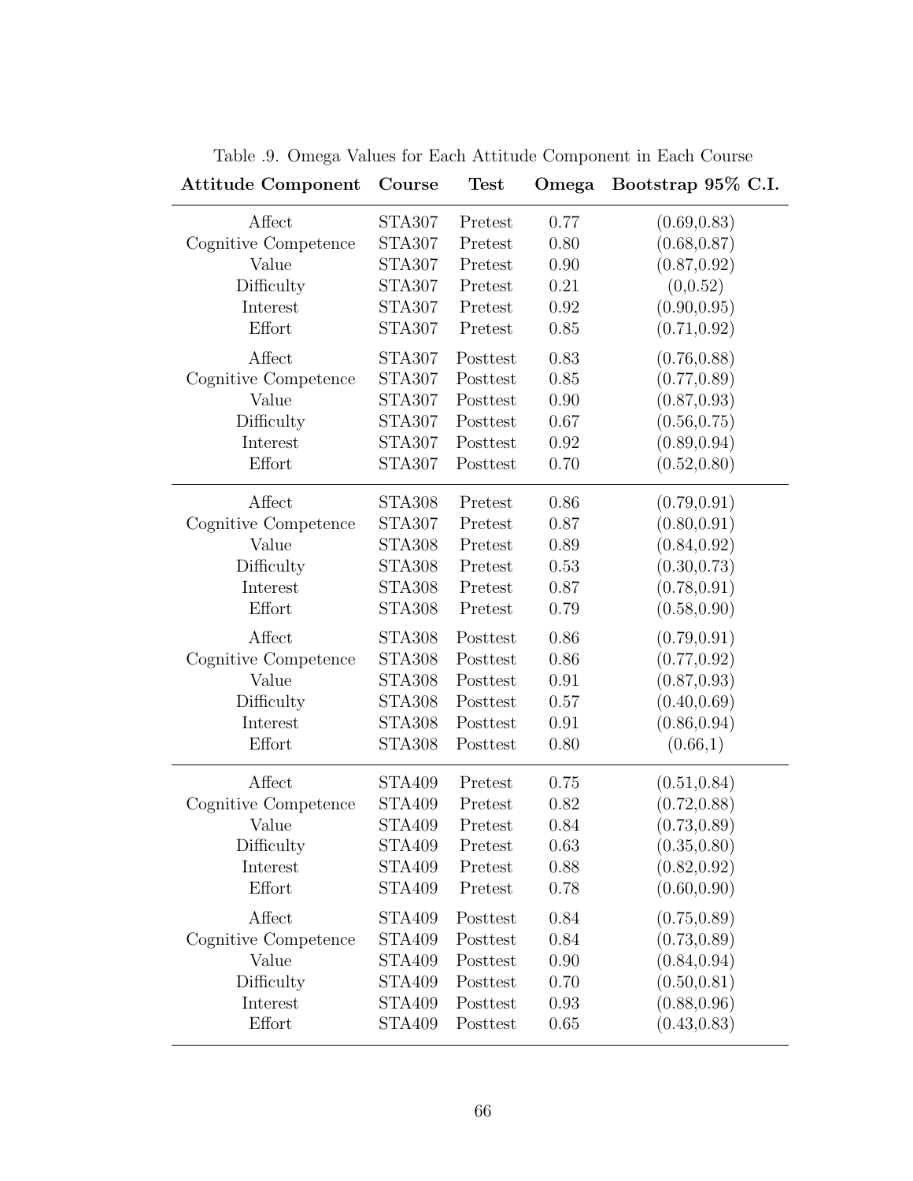Table .9. Omega Values for Each Attitude Component in Each Course

| **Attitude Component** | **Course** | **Test** | **Omega** | **Bootstrap 95% C.I.** |
|---|---|---|---|---|
| Affect | STA307 | Pretest | 0.77 | (0.69,0.83) |
| Cognitive Competence | STA307 | Pretest | 0.80 | (0.68,0.87) |
| Value | STA307 | Pretest | 0.90 | (0.87,0.92) |
| Difficulty | STA307 | Pretest | 0.21 | (0,0.52) |
| Interest | STA307 | Pretest | 0.92 | (0.90,0.95) |
| Effort | STA307 | Pretest | 0.85 | (0.71,0.92) |
| Affect | STA307 | Posttest | 0.83 | (0.76,0.88) |
| Cognitive Competence | STA307 | Posttest | 0.85 | (0.77,0.89) |
| Value | STA307 | Posttest | 0.90 | (0.87,0.93) |
| Difficulty | STA307 | Posttest | 0.67 | (0.56,0.75) |
| Interest | STA307 | Posttest | 0.92 | (0.89,0.94) |
| Effort | STA307 | Posttest | 0.70 | (0.52,0.80) |
| Affect | STA308 | Pretest | 0.86 | (0.79,0.91) |
| Cognitive Competence | STA307 | Pretest | 0.87 | (0.80,0.91) |
| Value | STA308 | Pretest | 0.89 | (0.84,0.92) |
| Difficulty | STA308 | Pretest | 0.53 | (0.30,0.73) |
| Interest | STA308 | Pretest | 0.87 | (0.78,0.91) |
| Effort | STA308 | Pretest | 0.79 | (0.58,0.90) |
| Affect | STA308 | Posttest | 0.86 | (0.79,0.91) |
| Cognitive Competence | STA308 | Posttest | 0.86 | (0.77,0.92) |
| Value | STA308 | Posttest | 0.91 | (0.87,0.93) |
| Difficulty | STA308 | Posttest | 0.57 | (0.40,0.69) |
| Interest | STA308 | Posttest | 0.91 | (0.86,0.94) |
| Effort | STA308 | Posttest | 0.80 | (0.66,1) |
| Affect | STA409 | Pretest | 0.75 | (0.51,0.84) |
| Cognitive Competence | STA409 | Pretest | 0.82 | (0.72,0.88) |
| Value | STA409 | Pretest | 0.84 | (0.73,0.89) |
| Difficulty | STA409 | Pretest | 0.63 | (0.35,0.80) |
| Interest | STA409 | Pretest | 0.88 | (0.82,0.92) |
| Effort | STA409 | Pretest | 0.78 | (0.60,0.90) |
| Affect | STA409 | Posttest | 0.84 | (0.75,0.89) |
| Cognitive Competence | STA409 | Posttest | 0.84 | (0.73,0.89) |
| Value | STA409 | Posttest | 0.90 | (0.84,0.94) |
| Difficulty | STA409 | Posttest | 0.70 | (0.50,0.81) |
| Interest | STA409 | Posttest | 0.93 | (0.88,0.96) |
| Effort | STA409 | Posttest | 0.65 | (0.43,0.83) |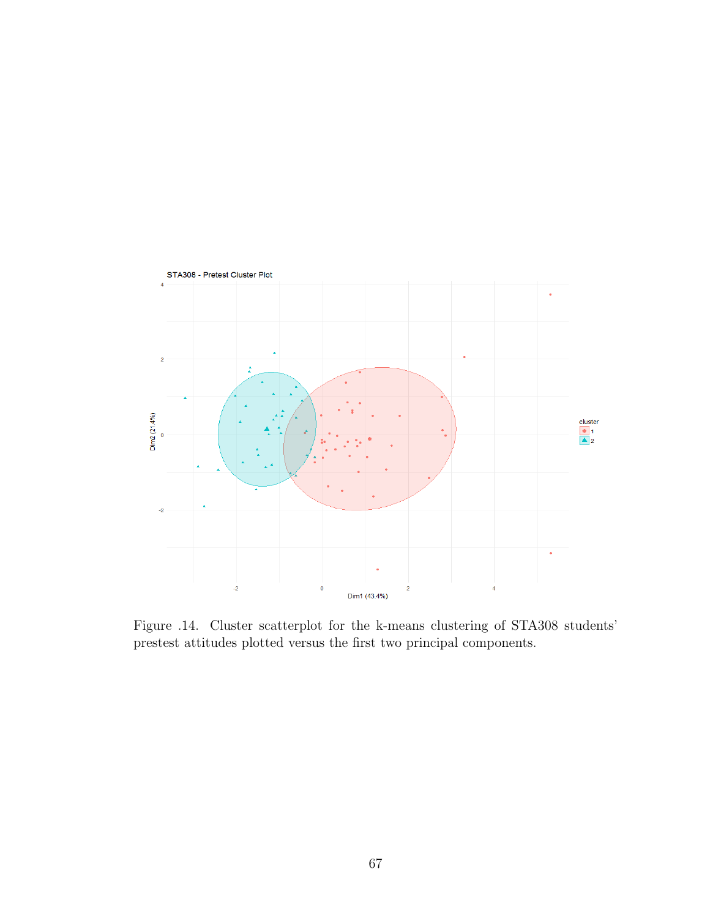Figure .14. Cluster scatterplot for the k-means clustering of STA308 students' prestest attitudes plotted versus the first two principal components.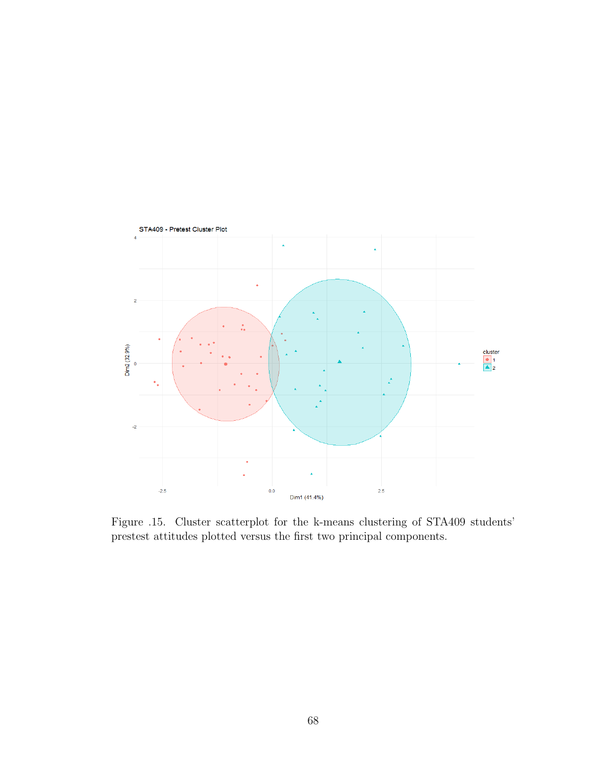Figure .15. Cluster scatterplot for the k-means clustering of STA409 students' prestest attitudes plotted versus the first two principal components.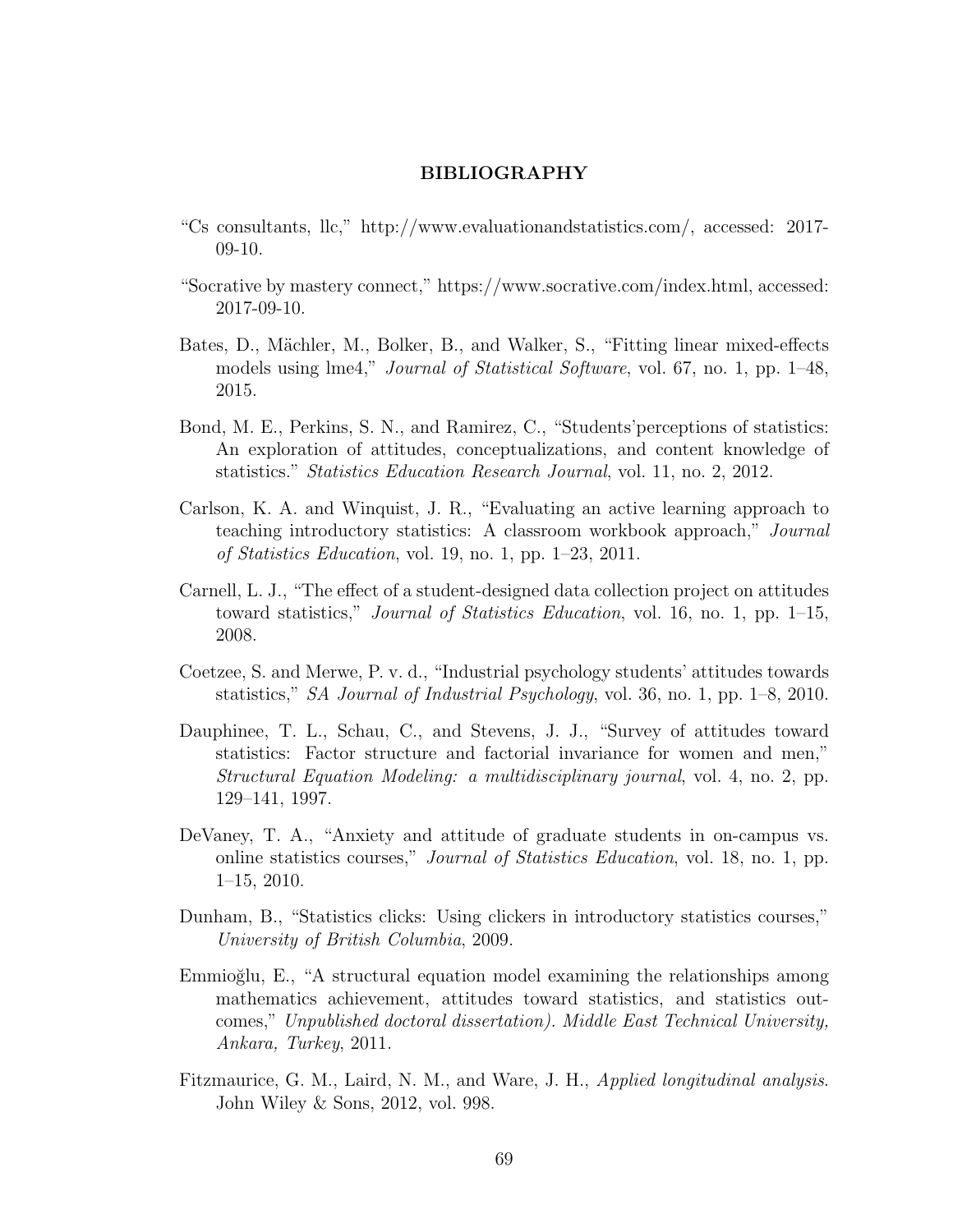# BIBLIOGRAPHY

"Cs consultants, llc," http://www.evaluationandstatistics.com/, accessed: 2017-09-10.

"Socrative by mastery connect," https://www.socrative.com/index.html, accessed: 2017-09-10.

Bates, D., Mächler, M., Bolker, B., and Walker, S., "Fitting linear mixed-effects models using lme4," *Journal of Statistical Software*, vol. 67, no. 1, pp. 1–48, 2015.

Bond, M. E., Perkins, S. N., and Ramirez, C., "Students'perceptions of statistics: An exploration of attitudes, conceptualizations, and content knowledge of statistics." *Statistics Education Research Journal*, vol. 11, no. 2, 2012.

Carlson, K. A. and Winquist, J. R., "Evaluating an active learning approach to teaching introductory statistics: A classroom workbook approach," *Journal of Statistics Education*, vol. 19, no. 1, pp. 1–23, 2011.

Carnell, L. J., "The effect of a student-designed data collection project on attitudes toward statistics," *Journal of Statistics Education*, vol. 16, no. 1, pp. 1–15, 2008.

Coetzee, S. and Merwe, P. v. d., "Industrial psychology students' attitudes towards statistics," *SA Journal of Industrial Psychology*, vol. 36, no. 1, pp. 1–8, 2010.

Dauphinee, T. L., Schau, C., and Stevens, J. J., "Survey of attitudes toward statistics: Factor structure and factorial invariance for women and men," *Structural Equation Modeling: a multidisciplinary journal*, vol. 4, no. 2, pp. 129–141, 1997.

DeVaney, T. A., "Anxiety and attitude of graduate students in on-campus vs. online statistics courses," *Journal of Statistics Education*, vol. 18, no. 1, pp. 1–15, 2010.

Dunham, B., "Statistics clicks: Using clickers in introductory statistics courses," *University of British Columbia*, 2009.

Emmioğlu, E., "A structural equation model examining the relationships among mathematics achievement, attitudes toward statistics, and statistics outcomes," *Unpublished doctoral dissertation). Middle East Technical University, Ankara, Turkey*, 2011.

Fitzmaurice, G. M., Laird, N. M., and Ware, J. H., *Applied longitudinal analysis*. John Wiley & Sons, 2012, vol. 998.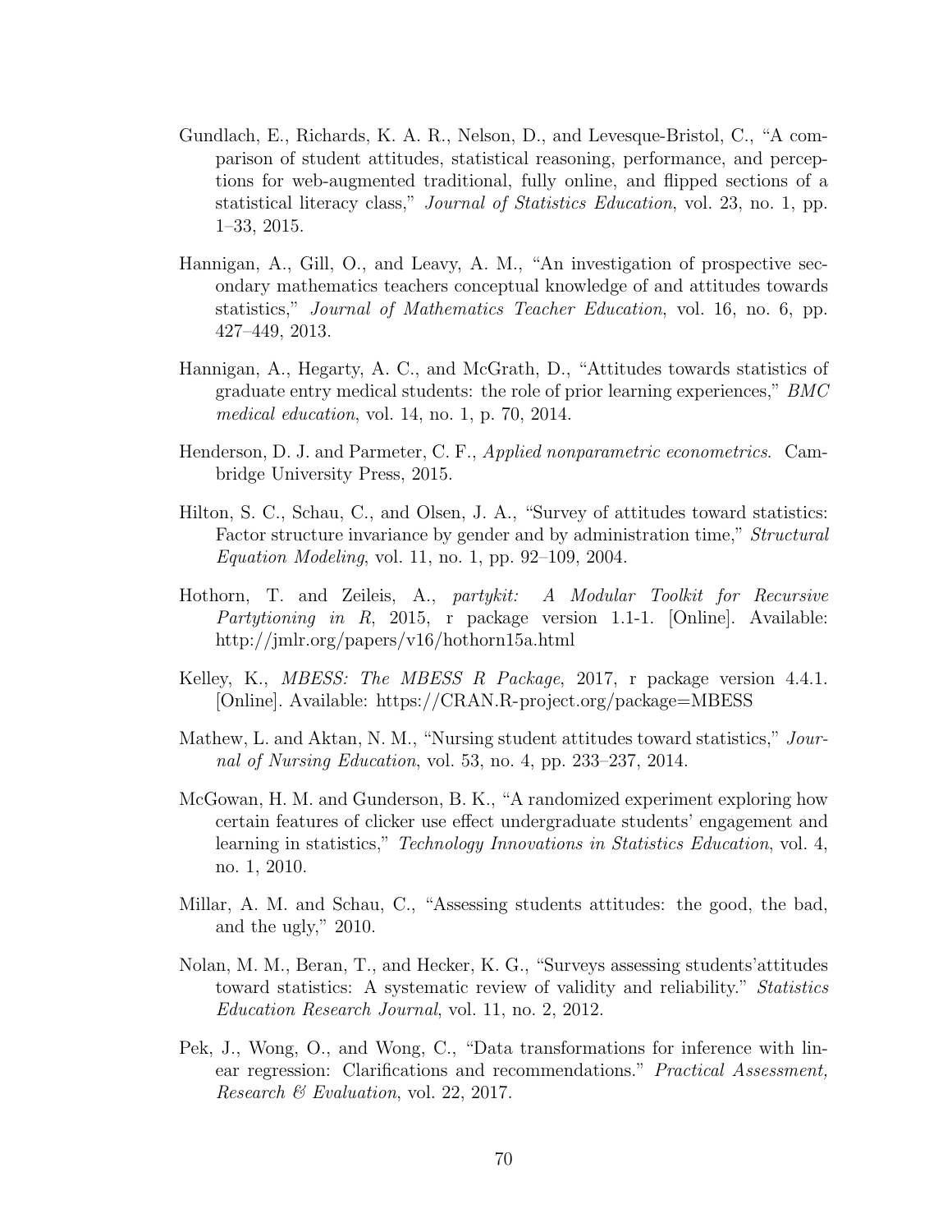Gundlach, E., Richards, K. A. R., Nelson, D., and Levesque-Bristol, C., "A comparison of student attitudes, statistical reasoning, performance, and perceptions for web-augmented traditional, fully online, and flipped sections of a statistical literacy class," *Journal of Statistics Education*, vol. 23, no. 1, pp. 1–33, 2015.

Hannigan, A., Gill, O., and Leavy, A. M., "An investigation of prospective secondary mathematics teachers conceptual knowledge of and attitudes towards statistics," *Journal of Mathematics Teacher Education*, vol. 16, no. 6, pp. 427–449, 2013.

Hannigan, A., Hegarty, A. C., and McGrath, D., "Attitudes towards statistics of graduate entry medical students: the role of prior learning experiences," *BMC medical education*, vol. 14, no. 1, p. 70, 2014.

Henderson, D. J. and Parmeter, C. F., *Applied nonparametric econometrics*. Cambridge University Press, 2015.

Hilton, S. C., Schau, C., and Olsen, J. A., "Survey of attitudes toward statistics: Factor structure invariance by gender and by administration time," *Structural Equation Modeling*, vol. 11, no. 1, pp. 92–109, 2004.

Hothorn, T. and Zeileis, A., *partykit: A Modular Toolkit for Recursive Partytioning in R*, 2015, r package version 1.1-1. [Online]. Available: http://jmlr.org/papers/v16/hothorn15a.html

Kelley, K., *MBESS: The MBESS R Package*, 2017, r package version 4.4.1. [Online]. Available: https://CRAN.R-project.org/package=MBESS

Mathew, L. and Aktan, N. M., "Nursing student attitudes toward statistics," *Journal of Nursing Education*, vol. 53, no. 4, pp. 233–237, 2014.

McGowan, H. M. and Gunderson, B. K., "A randomized experiment exploring how certain features of clicker use effect undergraduate students' engagement and learning in statistics," *Technology Innovations in Statistics Education*, vol. 4, no. 1, 2010.

Millar, A. M. and Schau, C., "Assessing students attitudes: the good, the bad, and the ugly," 2010.

Nolan, M. M., Beran, T., and Hecker, K. G., "Surveys assessing students'attitudes toward statistics: A systematic review of validity and reliability." *Statistics Education Research Journal*, vol. 11, no. 2, 2012.

Pek, J., Wong, O., and Wong, C., "Data transformations for inference with linear regression: Clarifications and recommendations." *Practical Assessment, Research & Evaluation*, vol. 22, 2017.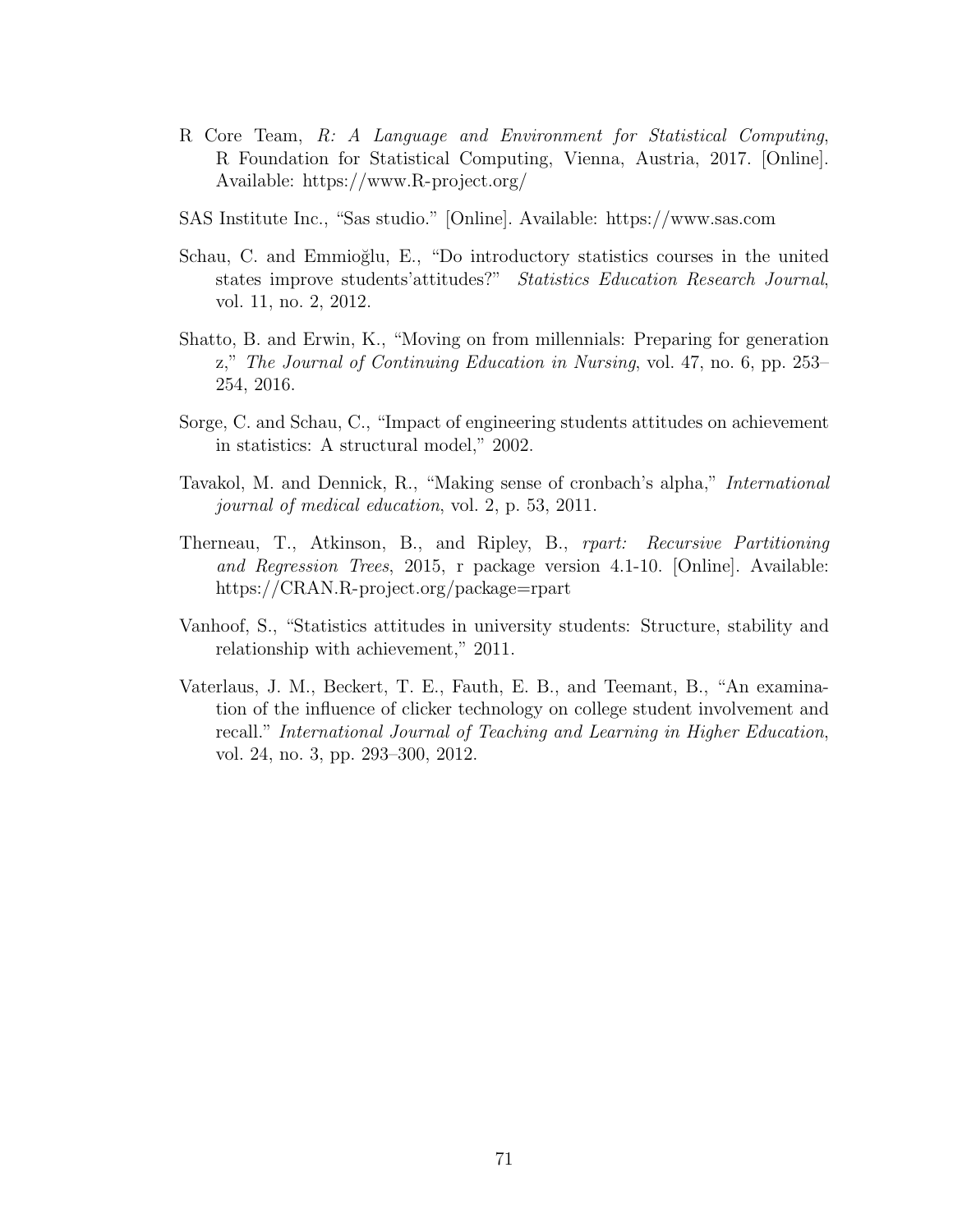R Core Team, *R: A Language and Environment for Statistical Computing*, R Foundation for Statistical Computing, Vienna, Austria, 2017. [Online]. Available: https://www.R-project.org/

SAS Institute Inc., "Sas studio." [Online]. Available: https://www.sas.com

Schau, C. and Emmioğlu, E., "Do introductory statistics courses in the united states improve students'attitudes?" *Statistics Education Research Journal*, vol. 11, no. 2, 2012.

Shatto, B. and Erwin, K., "Moving on from millennials: Preparing for generation z," *The Journal of Continuing Education in Nursing*, vol. 47, no. 6, pp. 253–254, 2016.

Sorge, C. and Schau, C., "Impact of engineering students attitudes on achievement in statistics: A structural model," 2002.

Tavakol, M. and Dennick, R., "Making sense of cronbach's alpha," *International journal of medical education*, vol. 2, p. 53, 2011.

Therneau, T., Atkinson, B., and Ripley, B., *rpart: Recursive Partitioning and Regression Trees*, 2015, r package version 4.1-10. [Online]. Available: https://CRAN.R-project.org/package=rpart

Vanhoof, S., "Statistics attitudes in university students: Structure, stability and relationship with achievement," 2011.

Vaterlaus, J. M., Beckert, T. E., Fauth, E. B., and Teemant, B., "An examination of the influence of clicker technology on college student involvement and recall." *International Journal of Teaching and Learning in Higher Education*, vol. 24, no. 3, pp. 293–300, 2012.